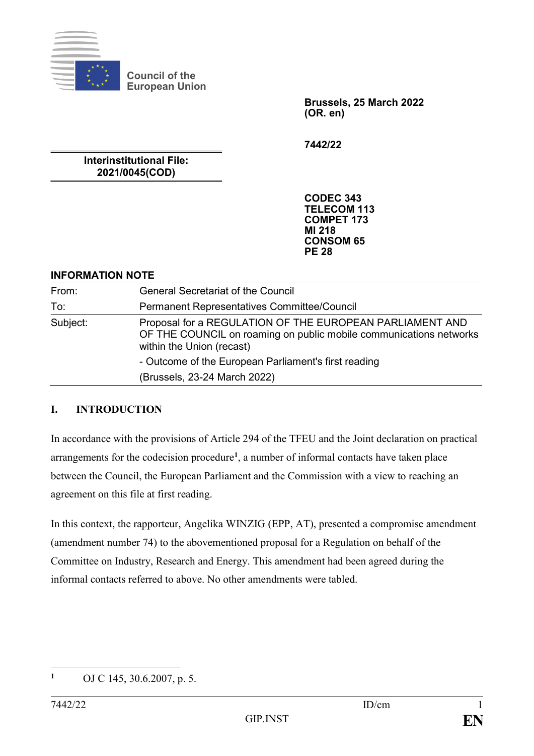Council of the European Union

**Brussels, 25 March 2022**
**(OR. en)**

**7442/22**

**Interinstitutional File:**
**2021/0045(COD)**

**CODEC 343**
**TELECOM 113**
**COMPET 173**
**MI 218**
**CONSOM 65**
**PE 28**

**INFORMATION NOTE**

| | |
|---|---|
| From: | General Secretariat of the Council |
| To: | Permanent Representatives Committee/Council |
| Subject: | Proposal for a REGULATION OF THE EUROPEAN PARLIAMENT AND OF THE COUNCIL on roaming on public mobile communications networks within the Union (recast)<br>- Outcome of the European Parliament's first reading<br>(Brussels, 23-24 March 2022) |

## I. INTRODUCTION

In accordance with the provisions of Article 294 of the TFEU and the Joint declaration on practical arrangements for the codecision procedure[1], a number of informal contacts have taken place between the Council, the European Parliament and the Commission with a view to reaching an agreement on this file at first reading.

In this context, the rapporteur, Angelika WINZIG (EPP, AT), presented a compromise amendment (amendment number 74) to the abovementioned proposal for a Regulation on behalf of the Committee on Industry, Research and Energy. This amendment had been agreed during the informal contacts referred to above. No other amendments were tabled.

[1] OJ C 145, 30.6.2007, p. 5.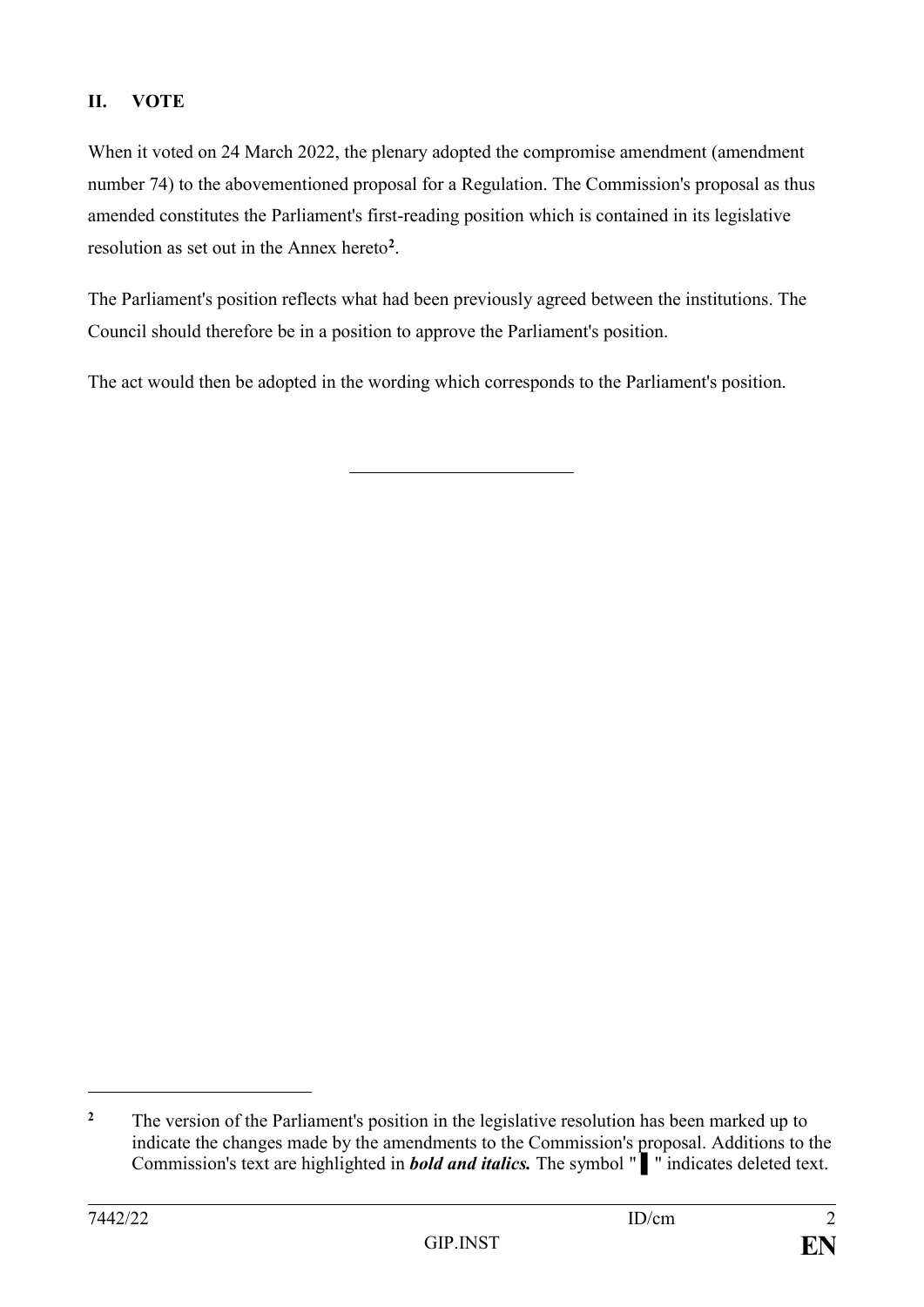## II. VOTE

When it voted on 24 March 2022, the plenary adopted the compromise amendment (amendment number 74) to the abovementioned proposal for a Regulation. The Commission's proposal as thus amended constitutes the Parliament's first-reading position which is contained in its legislative resolution as set out in the Annex hereto[2].

The Parliament's position reflects what had been previously agreed between the institutions. The Council should therefore be in a position to approve the Parliament's position.

The act would then be adopted in the wording which corresponds to the Parliament's position.

---

[2] The version of the Parliament's position in the legislative resolution has been marked up to indicate the changes made by the amendments to the Commission's proposal. Additions to the Commission's text are highlighted in ***bold and italics.*** The symbol " ▌ " indicates deleted text.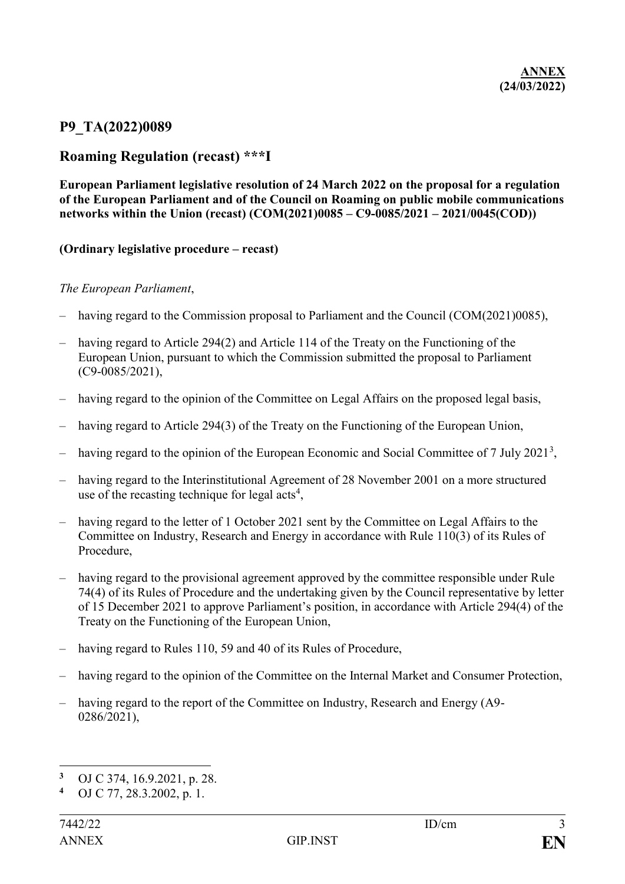**ANNEX**
**(24/03/2022)**

## P9_TA(2022)0089

## Roaming Regulation (recast) ***I

**European Parliament legislative resolution of 24 March 2022 on the proposal for a regulation of the European Parliament and of the Council on Roaming on public mobile communications networks within the Union (recast) (COM(2021)0085 – C9-0085/2021 – 2021/0045(COD))**

**(Ordinary legislative procedure – recast)**

*The European Parliament*,

– having regard to the Commission proposal to Parliament and the Council (COM(2021)0085),

– having regard to Article 294(2) and Article 114 of the Treaty on the Functioning of the European Union, pursuant to which the Commission submitted the proposal to Parliament (C9-0085/2021),

– having regard to the opinion of the Committee on Legal Affairs on the proposed legal basis,

– having regard to Article 294(3) of the Treaty on the Functioning of the European Union,

– having regard to the opinion of the European Economic and Social Committee of 7 July 2021[3],

– having regard to the Interinstitutional Agreement of 28 November 2001 on a more structured use of the recasting technique for legal acts[4],

– having regard to the letter of 1 October 2021 sent by the Committee on Legal Affairs to the Committee on Industry, Research and Energy in accordance with Rule 110(3) of its Rules of Procedure,

– having regard to the provisional agreement approved by the committee responsible under Rule 74(4) of its Rules of Procedure and the undertaking given by the Council representative by letter of 15 December 2021 to approve Parliament's position, in accordance with Article 294(4) of the Treaty on the Functioning of the European Union,

– having regard to Rules 110, 59 and 40 of its Rules of Procedure,

– having regard to the opinion of the Committee on the Internal Market and Consumer Protection,

– having regard to the report of the Committee on Industry, Research and Energy (A9-0286/2021),

---

[3] OJ C 374, 16.9.2021, p. 28.

[4] OJ C 77, 28.3.2002, p. 1.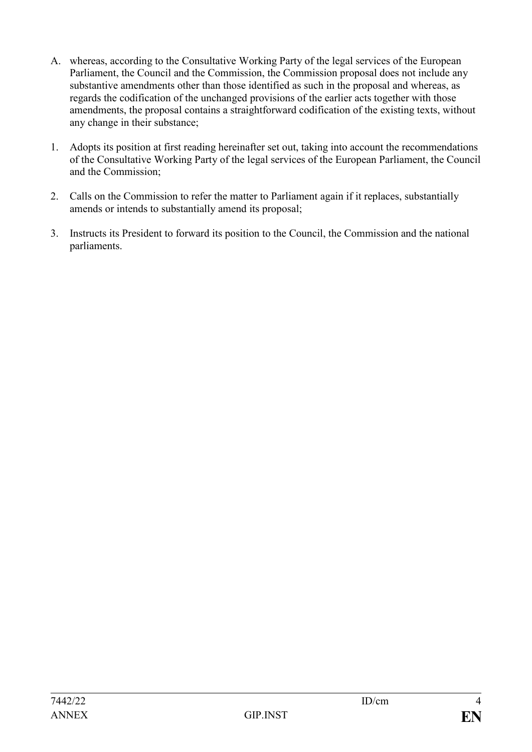A. whereas, according to the Consultative Working Party of the legal services of the European Parliament, the Council and the Commission, the Commission proposal does not include any substantive amendments other than those identified as such in the proposal and whereas, as regards the codification of the unchanged provisions of the earlier acts together with those amendments, the proposal contains a straightforward codification of the existing texts, without any change in their substance;

1. Adopts its position at first reading hereinafter set out, taking into account the recommendations of the Consultative Working Party of the legal services of the European Parliament, the Council and the Commission;

2. Calls on the Commission to refer the matter to Parliament again if it replaces, substantially amends or intends to substantially amend its proposal;

3. Instructs its President to forward its position to the Council, the Commission and the national parliaments.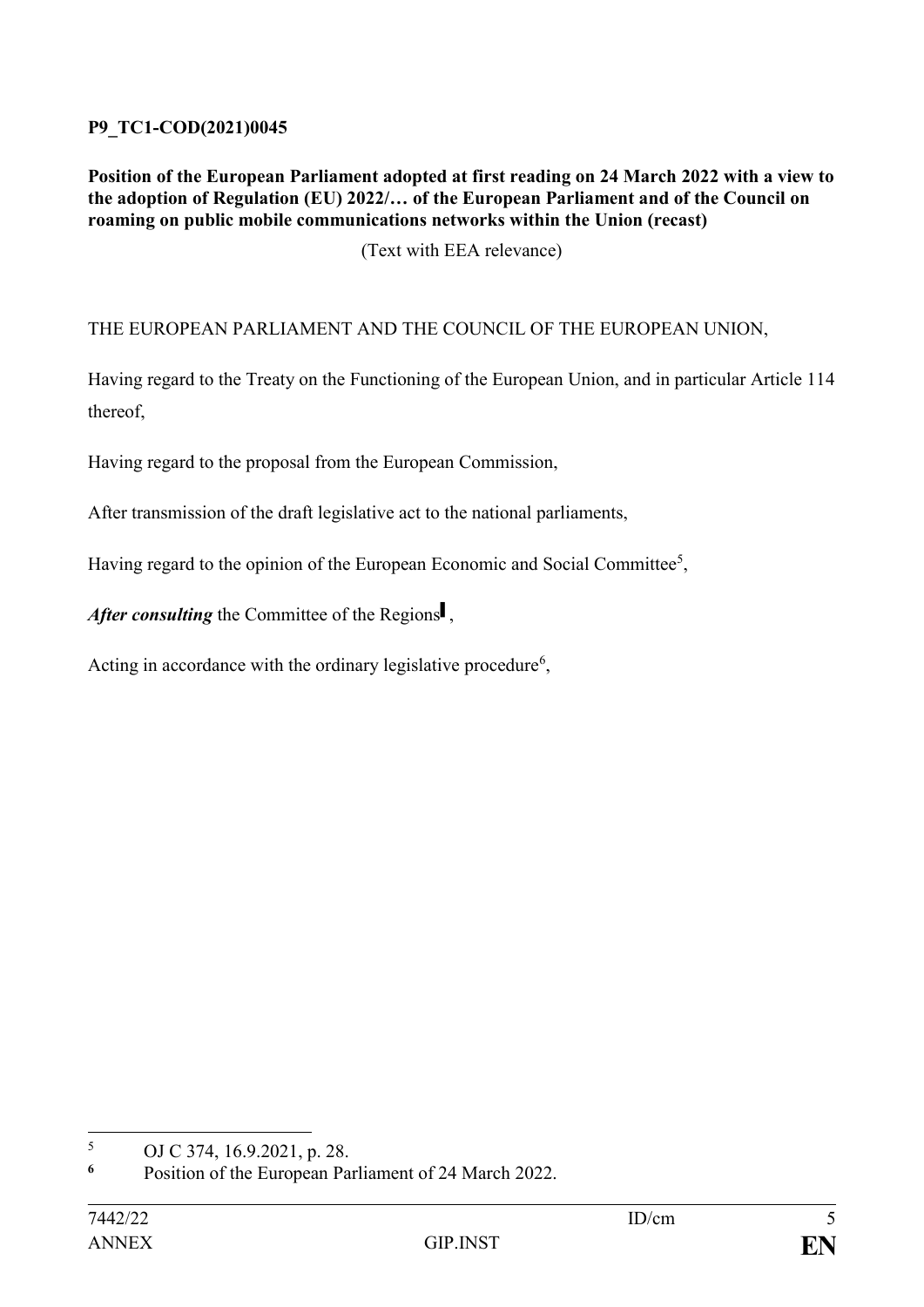**P9_TC1-COD(2021)0045**

**Position of the European Parliament adopted at first reading on 24 March 2022 with a view to the adoption of Regulation (EU) 2022/… of the European Parliament and of the Council on roaming on public mobile communications networks within the Union (recast)**

(Text with EEA relevance)

THE EUROPEAN PARLIAMENT AND THE COUNCIL OF THE EUROPEAN UNION,

Having regard to the Treaty on the Functioning of the European Union, and in particular Article 114 thereof,

Having regard to the proposal from the European Commission,

After transmission of the draft legislative act to the national parliaments,

Having regard to the opinion of the European Economic and Social Committee[5],

***After consulting*** the Committee of the Regions▌,

Acting in accordance with the ordinary legislative procedure[6],

---

[5] OJ C 374, 16.9.2021, p. 28.

[6] Position of the European Parliament of 24 March 2022.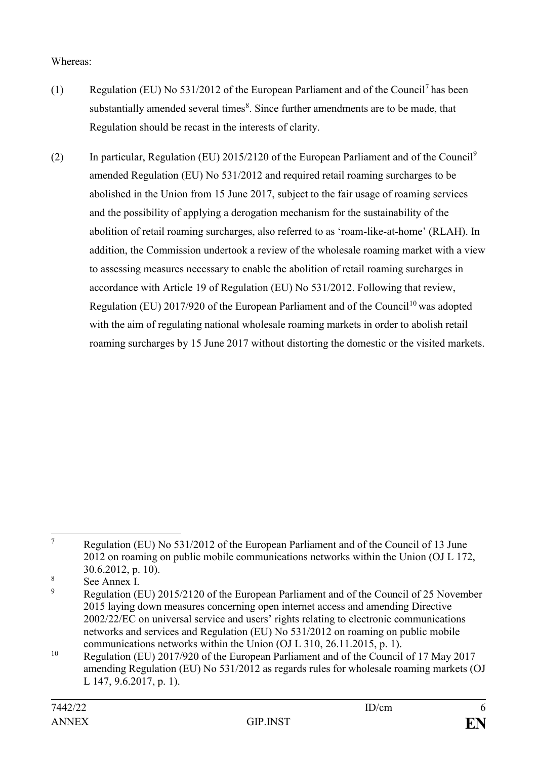Whereas:

(1) Regulation (EU) No 531/2012 of the European Parliament and of the Council[7] has been substantially amended several times[8]. Since further amendments are to be made, that Regulation should be recast in the interests of clarity.

(2) In particular, Regulation (EU) 2015/2120 of the European Parliament and of the Council[9] amended Regulation (EU) No 531/2012 and required retail roaming surcharges to be abolished in the Union from 15 June 2017, subject to the fair usage of roaming services and the possibility of applying a derogation mechanism for the sustainability of the abolition of retail roaming surcharges, also referred to as 'roam-like-at-home' (RLAH). In addition, the Commission undertook a review of the wholesale roaming market with a view to assessing measures necessary to enable the abolition of retail roaming surcharges in accordance with Article 19 of Regulation (EU) No 531/2012. Following that review, Regulation (EU) 2017/920 of the European Parliament and of the Council[10] was adopted with the aim of regulating national wholesale roaming markets in order to abolish retail roaming surcharges by 15 June 2017 without distorting the domestic or the visited markets.

---

[7] Regulation (EU) No 531/2012 of the European Parliament and of the Council of 13 June 2012 on roaming on public mobile communications networks within the Union (OJ L 172, 30.6.2012, p. 10).

[8] See Annex I.

[9] Regulation (EU) 2015/2120 of the European Parliament and of the Council of 25 November 2015 laying down measures concerning open internet access and amending Directive 2002/22/EC on universal service and users' rights relating to electronic communications networks and services and Regulation (EU) No 531/2012 on roaming on public mobile communications networks within the Union (OJ L 310, 26.11.2015, p. 1).

[10] Regulation (EU) 2017/920 of the European Parliament and of the Council of 17 May 2017 amending Regulation (EU) No 531/2012 as regards rules for wholesale roaming markets (OJ L 147, 9.6.2017, p. 1).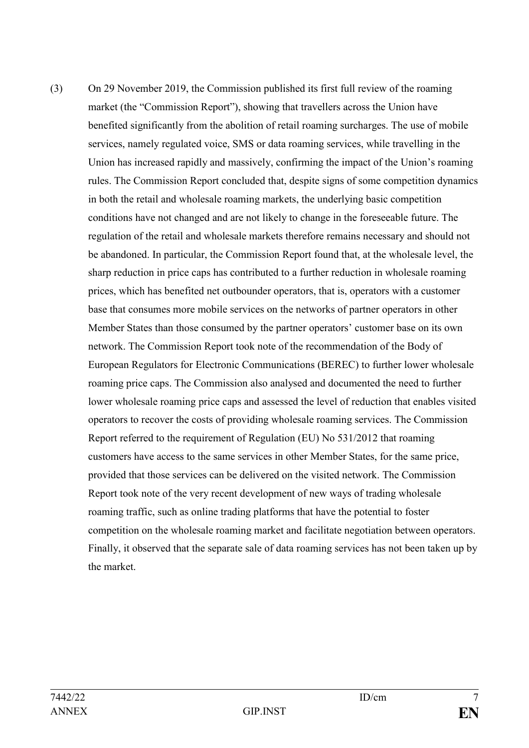(3) On 29 November 2019, the Commission published its first full review of the roaming market (the "Commission Report"), showing that travellers across the Union have benefited significantly from the abolition of retail roaming surcharges. The use of mobile services, namely regulated voice, SMS or data roaming services, while travelling in the Union has increased rapidly and massively, confirming the impact of the Union's roaming rules. The Commission Report concluded that, despite signs of some competition dynamics in both the retail and wholesale roaming markets, the underlying basic competition conditions have not changed and are not likely to change in the foreseeable future. The regulation of the retail and wholesale markets therefore remains necessary and should not be abandoned. In particular, the Commission Report found that, at the wholesale level, the sharp reduction in price caps has contributed to a further reduction in wholesale roaming prices, which has benefited net outbounder operators, that is, operators with a customer base that consumes more mobile services on the networks of partner operators in other Member States than those consumed by the partner operators' customer base on its own network. The Commission Report took note of the recommendation of the Body of European Regulators for Electronic Communications (BEREC) to further lower wholesale roaming price caps. The Commission also analysed and documented the need to further lower wholesale roaming price caps and assessed the level of reduction that enables visited operators to recover the costs of providing wholesale roaming services. The Commission Report referred to the requirement of Regulation (EU) No 531/2012 that roaming customers have access to the same services in other Member States, for the same price, provided that those services can be delivered on the visited network. The Commission Report took note of the very recent development of new ways of trading wholesale roaming traffic, such as online trading platforms that have the potential to foster competition on the wholesale roaming market and facilitate negotiation between operators. Finally, it observed that the separate sale of data roaming services has not been taken up by the market.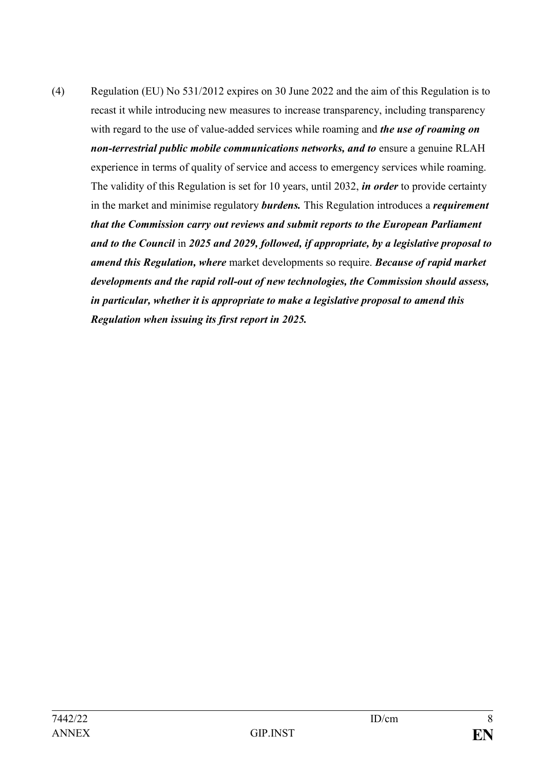(4) Regulation (EU) No 531/2012 expires on 30 June 2022 and the aim of this Regulation is to recast it while introducing new measures to increase transparency, including transparency with regard to the use of value-added services while roaming and ***the use of roaming on non-terrestrial public mobile communications networks, and to*** ensure a genuine RLAH experience in terms of quality of service and access to emergency services while roaming. The validity of this Regulation is set for 10 years, until 2032, ***in order*** to provide certainty in the market and minimise regulatory ***burdens.*** This Regulation introduces a ***requirement that the Commission carry out reviews and submit reports to the European Parliament and to the Council*** in ***2025 and 2029, followed, if appropriate, by a legislative proposal to amend this Regulation, where*** market developments so require. ***Because of rapid market developments and the rapid roll-out of new technologies, the Commission should assess, in particular, whether it is appropriate to make a legislative proposal to amend this Regulation when issuing its first report in 2025.***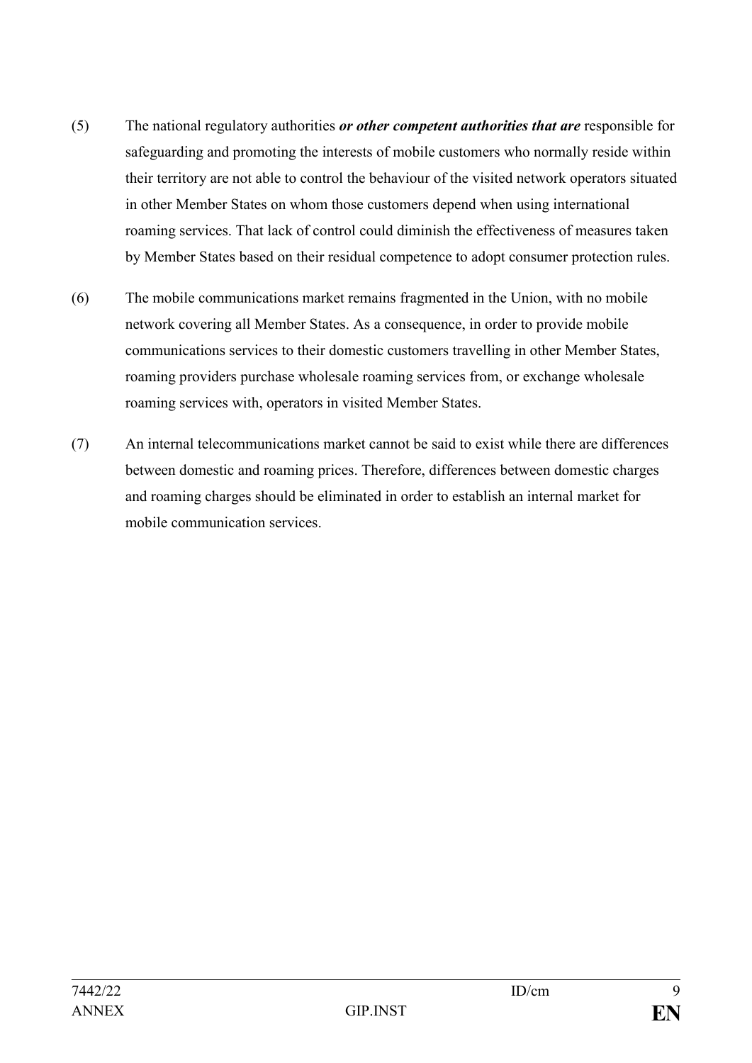(5) The national regulatory authorities ***or other competent authorities that are*** responsible for safeguarding and promoting the interests of mobile customers who normally reside within their territory are not able to control the behaviour of the visited network operators situated in other Member States on whom those customers depend when using international roaming services. That lack of control could diminish the effectiveness of measures taken by Member States based on their residual competence to adopt consumer protection rules.

(6) The mobile communications market remains fragmented in the Union, with no mobile network covering all Member States. As a consequence, in order to provide mobile communications services to their domestic customers travelling in other Member States, roaming providers purchase wholesale roaming services from, or exchange wholesale roaming services with, operators in visited Member States.

(7) An internal telecommunications market cannot be said to exist while there are differences between domestic and roaming prices. Therefore, differences between domestic charges and roaming charges should be eliminated in order to establish an internal market for mobile communication services.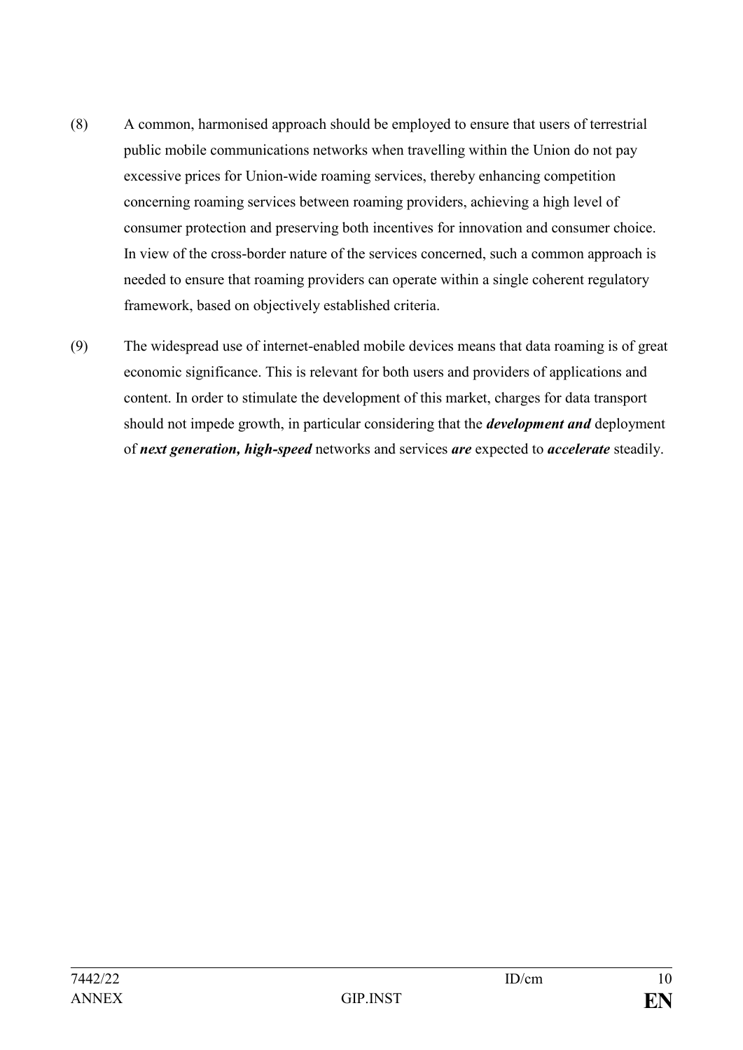(8) A common, harmonised approach should be employed to ensure that users of terrestrial public mobile communications networks when travelling within the Union do not pay excessive prices for Union-wide roaming services, thereby enhancing competition concerning roaming services between roaming providers, achieving a high level of consumer protection and preserving both incentives for innovation and consumer choice. In view of the cross-border nature of the services concerned, such a common approach is needed to ensure that roaming providers can operate within a single coherent regulatory framework, based on objectively established criteria.

(9) The widespread use of internet-enabled mobile devices means that data roaming is of great economic significance. This is relevant for both users and providers of applications and content. In order to stimulate the development of this market, charges for data transport should not impede growth, in particular considering that the ***development and*** deployment of ***next generation, high-speed*** networks and services ***are*** expected to ***accelerate*** steadily.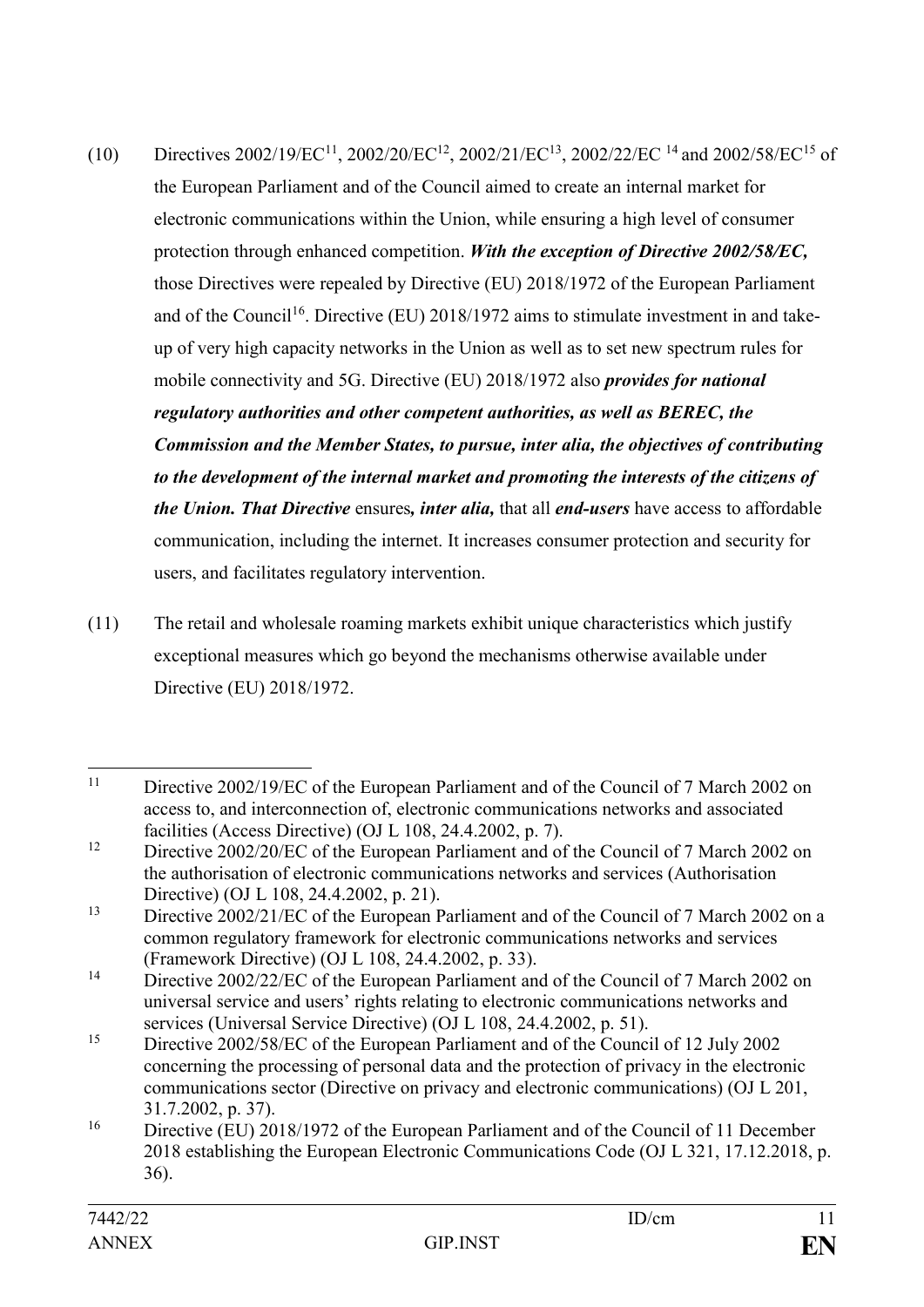(10) Directives 2002/19/EC[11], 2002/20/EC[12], 2002/21/EC[13], 2002/22/EC[14] and 2002/58/EC[15] of the European Parliament and of the Council aimed to create an internal market for electronic communications within the Union, while ensuring a high level of consumer protection through enhanced competition. ***With the exception of Directive 2002/58/EC,*** those Directives were repealed by Directive (EU) 2018/1972 of the European Parliament and of the Council[16]. Directive (EU) 2018/1972 aims to stimulate investment in and take-up of very high capacity networks in the Union as well as to set new spectrum rules for mobile connectivity and 5G. Directive (EU) 2018/1972 also ***provides for national regulatory authorities and other competent authorities, as well as BEREC, the Commission and the Member States, to pursue, inter alia, the objectives of contributing to the development of the internal market and promoting the interests of the citizens of the Union. That Directive*** ensures***, inter alia,*** that all ***end-users*** have access to affordable communication, including the internet. It increases consumer protection and security for users, and facilitates regulatory intervention.

(11) The retail and wholesale roaming markets exhibit unique characteristics which justify exceptional measures which go beyond the mechanisms otherwise available under Directive (EU) 2018/1972.

---

[11] Directive 2002/19/EC of the European Parliament and of the Council of 7 March 2002 on access to, and interconnection of, electronic communications networks and associated facilities (Access Directive) (OJ L 108, 24.4.2002, p. 7).

[12] Directive 2002/20/EC of the European Parliament and of the Council of 7 March 2002 on the authorisation of electronic communications networks and services (Authorisation Directive) (OJ L 108, 24.4.2002, p. 21).

[13] Directive 2002/21/EC of the European Parliament and of the Council of 7 March 2002 on a common regulatory framework for electronic communications networks and services (Framework Directive) (OJ L 108, 24.4.2002, p. 33).

[14] Directive 2002/22/EC of the European Parliament and of the Council of 7 March 2002 on universal service and users' rights relating to electronic communications networks and services (Universal Service Directive) (OJ L 108, 24.4.2002, p. 51).

[15] Directive 2002/58/EC of the European Parliament and of the Council of 12 July 2002 concerning the processing of personal data and the protection of privacy in the electronic communications sector (Directive on privacy and electronic communications) (OJ L 201, 31.7.2002, p. 37).

[16] Directive (EU) 2018/1972 of the European Parliament and of the Council of 11 December 2018 establishing the European Electronic Communications Code (OJ L 321, 17.12.2018, p. 36).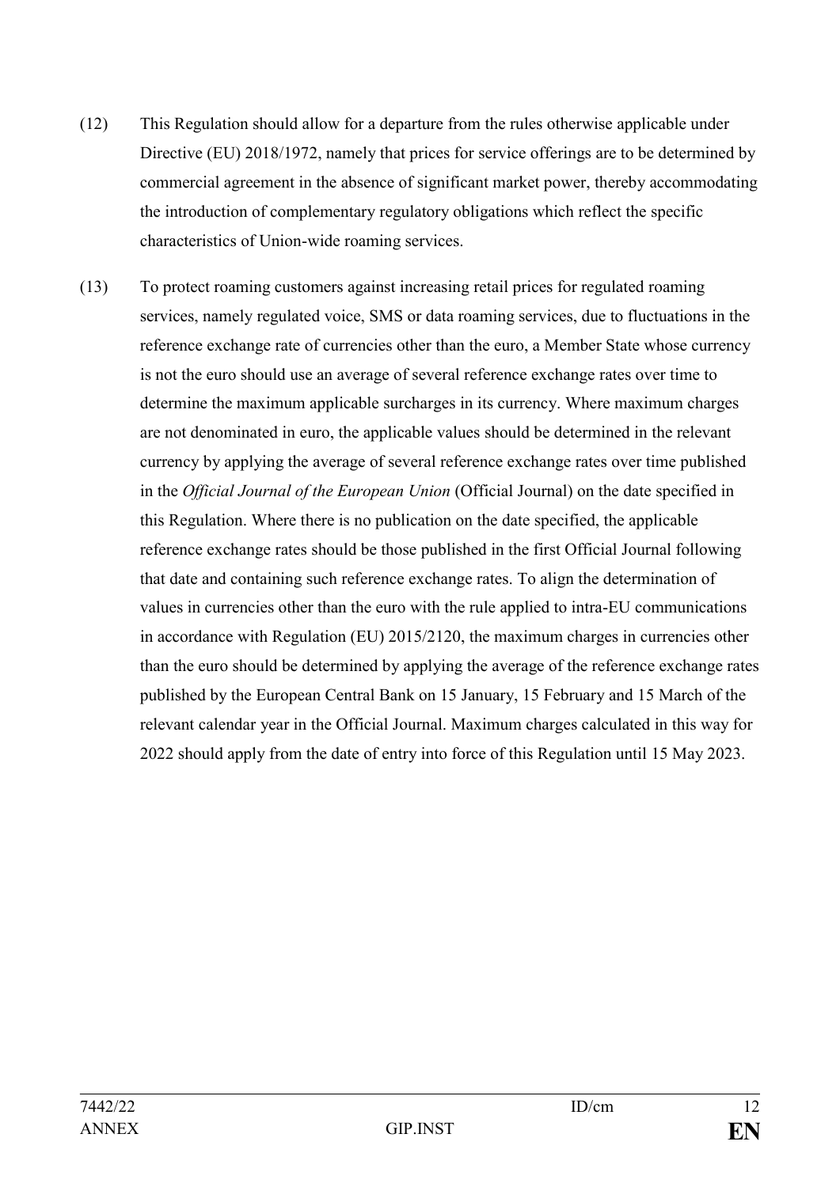(12) This Regulation should allow for a departure from the rules otherwise applicable under Directive (EU) 2018/1972, namely that prices for service offerings are to be determined by commercial agreement in the absence of significant market power, thereby accommodating the introduction of complementary regulatory obligations which reflect the specific characteristics of Union-wide roaming services.

(13) To protect roaming customers against increasing retail prices for regulated roaming services, namely regulated voice, SMS or data roaming services, due to fluctuations in the reference exchange rate of currencies other than the euro, a Member State whose currency is not the euro should use an average of several reference exchange rates over time to determine the maximum applicable surcharges in its currency. Where maximum charges are not denominated in euro, the applicable values should be determined in the relevant currency by applying the average of several reference exchange rates over time published in the *Official Journal of the European Union* (Official Journal) on the date specified in this Regulation. Where there is no publication on the date specified, the applicable reference exchange rates should be those published in the first Official Journal following that date and containing such reference exchange rates. To align the determination of values in currencies other than the euro with the rule applied to intra-EU communications in accordance with Regulation (EU) 2015/2120, the maximum charges in currencies other than the euro should be determined by applying the average of the reference exchange rates published by the European Central Bank on 15 January, 15 February and 15 March of the relevant calendar year in the Official Journal. Maximum charges calculated in this way for 2022 should apply from the date of entry into force of this Regulation until 15 May 2023.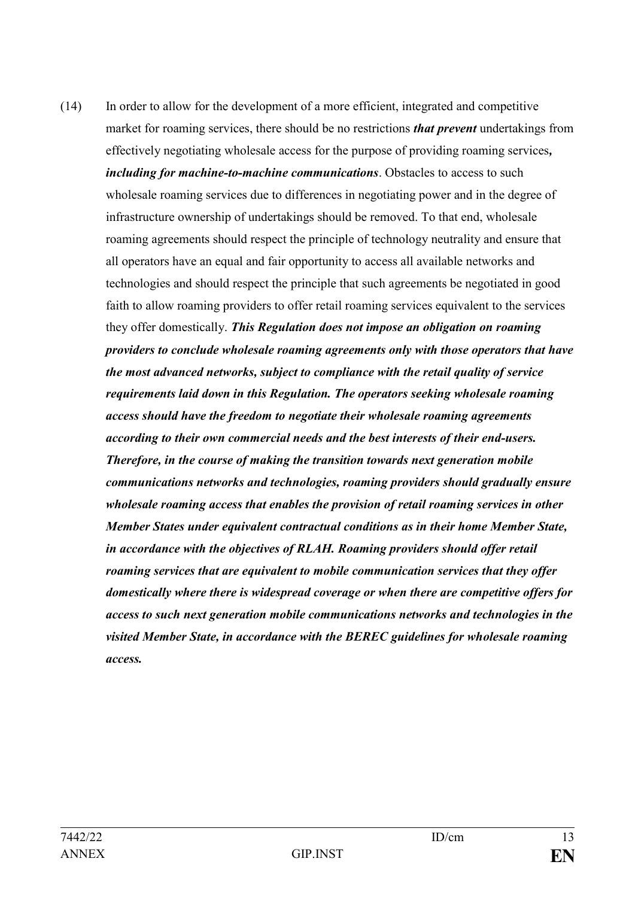(14) In order to allow for the development of a more efficient, integrated and competitive market for roaming services, there should be no restrictions ***that prevent*** undertakings from effectively negotiating wholesale access for the purpose of providing roaming services***, including for machine-to-machine communications***. Obstacles to access to such wholesale roaming services due to differences in negotiating power and in the degree of infrastructure ownership of undertakings should be removed. To that end, wholesale roaming agreements should respect the principle of technology neutrality and ensure that all operators have an equal and fair opportunity to access all available networks and technologies and should respect the principle that such agreements be negotiated in good faith to allow roaming providers to offer retail roaming services equivalent to the services they offer domestically. ***This Regulation does not impose an obligation on roaming providers to conclude wholesale roaming agreements only with those operators that have the most advanced networks, subject to compliance with the retail quality of service requirements laid down in this Regulation. The operators seeking wholesale roaming access should have the freedom to negotiate their wholesale roaming agreements according to their own commercial needs and the best interests of their end-users. Therefore, in the course of making the transition towards next generation mobile communications networks and technologies, roaming providers should gradually ensure wholesale roaming access that enables the provision of retail roaming services in other Member States under equivalent contractual conditions as in their home Member State, in accordance with the objectives of RLAH. Roaming providers should offer retail roaming services that are equivalent to mobile communication services that they offer domestically where there is widespread coverage or when there are competitive offers for access to such next generation mobile communications networks and technologies in the visited Member State, in accordance with the BEREC guidelines for wholesale roaming access.***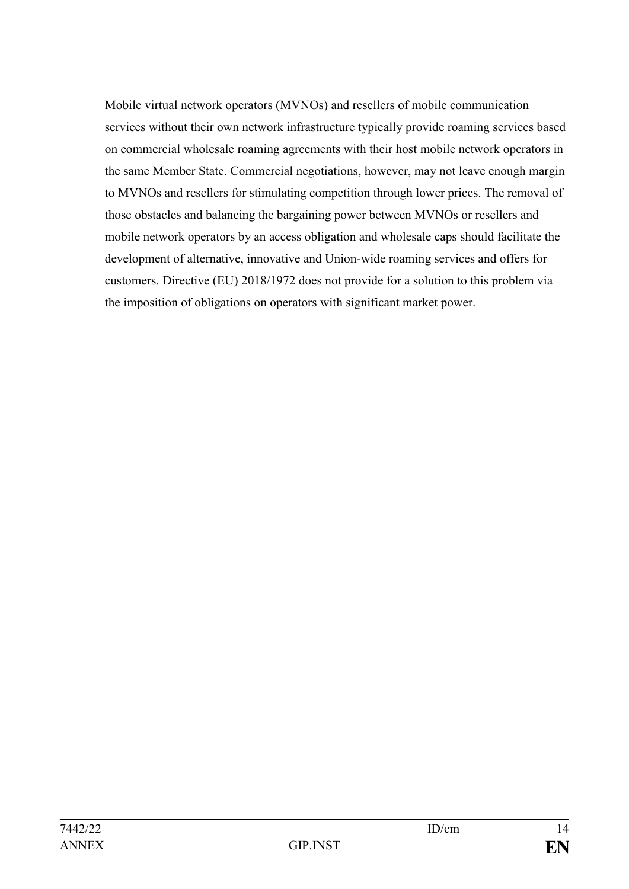Mobile virtual network operators (MVNOs) and resellers of mobile communication services without their own network infrastructure typically provide roaming services based on commercial wholesale roaming agreements with their host mobile network operators in the same Member State. Commercial negotiations, however, may not leave enough margin to MVNOs and resellers for stimulating competition through lower prices. The removal of those obstacles and balancing the bargaining power between MVNOs or resellers and mobile network operators by an access obligation and wholesale caps should facilitate the development of alternative, innovative and Union-wide roaming services and offers for customers. Directive (EU) 2018/1972 does not provide for a solution to this problem via the imposition of obligations on operators with significant market power.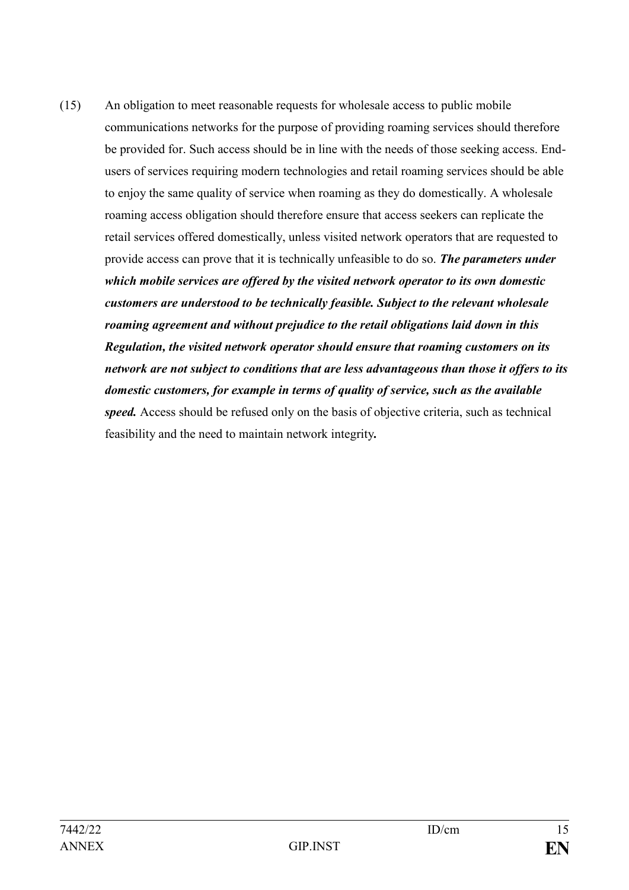(15) An obligation to meet reasonable requests for wholesale access to public mobile communications networks for the purpose of providing roaming services should therefore be provided for. Such access should be in line with the needs of those seeking access. End-users of services requiring modern technologies and retail roaming services should be able to enjoy the same quality of service when roaming as they do domestically. A wholesale roaming access obligation should therefore ensure that access seekers can replicate the retail services offered domestically, unless visited network operators that are requested to provide access can prove that it is technically unfeasible to do so. ***The parameters under which mobile services are offered by the visited network operator to its own domestic customers are understood to be technically feasible. Subject to the relevant wholesale roaming agreement and without prejudice to the retail obligations laid down in this Regulation, the visited network operator should ensure that roaming customers on its network are not subject to conditions that are less advantageous than those it offers to its domestic customers, for example in terms of quality of service, such as the available speed.*** Access should be refused only on the basis of objective criteria, such as technical feasibility and the need to maintain network integrity***.***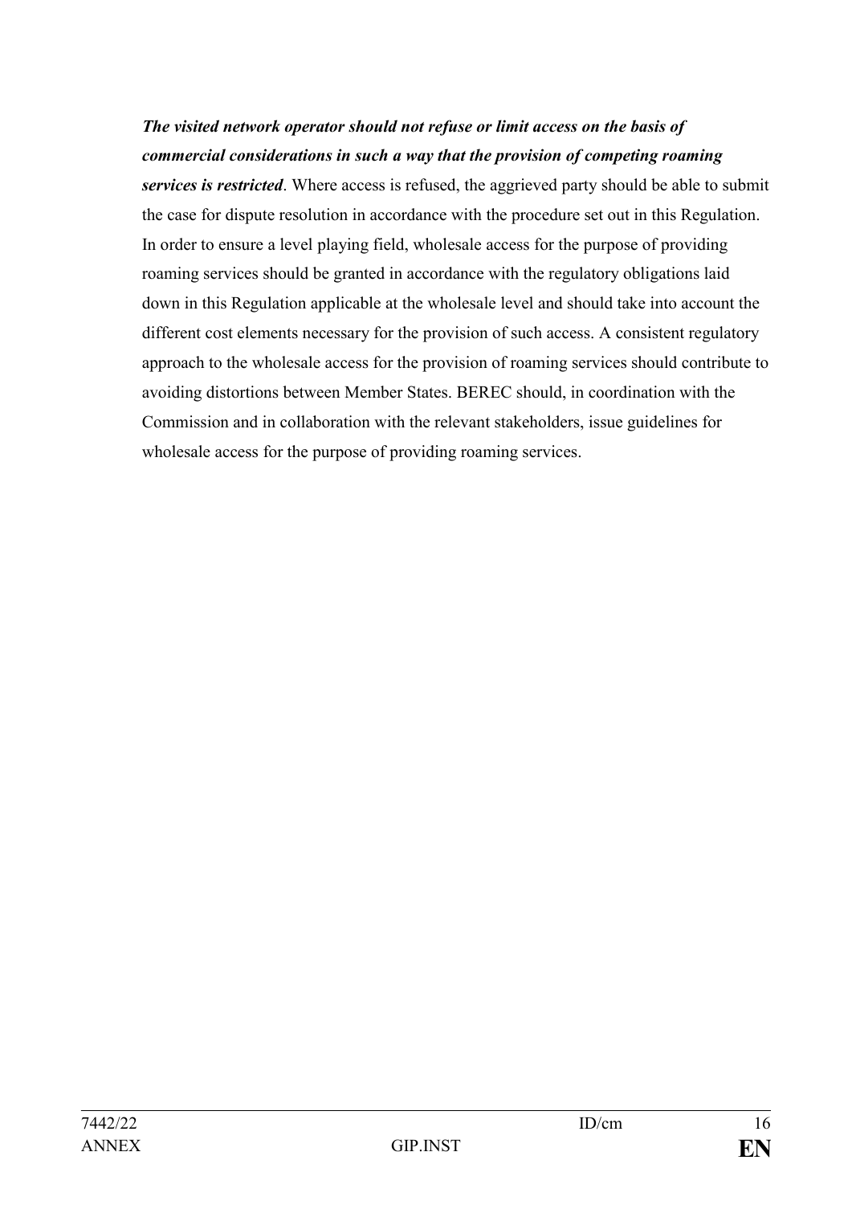***The visited network operator should not refuse or limit access on the basis of commercial considerations in such a way that the provision of competing roaming services is restricted***. Where access is refused, the aggrieved party should be able to submit the case for dispute resolution in accordance with the procedure set out in this Regulation. In order to ensure a level playing field, wholesale access for the purpose of providing roaming services should be granted in accordance with the regulatory obligations laid down in this Regulation applicable at the wholesale level and should take into account the different cost elements necessary for the provision of such access. A consistent regulatory approach to the wholesale access for the provision of roaming services should contribute to avoiding distortions between Member States. BEREC should, in coordination with the Commission and in collaboration with the relevant stakeholders, issue guidelines for wholesale access for the purpose of providing roaming services.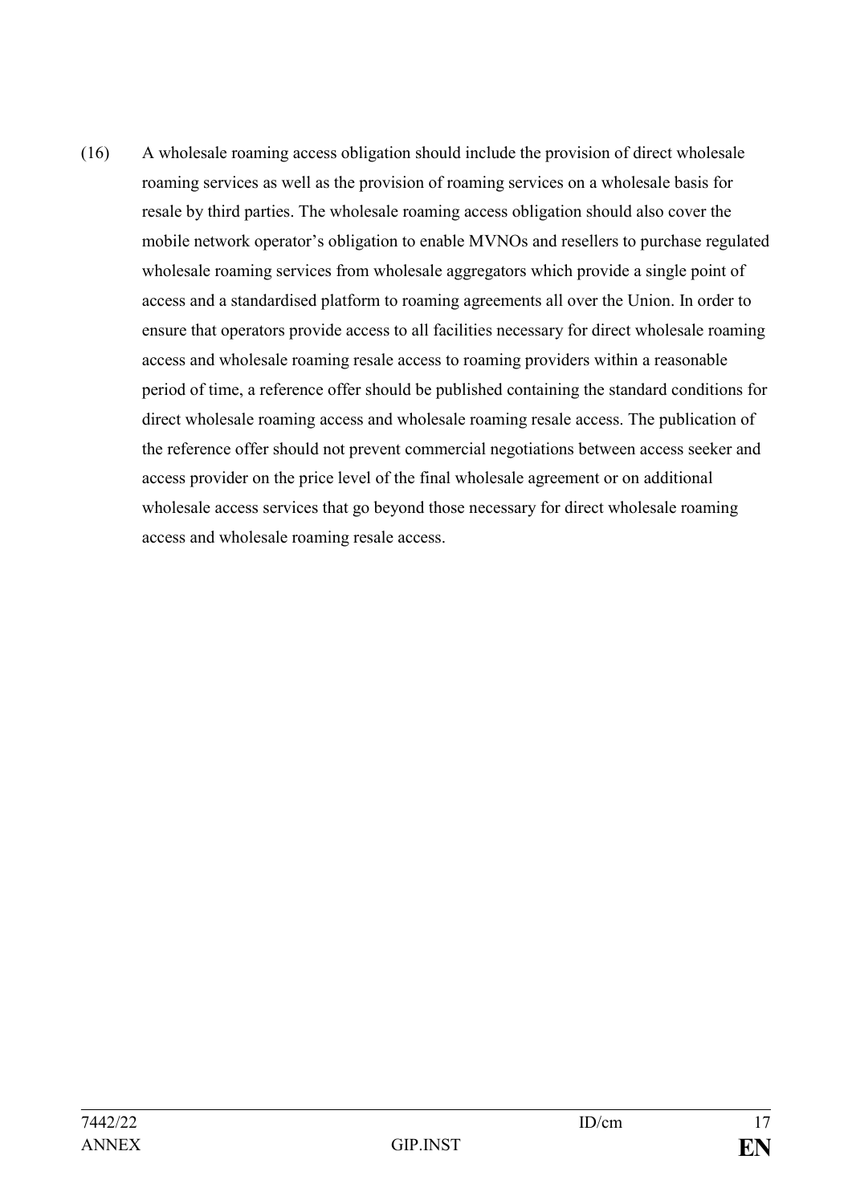(16) A wholesale roaming access obligation should include the provision of direct wholesale roaming services as well as the provision of roaming services on a wholesale basis for resale by third parties. The wholesale roaming access obligation should also cover the mobile network operator's obligation to enable MVNOs and resellers to purchase regulated wholesale roaming services from wholesale aggregators which provide a single point of access and a standardised platform to roaming agreements all over the Union. In order to ensure that operators provide access to all facilities necessary for direct wholesale roaming access and wholesale roaming resale access to roaming providers within a reasonable period of time, a reference offer should be published containing the standard conditions for direct wholesale roaming access and wholesale roaming resale access. The publication of the reference offer should not prevent commercial negotiations between access seeker and access provider on the price level of the final wholesale agreement or on additional wholesale access services that go beyond those necessary for direct wholesale roaming access and wholesale roaming resale access.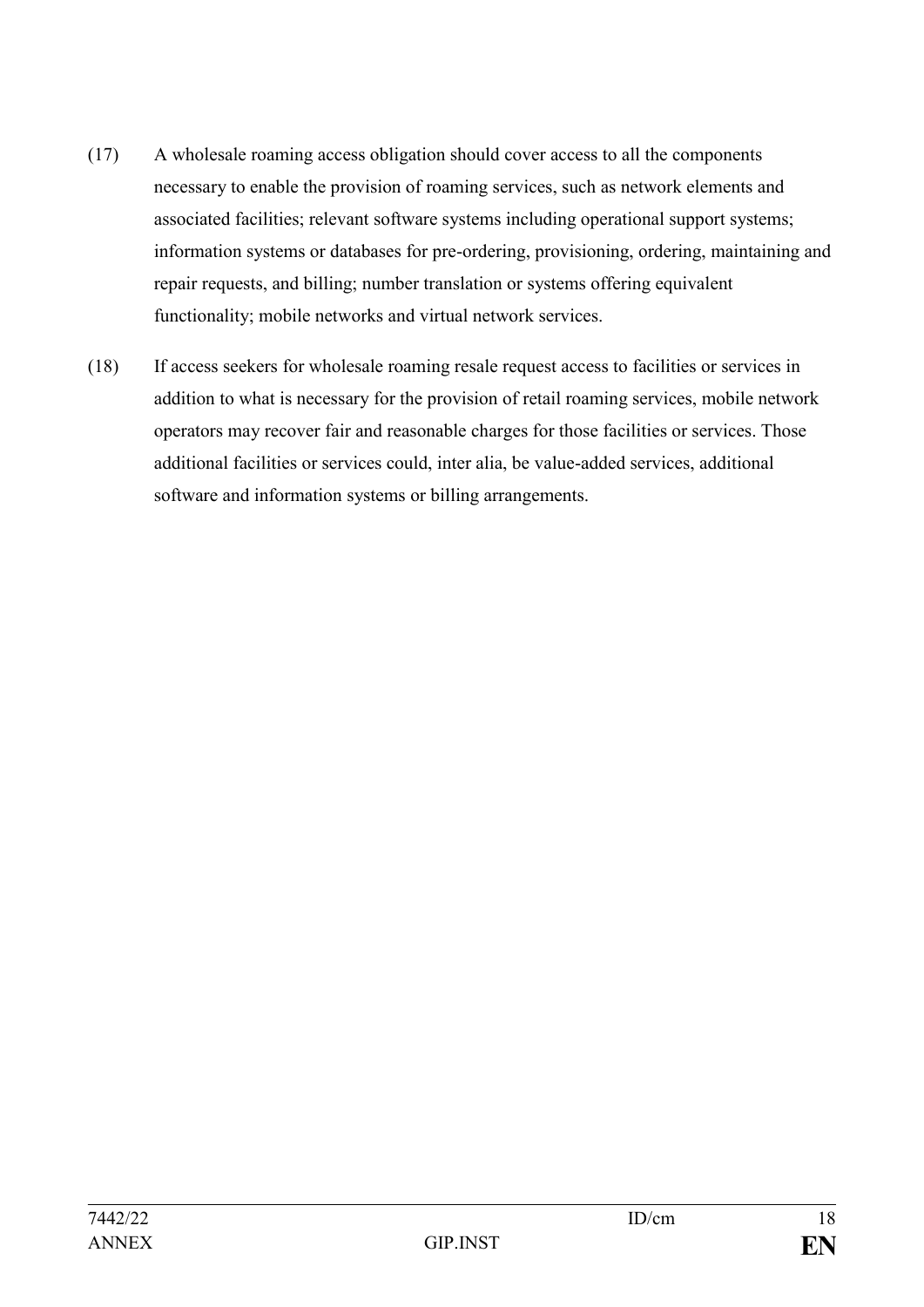(17) A wholesale roaming access obligation should cover access to all the components necessary to enable the provision of roaming services, such as network elements and associated facilities; relevant software systems including operational support systems; information systems or databases for pre-ordering, provisioning, ordering, maintaining and repair requests, and billing; number translation or systems offering equivalent functionality; mobile networks and virtual network services.

(18) If access seekers for wholesale roaming resale request access to facilities or services in addition to what is necessary for the provision of retail roaming services, mobile network operators may recover fair and reasonable charges for those facilities or services. Those additional facilities or services could, inter alia, be value-added services, additional software and information systems or billing arrangements.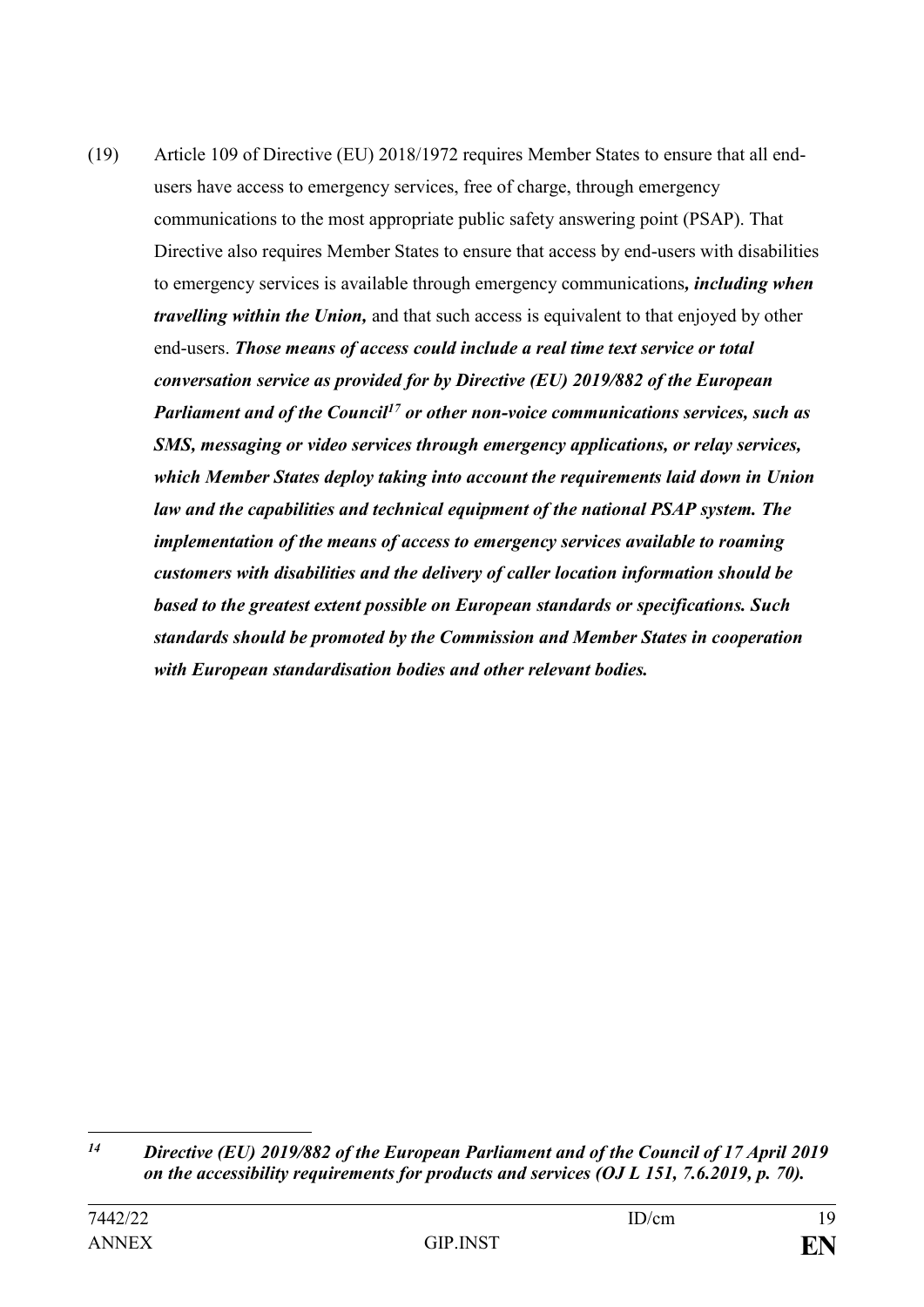(19) Article 109 of Directive (EU) 2018/1972 requires Member States to ensure that all end-users have access to emergency services, free of charge, through emergency communications to the most appropriate public safety answering point (PSAP). That Directive also requires Member States to ensure that access by end-users with disabilities to emergency services is available through emergency communications***, including when travelling within the Union,*** and that such access is equivalent to that enjoyed by other end-users. ***Those means of access could include a real time text service or total conversation service as provided for by Directive (EU) 2019/882 of the European Parliament and of the Council***[17] ***or other non-voice communications services, such as SMS, messaging or video services through emergency applications, or relay services, which Member States deploy taking into account the requirements laid down in Union law and the capabilities and technical equipment of the national PSAP system. The implementation of the means of access to emergency services available to roaming customers with disabilities and the delivery of caller location information should be based to the greatest extent possible on European standards or specifications. Such standards should be promoted by the Commission and Member States in cooperation with European standardisation bodies and other relevant bodies.***

---

[14] ***Directive (EU) 2019/882 of the European Parliament and of the Council of 17 April 2019 on the accessibility requirements for products and services (OJ L 151, 7.6.2019, p. 70).***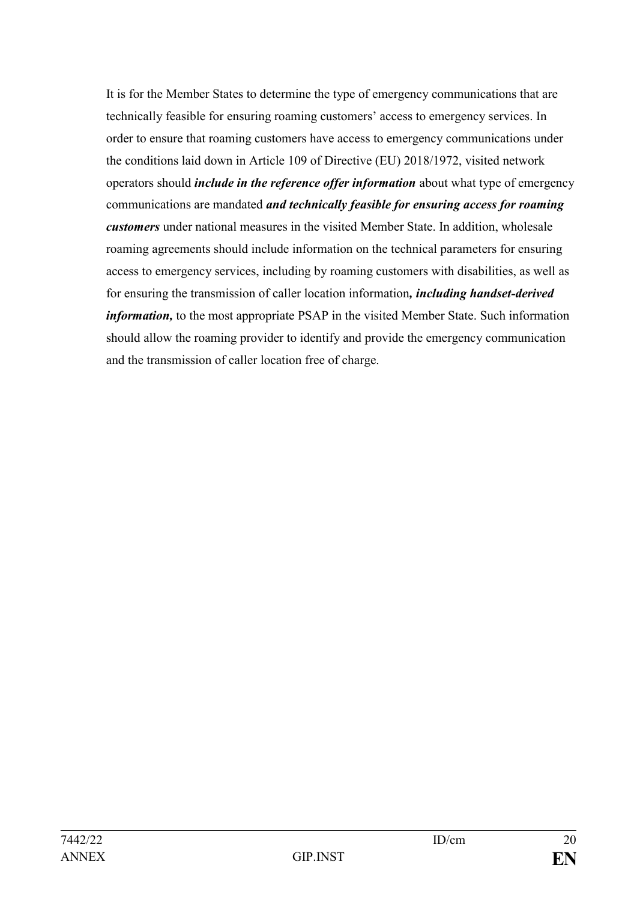It is for the Member States to determine the type of emergency communications that are technically feasible for ensuring roaming customers' access to emergency services. In order to ensure that roaming customers have access to emergency communications under the conditions laid down in Article 109 of Directive (EU) 2018/1972, visited network operators should ***include in the reference offer information*** about what type of emergency communications are mandated ***and technically feasible for ensuring access for roaming customers*** under national measures in the visited Member State. In addition, wholesale roaming agreements should include information on the technical parameters for ensuring access to emergency services, including by roaming customers with disabilities, as well as for ensuring the transmission of caller location information***, including handset-derived information,*** to the most appropriate PSAP in the visited Member State. Such information should allow the roaming provider to identify and provide the emergency communication and the transmission of caller location free of charge.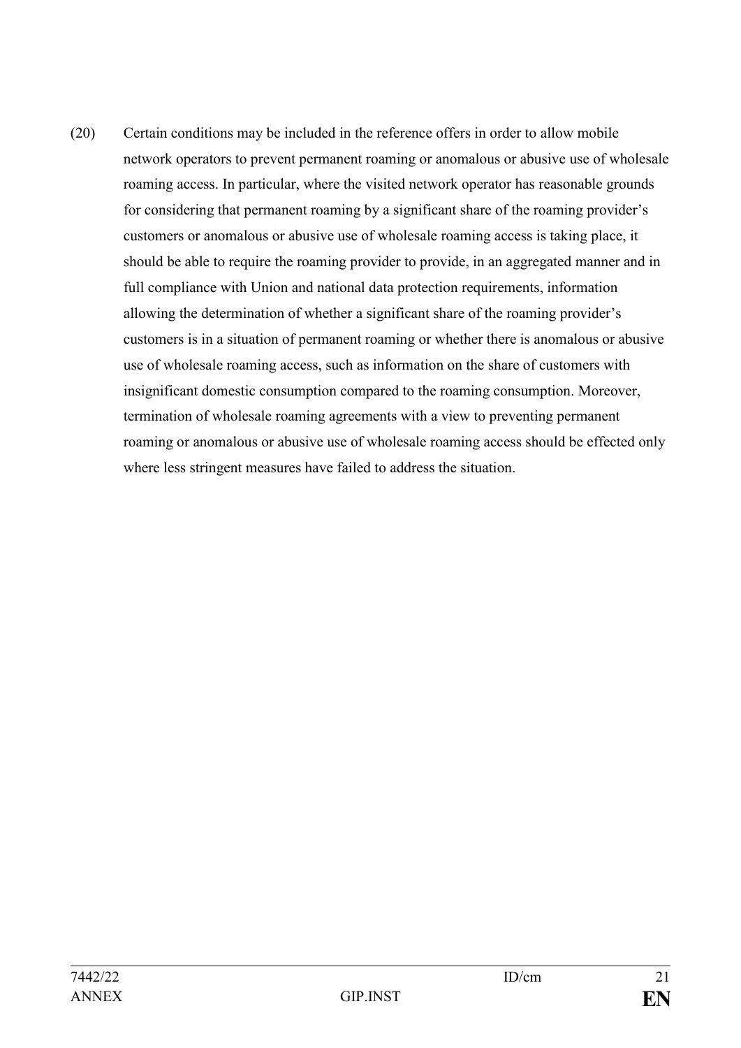(20) Certain conditions may be included in the reference offers in order to allow mobile network operators to prevent permanent roaming or anomalous or abusive use of wholesale roaming access. In particular, where the visited network operator has reasonable grounds for considering that permanent roaming by a significant share of the roaming provider's customers or anomalous or abusive use of wholesale roaming access is taking place, it should be able to require the roaming provider to provide, in an aggregated manner and in full compliance with Union and national data protection requirements, information allowing the determination of whether a significant share of the roaming provider's customers is in a situation of permanent roaming or whether there is anomalous or abusive use of wholesale roaming access, such as information on the share of customers with insignificant domestic consumption compared to the roaming consumption. Moreover, termination of wholesale roaming agreements with a view to preventing permanent roaming or anomalous or abusive use of wholesale roaming access should be effected only where less stringent measures have failed to address the situation.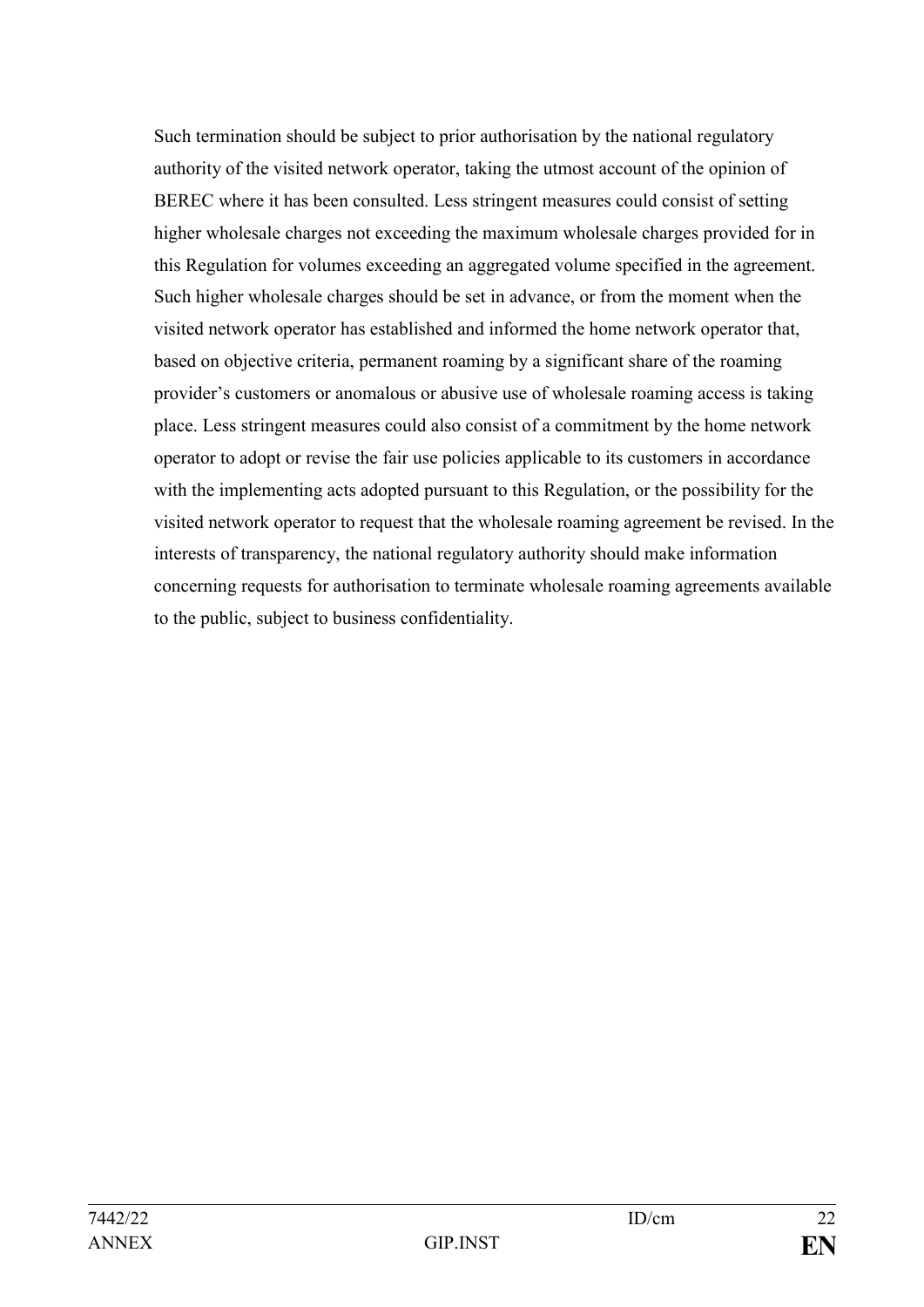Such termination should be subject to prior authorisation by the national regulatory authority of the visited network operator, taking the utmost account of the opinion of BEREC where it has been consulted. Less stringent measures could consist of setting higher wholesale charges not exceeding the maximum wholesale charges provided for in this Regulation for volumes exceeding an aggregated volume specified in the agreement. Such higher wholesale charges should be set in advance, or from the moment when the visited network operator has established and informed the home network operator that, based on objective criteria, permanent roaming by a significant share of the roaming provider's customers or anomalous or abusive use of wholesale roaming access is taking place. Less stringent measures could also consist of a commitment by the home network operator to adopt or revise the fair use policies applicable to its customers in accordance with the implementing acts adopted pursuant to this Regulation, or the possibility for the visited network operator to request that the wholesale roaming agreement be revised. In the interests of transparency, the national regulatory authority should make information concerning requests for authorisation to terminate wholesale roaming agreements available to the public, subject to business confidentiality.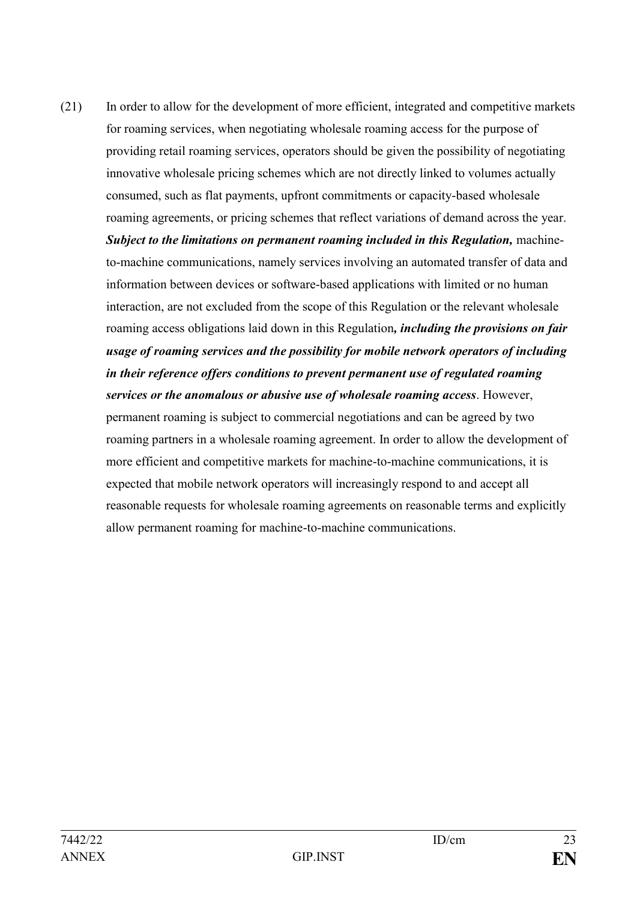(21) In order to allow for the development of more efficient, integrated and competitive markets for roaming services, when negotiating wholesale roaming access for the purpose of providing retail roaming services, operators should be given the possibility of negotiating innovative wholesale pricing schemes which are not directly linked to volumes actually consumed, such as flat payments, upfront commitments or capacity-based wholesale roaming agreements, or pricing schemes that reflect variations of demand across the year. ***Subject to the limitations on permanent roaming included in this Regulation,*** machine-to-machine communications, namely services involving an automated transfer of data and information between devices or software-based applications with limited or no human interaction, are not excluded from the scope of this Regulation or the relevant wholesale roaming access obligations laid down in this Regulation***, including the provisions on fair usage of roaming services and the possibility for mobile network operators of including in their reference offers conditions to prevent permanent use of regulated roaming services or the anomalous or abusive use of wholesale roaming access***. However, permanent roaming is subject to commercial negotiations and can be agreed by two roaming partners in a wholesale roaming agreement. In order to allow the development of more efficient and competitive markets for machine-to-machine communications, it is expected that mobile network operators will increasingly respond to and accept all reasonable requests for wholesale roaming agreements on reasonable terms and explicitly allow permanent roaming for machine-to-machine communications.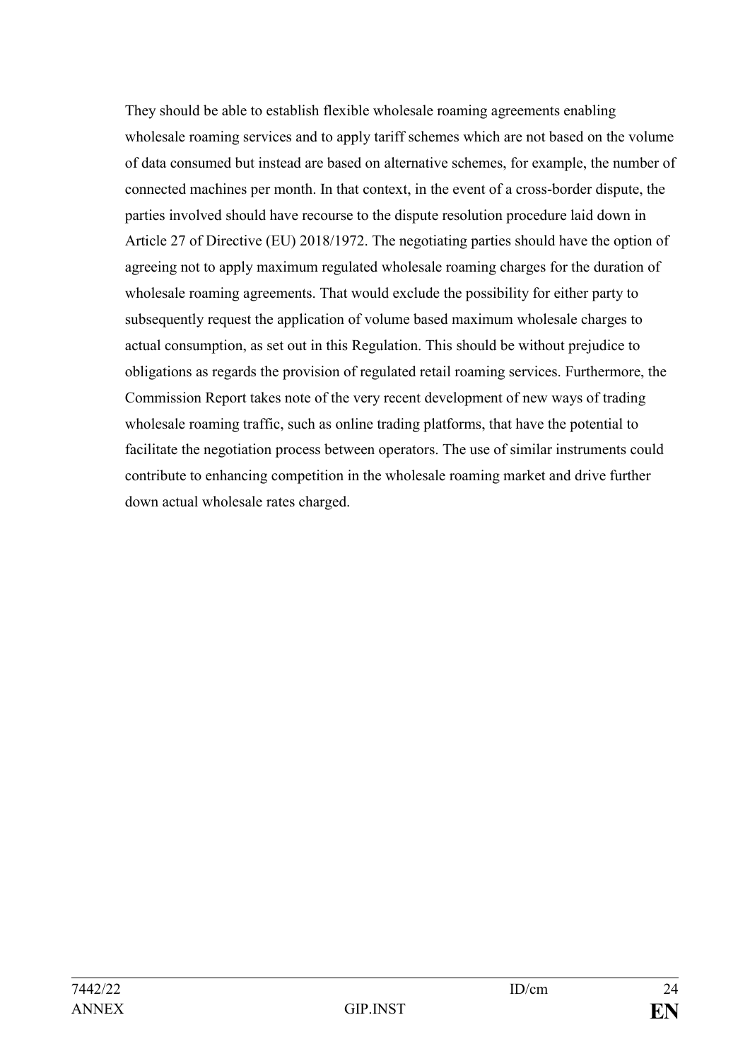They should be able to establish flexible wholesale roaming agreements enabling wholesale roaming services and to apply tariff schemes which are not based on the volume of data consumed but instead are based on alternative schemes, for example, the number of connected machines per month. In that context, in the event of a cross-border dispute, the parties involved should have recourse to the dispute resolution procedure laid down in Article 27 of Directive (EU) 2018/1972. The negotiating parties should have the option of agreeing not to apply maximum regulated wholesale roaming charges for the duration of wholesale roaming agreements. That would exclude the possibility for either party to subsequently request the application of volume based maximum wholesale charges to actual consumption, as set out in this Regulation. This should be without prejudice to obligations as regards the provision of regulated retail roaming services. Furthermore, the Commission Report takes note of the very recent development of new ways of trading wholesale roaming traffic, such as online trading platforms, that have the potential to facilitate the negotiation process between operators. The use of similar instruments could contribute to enhancing competition in the wholesale roaming market and drive further down actual wholesale rates charged.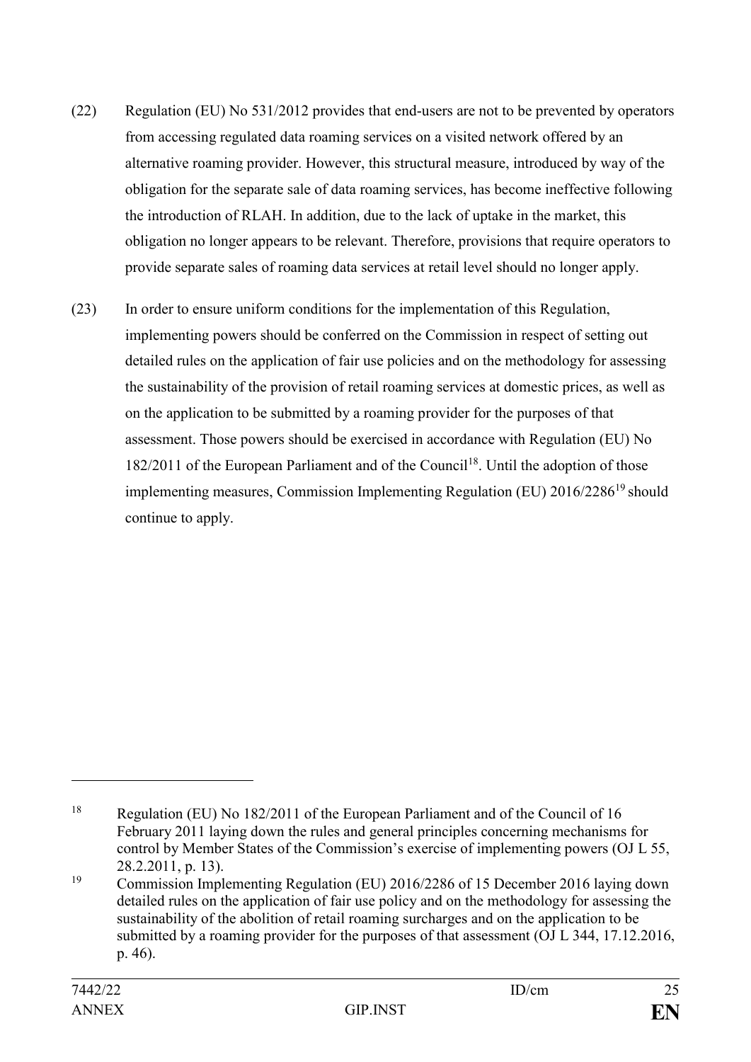(22) Regulation (EU) No 531/2012 provides that end-users are not to be prevented by operators from accessing regulated data roaming services on a visited network offered by an alternative roaming provider. However, this structural measure, introduced by way of the obligation for the separate sale of data roaming services, has become ineffective following the introduction of RLAH. In addition, due to the lack of uptake in the market, this obligation no longer appears to be relevant. Therefore, provisions that require operators to provide separate sales of roaming data services at retail level should no longer apply.

(23) In order to ensure uniform conditions for the implementation of this Regulation, implementing powers should be conferred on the Commission in respect of setting out detailed rules on the application of fair use policies and on the methodology for assessing the sustainability of the provision of retail roaming services at domestic prices, as well as on the application to be submitted by a roaming provider for the purposes of that assessment. Those powers should be exercised in accordance with Regulation (EU) No 182/2011 of the European Parliament and of the Council[18]. Until the adoption of those implementing measures, Commission Implementing Regulation (EU) 2016/2286[19] should continue to apply.

---

[18] Regulation (EU) No 182/2011 of the European Parliament and of the Council of 16 February 2011 laying down the rules and general principles concerning mechanisms for control by Member States of the Commission's exercise of implementing powers (OJ L 55, 28.2.2011, p. 13).

[19] Commission Implementing Regulation (EU) 2016/2286 of 15 December 2016 laying down detailed rules on the application of fair use policy and on the methodology for assessing the sustainability of the abolition of retail roaming surcharges and on the application to be submitted by a roaming provider for the purposes of that assessment (OJ L 344, 17.12.2016, p. 46).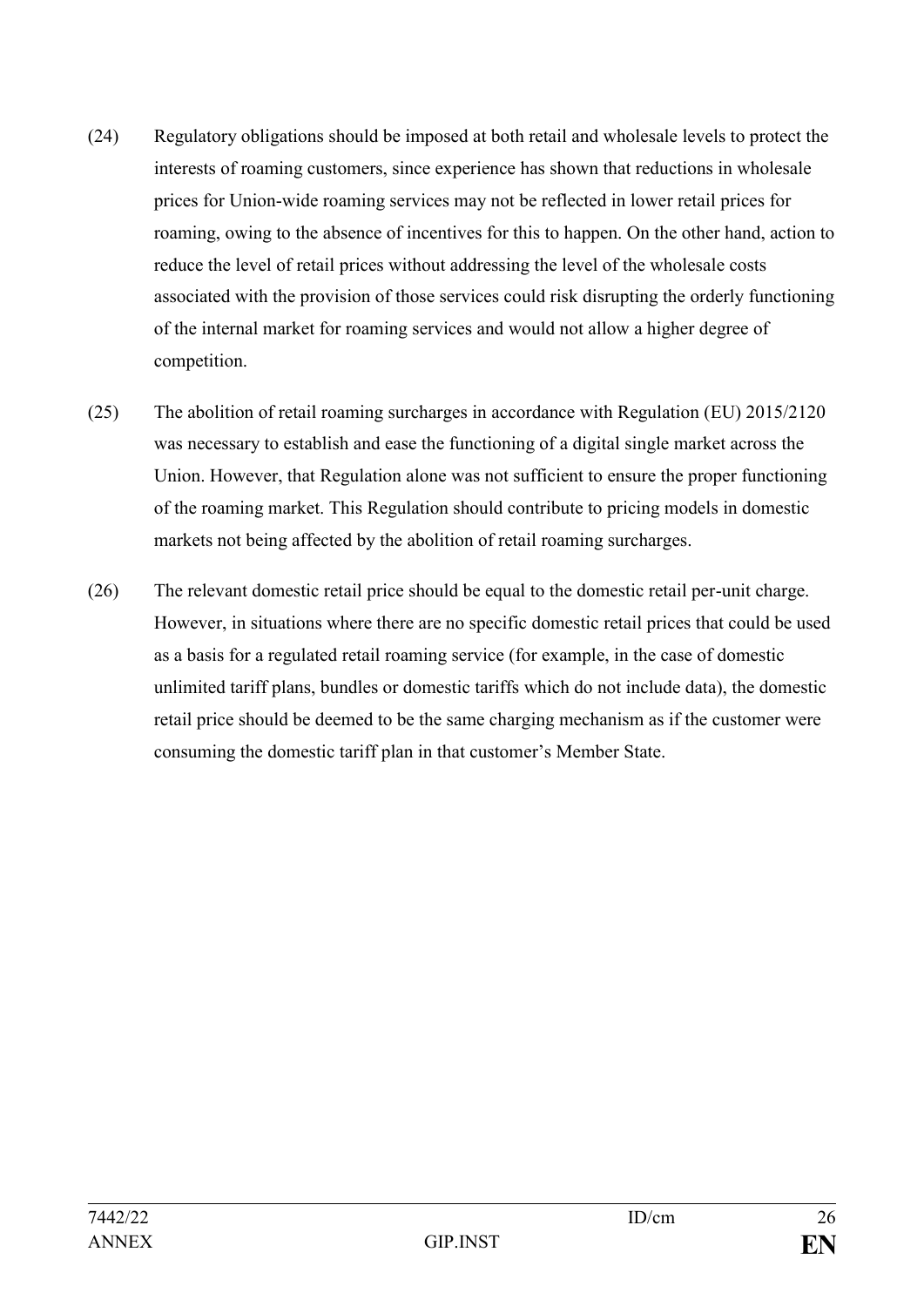(24) Regulatory obligations should be imposed at both retail and wholesale levels to protect the interests of roaming customers, since experience has shown that reductions in wholesale prices for Union-wide roaming services may not be reflected in lower retail prices for roaming, owing to the absence of incentives for this to happen. On the other hand, action to reduce the level of retail prices without addressing the level of the wholesale costs associated with the provision of those services could risk disrupting the orderly functioning of the internal market for roaming services and would not allow a higher degree of competition.

(25) The abolition of retail roaming surcharges in accordance with Regulation (EU) 2015/2120 was necessary to establish and ease the functioning of a digital single market across the Union. However, that Regulation alone was not sufficient to ensure the proper functioning of the roaming market. This Regulation should contribute to pricing models in domestic markets not being affected by the abolition of retail roaming surcharges.

(26) The relevant domestic retail price should be equal to the domestic retail per-unit charge. However, in situations where there are no specific domestic retail prices that could be used as a basis for a regulated retail roaming service (for example, in the case of domestic unlimited tariff plans, bundles or domestic tariffs which do not include data), the domestic retail price should be deemed to be the same charging mechanism as if the customer were consuming the domestic tariff plan in that customer's Member State.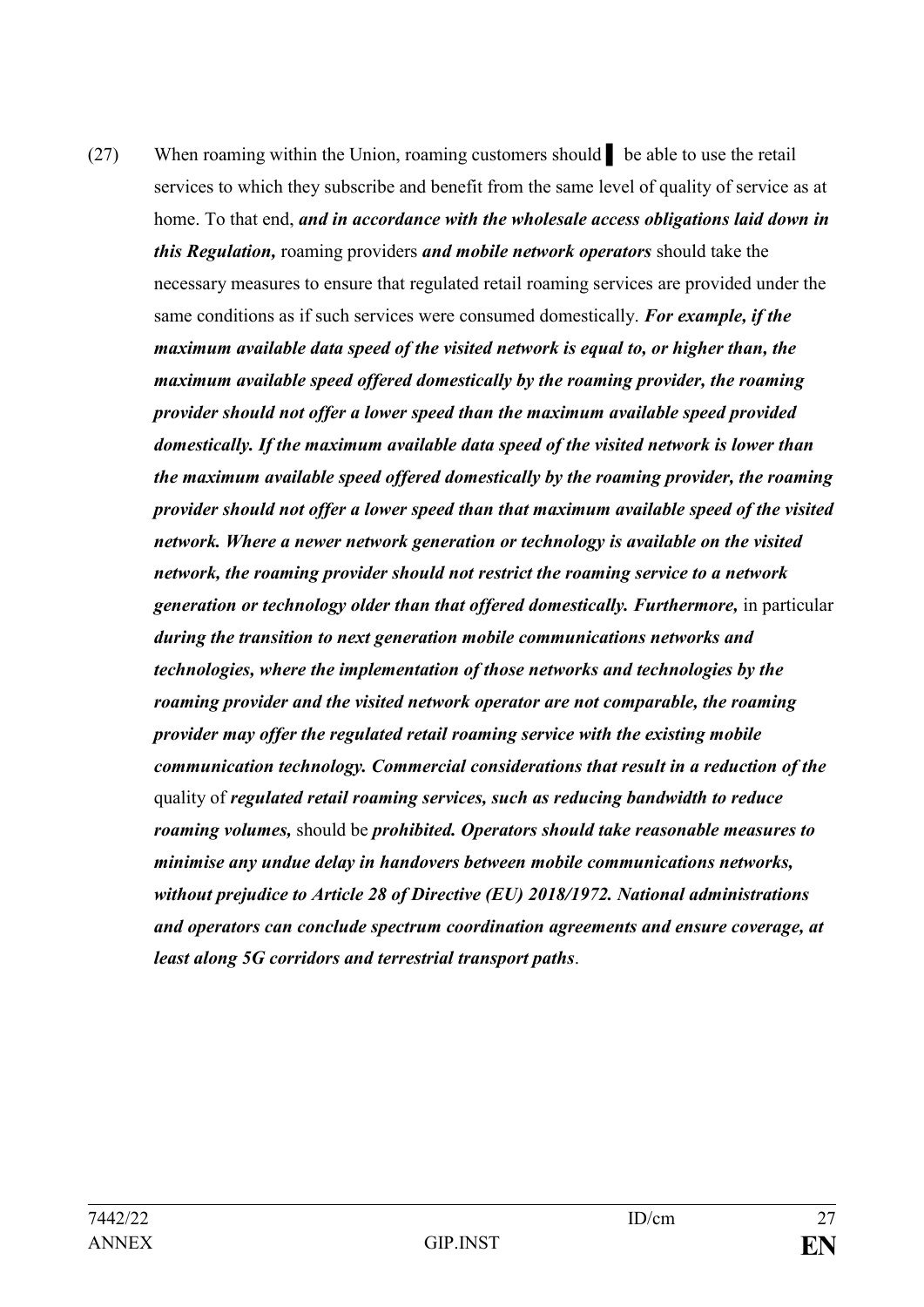(27) When roaming within the Union, roaming customers should ▌ be able to use the retail services to which they subscribe and benefit from the same level of quality of service as at home. To that end, ***and in accordance with the wholesale access obligations laid down in this Regulation,*** roaming providers ***and mobile network operators*** should take the necessary measures to ensure that regulated retail roaming services are provided under the same conditions as if such services were consumed domestically. ***For example, if the maximum available data speed of the visited network is equal to, or higher than, the maximum available speed offered domestically by the roaming provider, the roaming provider should not offer a lower speed than the maximum available speed provided domestically. If the maximum available data speed of the visited network is lower than the maximum available speed offered domestically by the roaming provider, the roaming provider should not offer a lower speed than that maximum available speed of the visited network. Where a newer network generation or technology is available on the visited network, the roaming provider should not restrict the roaming service to a network generation or technology older than that offered domestically. Furthermore,*** in particular ***during the transition to next generation mobile communications networks and technologies, where the implementation of those networks and technologies by the roaming provider and the visited network operator are not comparable, the roaming provider may offer the regulated retail roaming service with the existing mobile communication technology. Commercial considerations that result in a reduction of the*** quality of ***regulated retail roaming services, such as reducing bandwidth to reduce roaming volumes,*** should be ***prohibited. Operators should take reasonable measures to minimise any undue delay in handovers between mobile communications networks, without prejudice to Article 28 of Directive (EU) 2018/1972. National administrations and operators can conclude spectrum coordination agreements and ensure coverage, at least along 5G corridors and terrestrial transport paths***.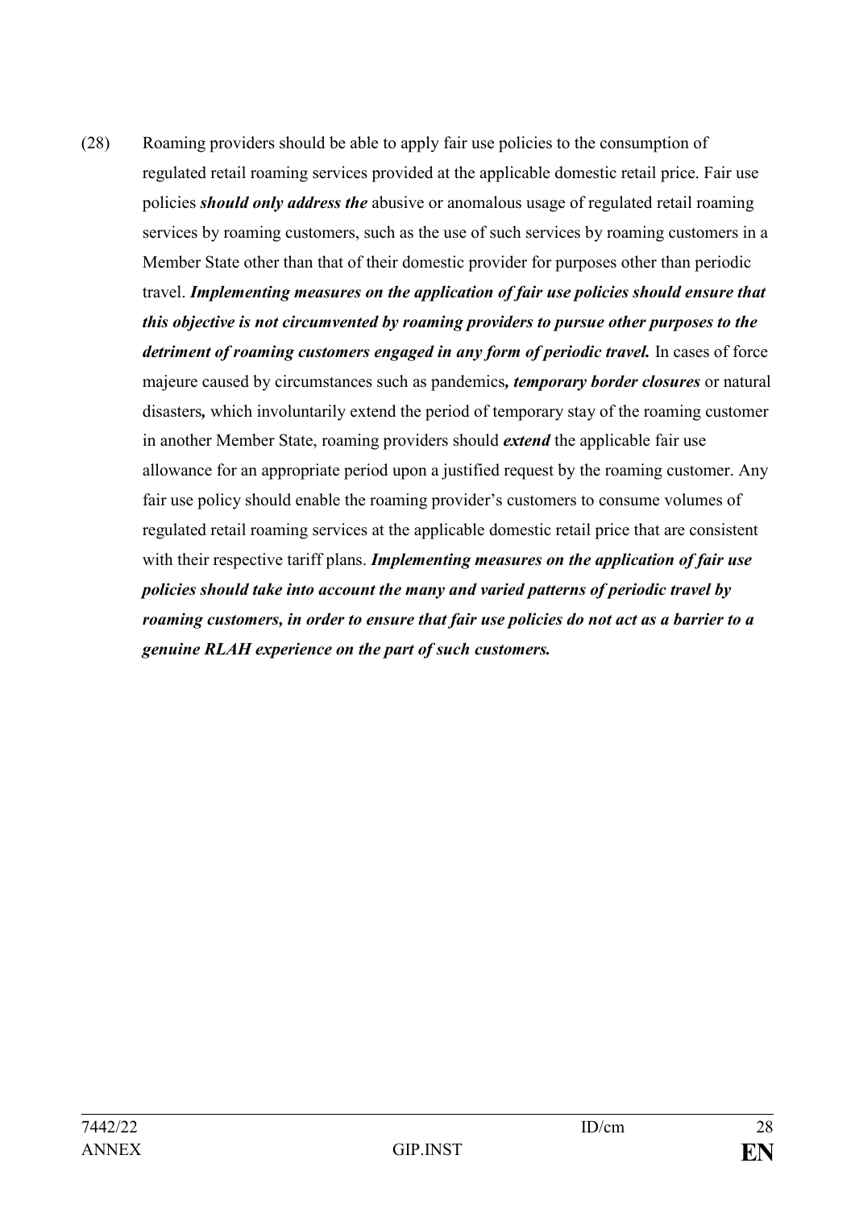(28) Roaming providers should be able to apply fair use policies to the consumption of regulated retail roaming services provided at the applicable domestic retail price. Fair use policies ***should only address the*** abusive or anomalous usage of regulated retail roaming services by roaming customers, such as the use of such services by roaming customers in a Member State other than that of their domestic provider for purposes other than periodic travel. ***Implementing measures on the application of fair use policies should ensure that this objective is not circumvented by roaming providers to pursue other purposes to the detriment of roaming customers engaged in any form of periodic travel.*** In cases of force majeure caused by circumstances such as pandemics***, temporary border closures*** or natural disasters***,*** which involuntarily extend the period of temporary stay of the roaming customer in another Member State, roaming providers should ***extend*** the applicable fair use allowance for an appropriate period upon a justified request by the roaming customer. Any fair use policy should enable the roaming provider's customers to consume volumes of regulated retail roaming services at the applicable domestic retail price that are consistent with their respective tariff plans. ***Implementing measures on the application of fair use policies should take into account the many and varied patterns of periodic travel by roaming customers, in order to ensure that fair use policies do not act as a barrier to a genuine RLAH experience on the part of such customers.***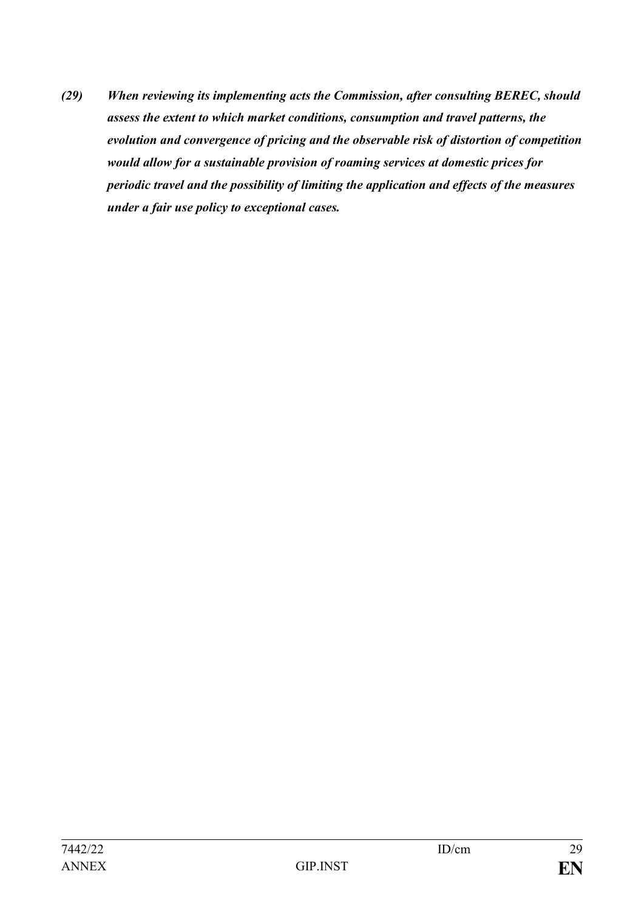***(29)	When reviewing its implementing acts the Commission, after consulting BEREC, should assess the extent to which market conditions, consumption and travel patterns, the evolution and convergence of pricing and the observable risk of distortion of competition would allow for a sustainable provision of roaming services at domestic prices for periodic travel and the possibility of limiting the application and effects of the measures under a fair use policy to exceptional cases.***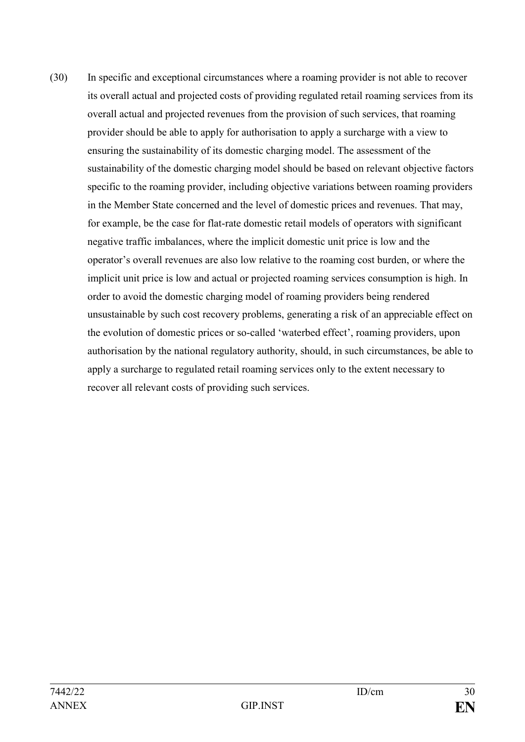(30) In specific and exceptional circumstances where a roaming provider is not able to recover its overall actual and projected costs of providing regulated retail roaming services from its overall actual and projected revenues from the provision of such services, that roaming provider should be able to apply for authorisation to apply a surcharge with a view to ensuring the sustainability of its domestic charging model. The assessment of the sustainability of the domestic charging model should be based on relevant objective factors specific to the roaming provider, including objective variations between roaming providers in the Member State concerned and the level of domestic prices and revenues. That may, for example, be the case for flat-rate domestic retail models of operators with significant negative traffic imbalances, where the implicit domestic unit price is low and the operator's overall revenues are also low relative to the roaming cost burden, or where the implicit unit price is low and actual or projected roaming services consumption is high. In order to avoid the domestic charging model of roaming providers being rendered unsustainable by such cost recovery problems, generating a risk of an appreciable effect on the evolution of domestic prices or so-called 'waterbed effect', roaming providers, upon authorisation by the national regulatory authority, should, in such circumstances, be able to apply a surcharge to regulated retail roaming services only to the extent necessary to recover all relevant costs of providing such services.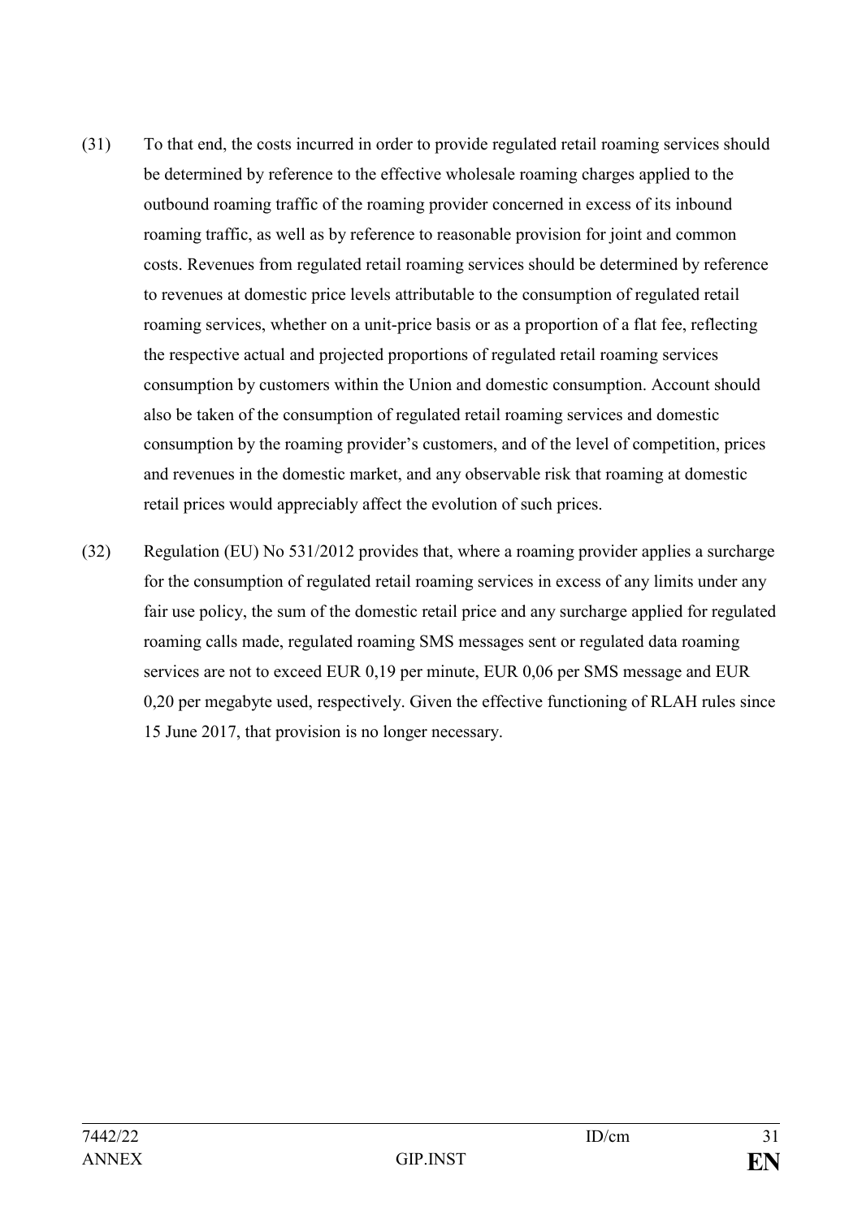(31) To that end, the costs incurred in order to provide regulated retail roaming services should be determined by reference to the effective wholesale roaming charges applied to the outbound roaming traffic of the roaming provider concerned in excess of its inbound roaming traffic, as well as by reference to reasonable provision for joint and common costs. Revenues from regulated retail roaming services should be determined by reference to revenues at domestic price levels attributable to the consumption of regulated retail roaming services, whether on a unit-price basis or as a proportion of a flat fee, reflecting the respective actual and projected proportions of regulated retail roaming services consumption by customers within the Union and domestic consumption. Account should also be taken of the consumption of regulated retail roaming services and domestic consumption by the roaming provider's customers, and of the level of competition, prices and revenues in the domestic market, and any observable risk that roaming at domestic retail prices would appreciably affect the evolution of such prices.

(32) Regulation (EU) No 531/2012 provides that, where a roaming provider applies a surcharge for the consumption of regulated retail roaming services in excess of any limits under any fair use policy, the sum of the domestic retail price and any surcharge applied for regulated roaming calls made, regulated roaming SMS messages sent or regulated data roaming services are not to exceed EUR 0,19 per minute, EUR 0,06 per SMS message and EUR 0,20 per megabyte used, respectively. Given the effective functioning of RLAH rules since 15 June 2017, that provision is no longer necessary.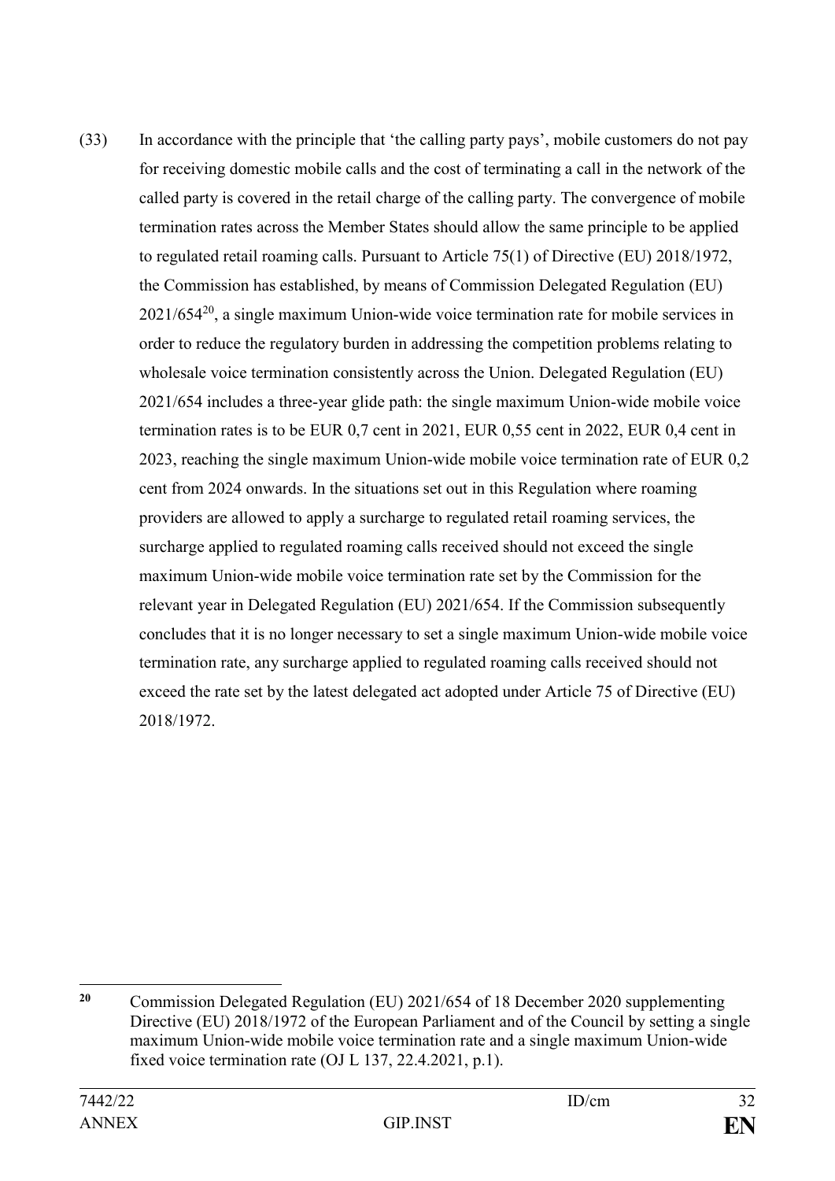(33) In accordance with the principle that 'the calling party pays', mobile customers do not pay for receiving domestic mobile calls and the cost of terminating a call in the network of the called party is covered in the retail charge of the calling party. The convergence of mobile termination rates across the Member States should allow the same principle to be applied to regulated retail roaming calls. Pursuant to Article 75(1) of Directive (EU) 2018/1972, the Commission has established, by means of Commission Delegated Regulation (EU) 2021/654[20], a single maximum Union-wide voice termination rate for mobile services in order to reduce the regulatory burden in addressing the competition problems relating to wholesale voice termination consistently across the Union. Delegated Regulation (EU) 2021/654 includes a three-year glide path: the single maximum Union-wide mobile voice termination rates is to be EUR 0,7 cent in 2021, EUR 0,55 cent in 2022, EUR 0,4 cent in 2023, reaching the single maximum Union-wide mobile voice termination rate of EUR 0,2 cent from 2024 onwards. In the situations set out in this Regulation where roaming providers are allowed to apply a surcharge to regulated retail roaming services, the surcharge applied to regulated roaming calls received should not exceed the single maximum Union-wide mobile voice termination rate set by the Commission for the relevant year in Delegated Regulation (EU) 2021/654. If the Commission subsequently concludes that it is no longer necessary to set a single maximum Union-wide mobile voice termination rate, any surcharge applied to regulated roaming calls received should not exceed the rate set by the latest delegated act adopted under Article 75 of Directive (EU) 2018/1972.

---

[20] Commission Delegated Regulation (EU) 2021/654 of 18 December 2020 supplementing Directive (EU) 2018/1972 of the European Parliament and of the Council by setting a single maximum Union-wide mobile voice termination rate and a single maximum Union-wide fixed voice termination rate (OJ L 137, 22.4.2021, p.1).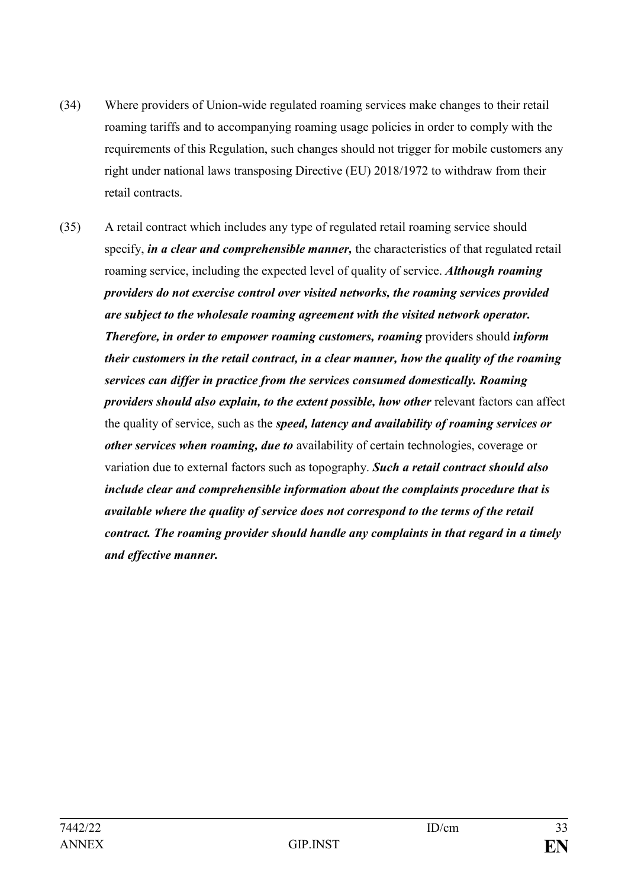(34) Where providers of Union-wide regulated roaming services make changes to their retail roaming tariffs and to accompanying roaming usage policies in order to comply with the requirements of this Regulation, such changes should not trigger for mobile customers any right under national laws transposing Directive (EU) 2018/1972 to withdraw from their retail contracts.

(35) A retail contract which includes any type of regulated retail roaming service should specify, ***in a clear and comprehensible manner,*** the characteristics of that regulated retail roaming service, including the expected level of quality of service. ***Although roaming providers do not exercise control over visited networks, the roaming services provided are subject to the wholesale roaming agreement with the visited network operator. Therefore, in order to empower roaming customers, roaming*** providers should ***inform their customers in the retail contract, in a clear manner, how the quality of the roaming services can differ in practice from the services consumed domestically. Roaming providers should also explain, to the extent possible, how other*** relevant factors can affect the quality of service, such as the ***speed, latency and availability of roaming services or other services when roaming, due to*** availability of certain technologies, coverage or variation due to external factors such as topography. ***Such a retail contract should also include clear and comprehensible information about the complaints procedure that is available where the quality of service does not correspond to the terms of the retail contract. The roaming provider should handle any complaints in that regard in a timely and effective manner.***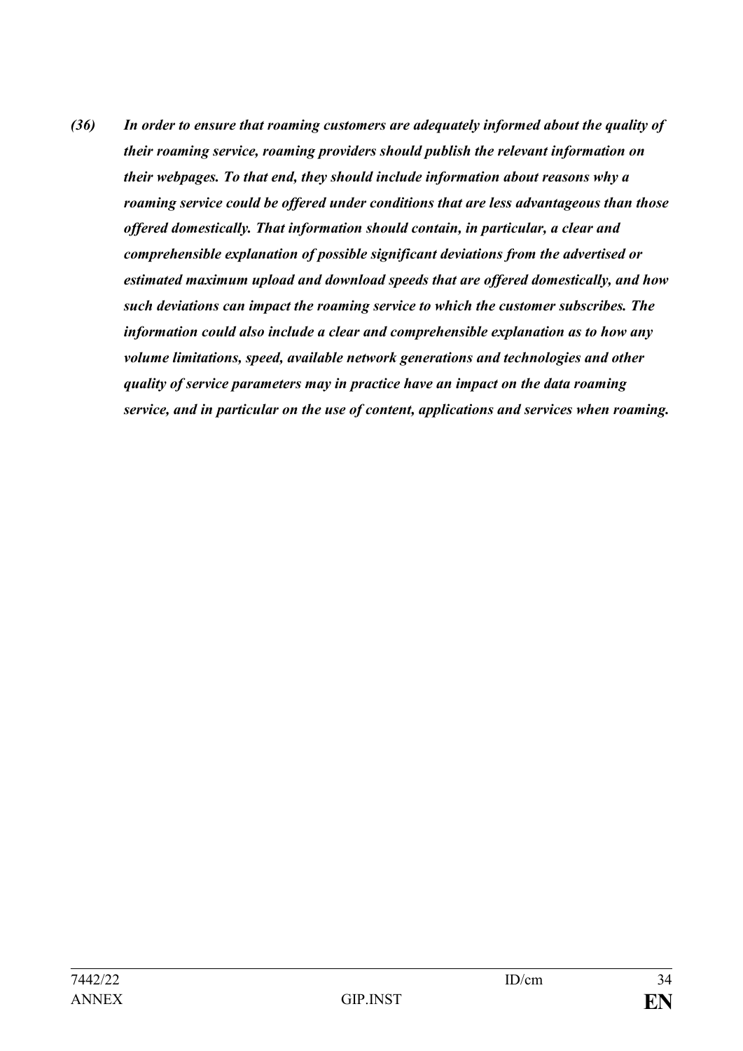***(36) In order to ensure that roaming customers are adequately informed about the quality of their roaming service, roaming providers should publish the relevant information on their webpages. To that end, they should include information about reasons why a roaming service could be offered under conditions that are less advantageous than those offered domestically. That information should contain, in particular, a clear and comprehensible explanation of possible significant deviations from the advertised or estimated maximum upload and download speeds that are offered domestically, and how such deviations can impact the roaming service to which the customer subscribes. The information could also include a clear and comprehensible explanation as to how any volume limitations, speed, available network generations and technologies and other quality of service parameters may in practice have an impact on the data roaming service, and in particular on the use of content, applications and services when roaming.***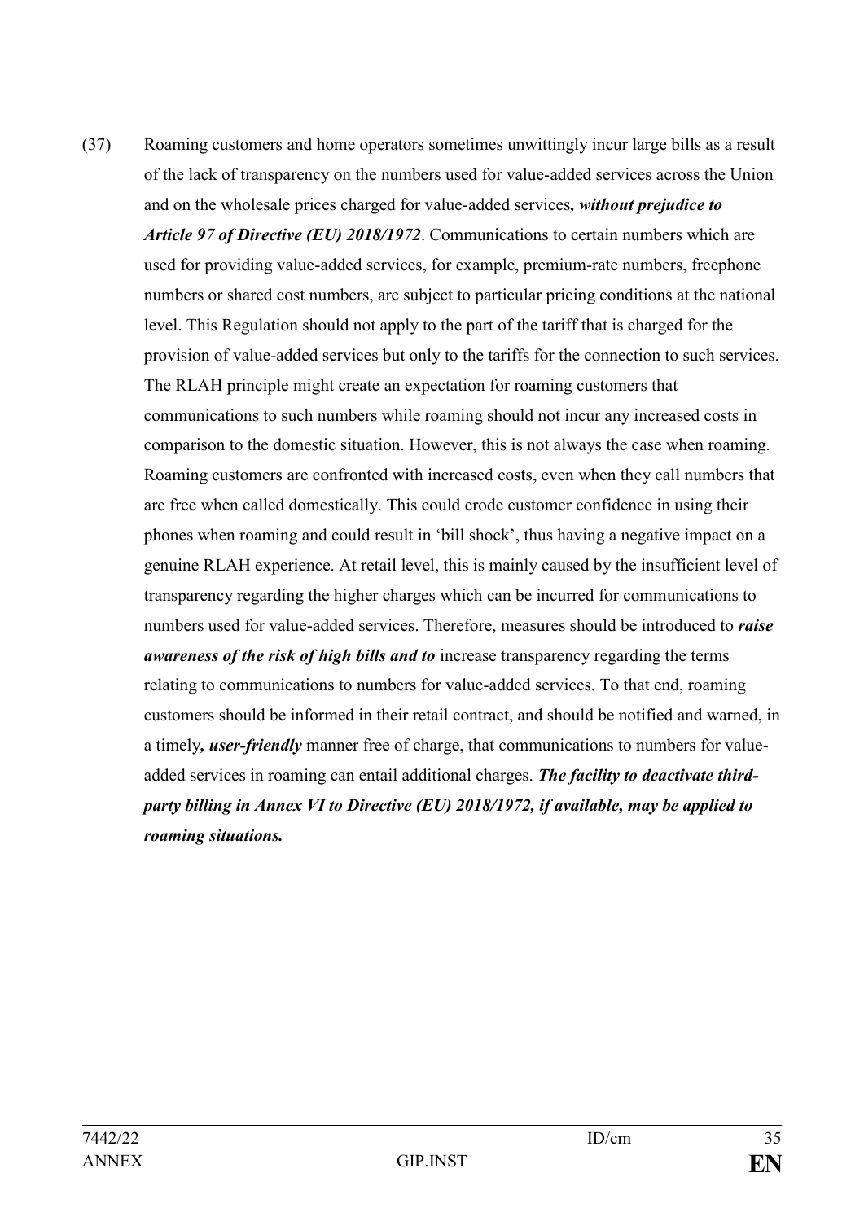(37) Roaming customers and home operators sometimes unwittingly incur large bills as a result of the lack of transparency on the numbers used for value-added services across the Union and on the wholesale prices charged for value-added services***, without prejudice to Article 97 of Directive (EU) 2018/1972***. Communications to certain numbers which are used for providing value-added services, for example, premium-rate numbers, freephone numbers or shared cost numbers, are subject to particular pricing conditions at the national level. This Regulation should not apply to the part of the tariff that is charged for the provision of value-added services but only to the tariffs for the connection to such services. The RLAH principle might create an expectation for roaming customers that communications to such numbers while roaming should not incur any increased costs in comparison to the domestic situation. However, this is not always the case when roaming. Roaming customers are confronted with increased costs, even when they call numbers that are free when called domestically. This could erode customer confidence in using their phones when roaming and could result in 'bill shock', thus having a negative impact on a genuine RLAH experience. At retail level, this is mainly caused by the insufficient level of transparency regarding the higher charges which can be incurred for communications to numbers used for value-added services. Therefore, measures should be introduced to ***raise awareness of the risk of high bills and to*** increase transparency regarding the terms relating to communications to numbers for value-added services. To that end, roaming customers should be informed in their retail contract, and should be notified and warned, in a timely***, user-friendly*** manner free of charge, that communications to numbers for value-added services in roaming can entail additional charges. ***The facility to deactivate third-party billing in Annex VI to Directive (EU) 2018/1972, if available, may be applied to roaming situations.***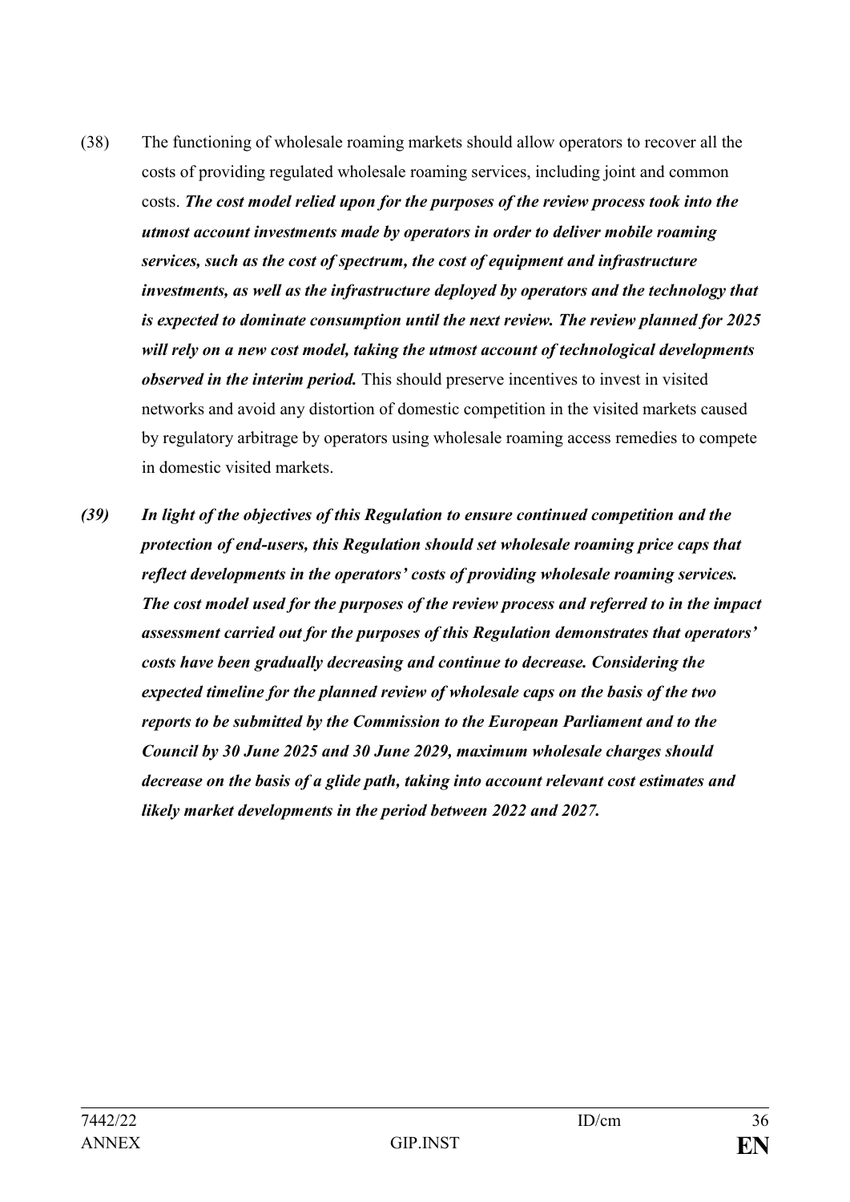(38) The functioning of wholesale roaming markets should allow operators to recover all the costs of providing regulated wholesale roaming services, including joint and common costs. ***The cost model relied upon for the purposes of the review process took into the utmost account investments made by operators in order to deliver mobile roaming services, such as the cost of spectrum, the cost of equipment and infrastructure investments, as well as the infrastructure deployed by operators and the technology that is expected to dominate consumption until the next review. The review planned for 2025 will rely on a new cost model, taking the utmost account of technological developments observed in the interim period.*** This should preserve incentives to invest in visited networks and avoid any distortion of domestic competition in the visited markets caused by regulatory arbitrage by operators using wholesale roaming access remedies to compete in domestic visited markets.

***(39) In light of the objectives of this Regulation to ensure continued competition and the protection of end-users, this Regulation should set wholesale roaming price caps that reflect developments in the operators' costs of providing wholesale roaming services. The cost model used for the purposes of the review process and referred to in the impact assessment carried out for the purposes of this Regulation demonstrates that operators' costs have been gradually decreasing and continue to decrease. Considering the expected timeline for the planned review of wholesale caps on the basis of the two reports to be submitted by the Commission to the European Parliament and to the Council by 30 June 2025 and 30 June 2029, maximum wholesale charges should decrease on the basis of a glide path, taking into account relevant cost estimates and likely market developments in the period between 2022 and 2027.***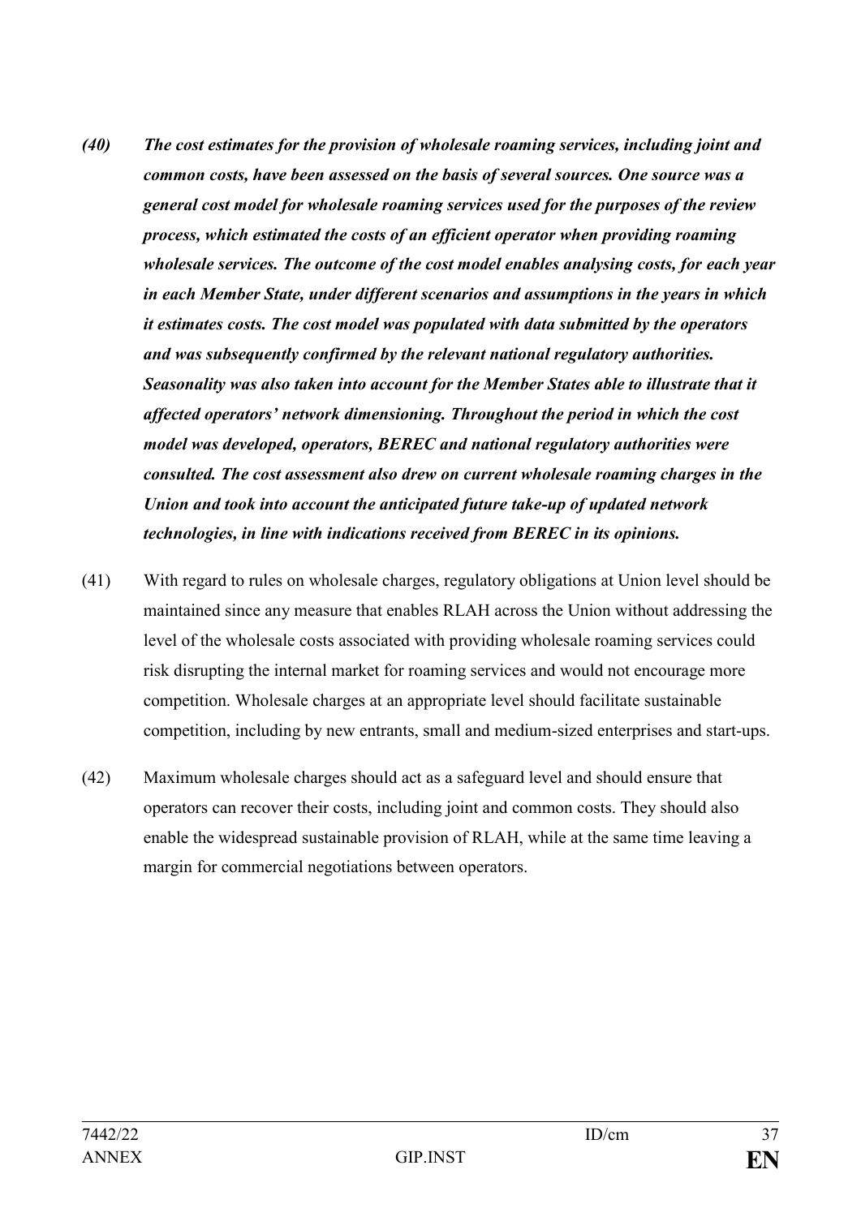***(40) The cost estimates for the provision of wholesale roaming services, including joint and common costs, have been assessed on the basis of several sources. One source was a general cost model for wholesale roaming services used for the purposes of the review process, which estimated the costs of an efficient operator when providing roaming wholesale services. The outcome of the cost model enables analysing costs, for each year in each Member State, under different scenarios and assumptions in the years in which it estimates costs. The cost model was populated with data submitted by the operators and was subsequently confirmed by the relevant national regulatory authorities. Seasonality was also taken into account for the Member States able to illustrate that it affected operators' network dimensioning. Throughout the period in which the cost model was developed, operators, BEREC and national regulatory authorities were consulted. The cost assessment also drew on current wholesale roaming charges in the Union and took into account the anticipated future take-up of updated network technologies, in line with indications received from BEREC in its opinions.***

(41) With regard to rules on wholesale charges, regulatory obligations at Union level should be maintained since any measure that enables RLAH across the Union without addressing the level of the wholesale costs associated with providing wholesale roaming services could risk disrupting the internal market for roaming services and would not encourage more competition. Wholesale charges at an appropriate level should facilitate sustainable competition, including by new entrants, small and medium-sized enterprises and start-ups.

(42) Maximum wholesale charges should act as a safeguard level and should ensure that operators can recover their costs, including joint and common costs. They should also enable the widespread sustainable provision of RLAH, while at the same time leaving a margin for commercial negotiations between operators.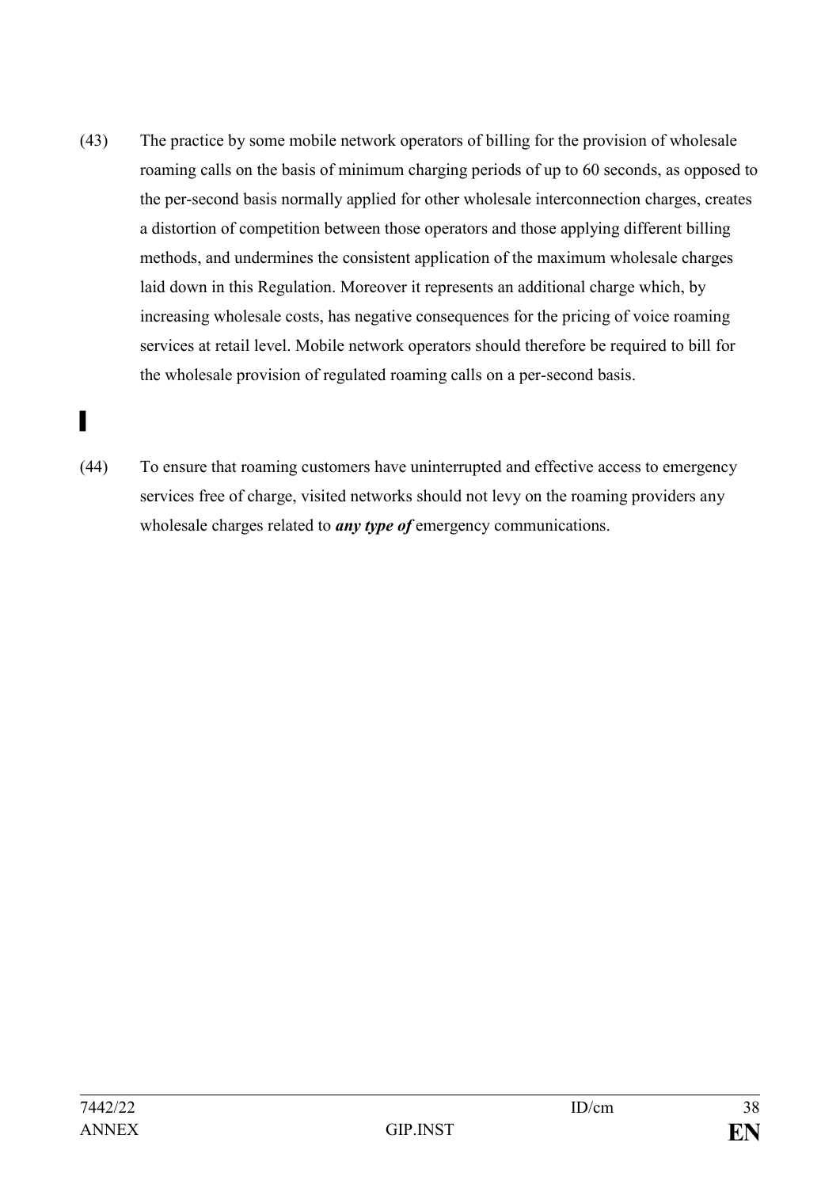(43) The practice by some mobile network operators of billing for the provision of wholesale roaming calls on the basis of minimum charging periods of up to 60 seconds, as opposed to the per-second basis normally applied for other wholesale interconnection charges, creates a distortion of competition between those operators and those applying different billing methods, and undermines the consistent application of the maximum wholesale charges laid down in this Regulation. Moreover it represents an additional charge which, by increasing wholesale costs, has negative consequences for the pricing of voice roaming services at retail level. Mobile network operators should therefore be required to bill for the wholesale provision of regulated roaming calls on a per-second basis.

▌

(44) To ensure that roaming customers have uninterrupted and effective access to emergency services free of charge, visited networks should not levy on the roaming providers any wholesale charges related to ***any type of*** emergency communications.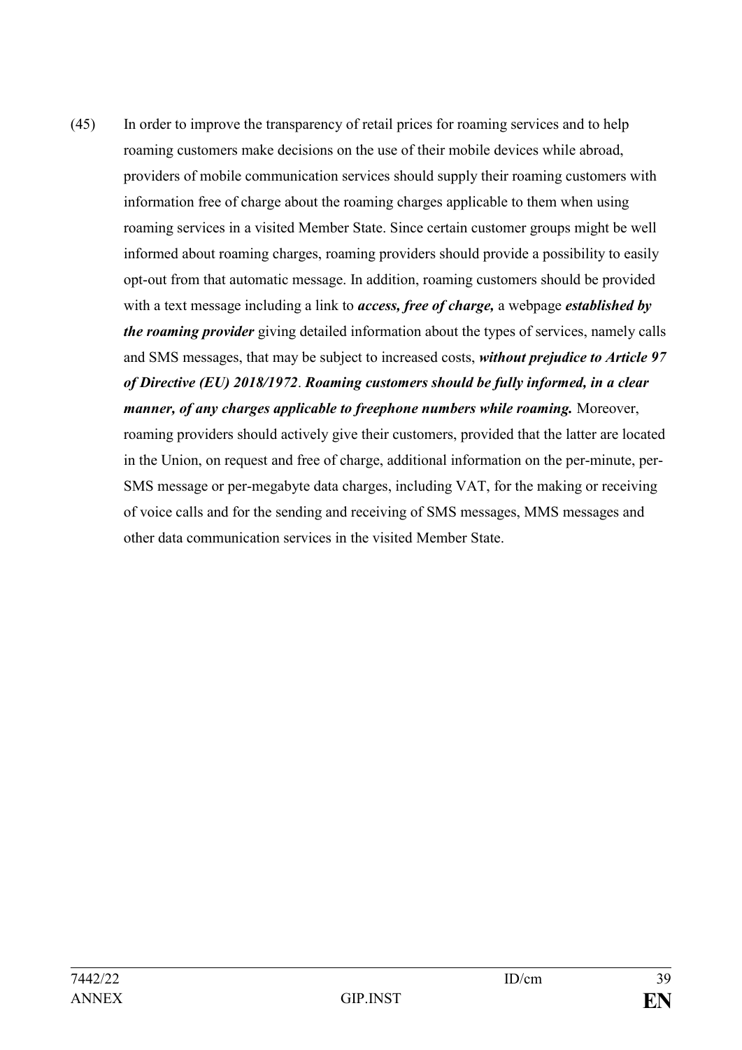(45) In order to improve the transparency of retail prices for roaming services and to help roaming customers make decisions on the use of their mobile devices while abroad, providers of mobile communication services should supply their roaming customers with information free of charge about the roaming charges applicable to them when using roaming services in a visited Member State. Since certain customer groups might be well informed about roaming charges, roaming providers should provide a possibility to easily opt-out from that automatic message. In addition, roaming customers should be provided with a text message including a link to ***access, free of charge,*** a webpage ***established by the roaming provider*** giving detailed information about the types of services, namely calls and SMS messages, that may be subject to increased costs, ***without prejudice to Article 97 of Directive (EU) 2018/1972***. ***Roaming customers should be fully informed, in a clear manner, of any charges applicable to freephone numbers while roaming.*** Moreover, roaming providers should actively give their customers, provided that the latter are located in the Union, on request and free of charge, additional information on the per-minute, per-SMS message or per-megabyte data charges, including VAT, for the making or receiving of voice calls and for the sending and receiving of SMS messages, MMS messages and other data communication services in the visited Member State.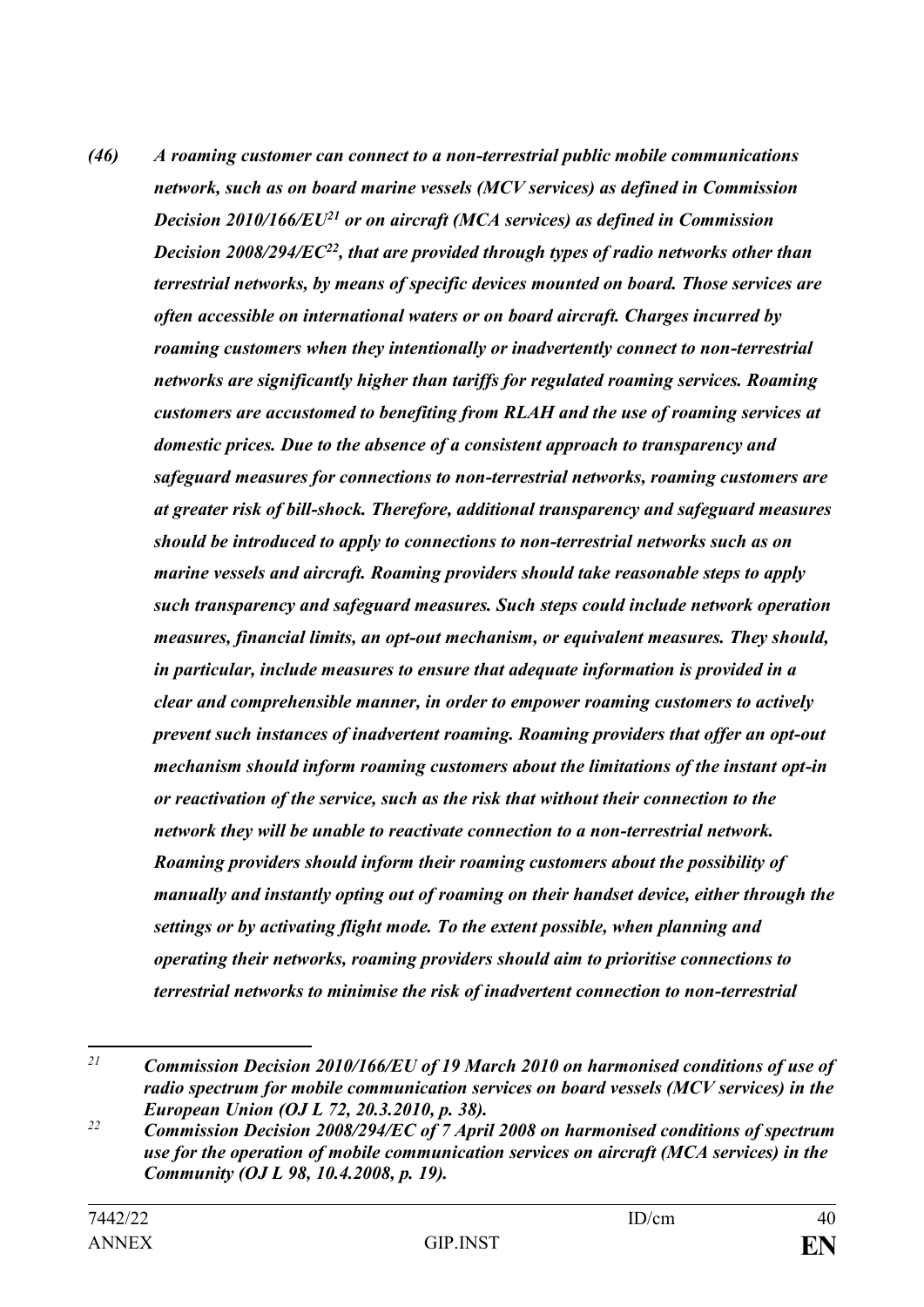***(46) A roaming customer can connect to a non-terrestrial public mobile communications network, such as on board marine vessels (MCV services) as defined in Commission Decision 2010/166/EU[21] or on aircraft (MCA services) as defined in Commission Decision 2008/294/EC[22], that are provided through types of radio networks other than terrestrial networks, by means of specific devices mounted on board. Those services are often accessible on international waters or on board aircraft. Charges incurred by roaming customers when they intentionally or inadvertently connect to non-terrestrial networks are significantly higher than tariffs for regulated roaming services. Roaming customers are accustomed to benefiting from RLAH and the use of roaming services at domestic prices. Due to the absence of a consistent approach to transparency and safeguard measures for connections to non-terrestrial networks, roaming customers are at greater risk of bill-shock. Therefore, additional transparency and safeguard measures should be introduced to apply to connections to non-terrestrial networks such as on marine vessels and aircraft. Roaming providers should take reasonable steps to apply such transparency and safeguard measures. Such steps could include network operation measures, financial limits, an opt-out mechanism, or equivalent measures. They should, in particular, include measures to ensure that adequate information is provided in a clear and comprehensible manner, in order to empower roaming customers to actively prevent such instances of inadvertent roaming. Roaming providers that offer an opt-out mechanism should inform roaming customers about the limitations of the instant opt-in or reactivation of the service, such as the risk that without their connection to the network they will be unable to reactivate connection to a non-terrestrial network. Roaming providers should inform their roaming customers about the possibility of manually and instantly opting out of roaming on their handset device, either through the settings or by activating flight mode. To the extent possible, when planning and operating their networks, roaming providers should aim to prioritise connections to terrestrial networks to minimise the risk of inadvertent connection to non-terrestrial***

---

[21] ***Commission Decision 2010/166/EU of 19 March 2010 on harmonised conditions of use of radio spectrum for mobile communication services on board vessels (MCV services) in the European Union (OJ L 72, 20.3.2010, p. 38).***

[22] ***Commission Decision 2008/294/EC of 7 April 2008 on harmonised conditions of spectrum use for the operation of mobile communication services on aircraft (MCA services) in the Community (OJ L 98, 10.4.2008, p. 19).***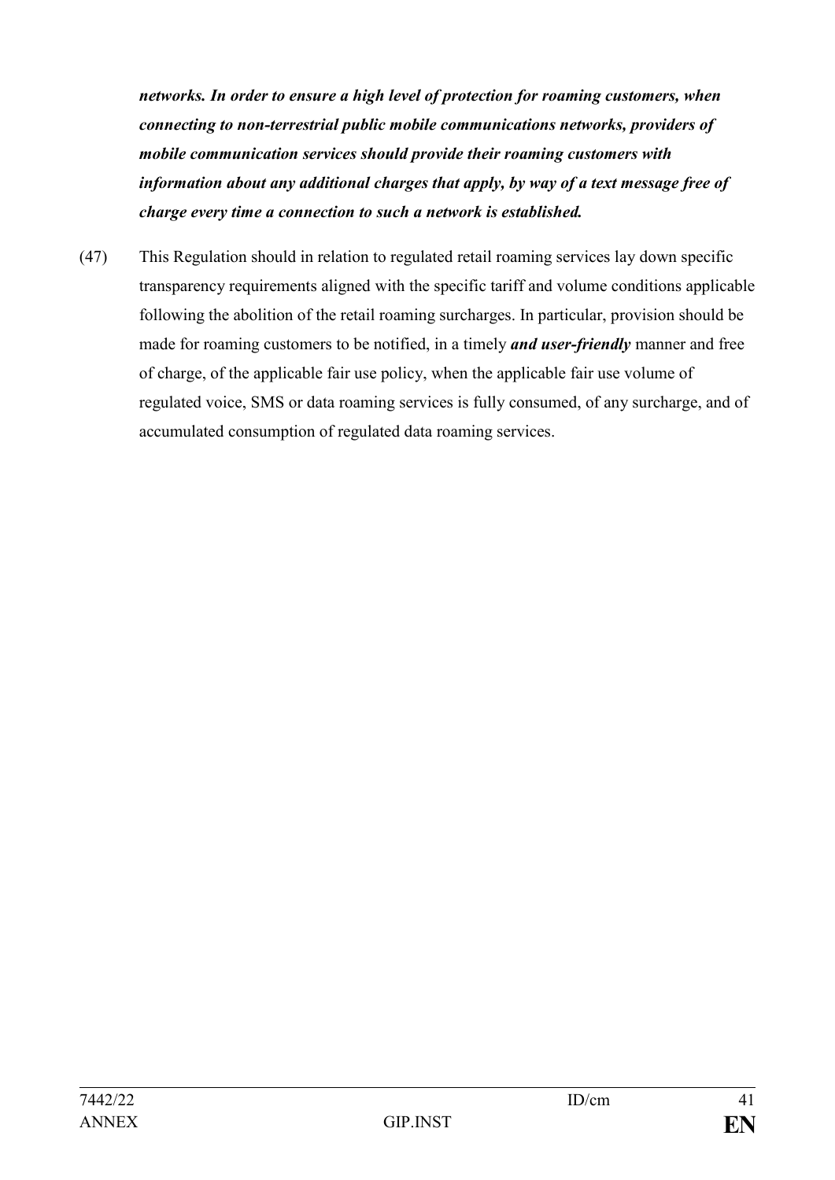***networks. In order to ensure a high level of protection for roaming customers, when connecting to non-terrestrial public mobile communications networks, providers of mobile communication services should provide their roaming customers with information about any additional charges that apply, by way of a text message free of charge every time a connection to such a network is established.***

(47) This Regulation should in relation to regulated retail roaming services lay down specific transparency requirements aligned with the specific tariff and volume conditions applicable following the abolition of the retail roaming surcharges. In particular, provision should be made for roaming customers to be notified, in a timely ***and user-friendly*** manner and free of charge, of the applicable fair use policy, when the applicable fair use volume of regulated voice, SMS or data roaming services is fully consumed, of any surcharge, and of accumulated consumption of regulated data roaming services.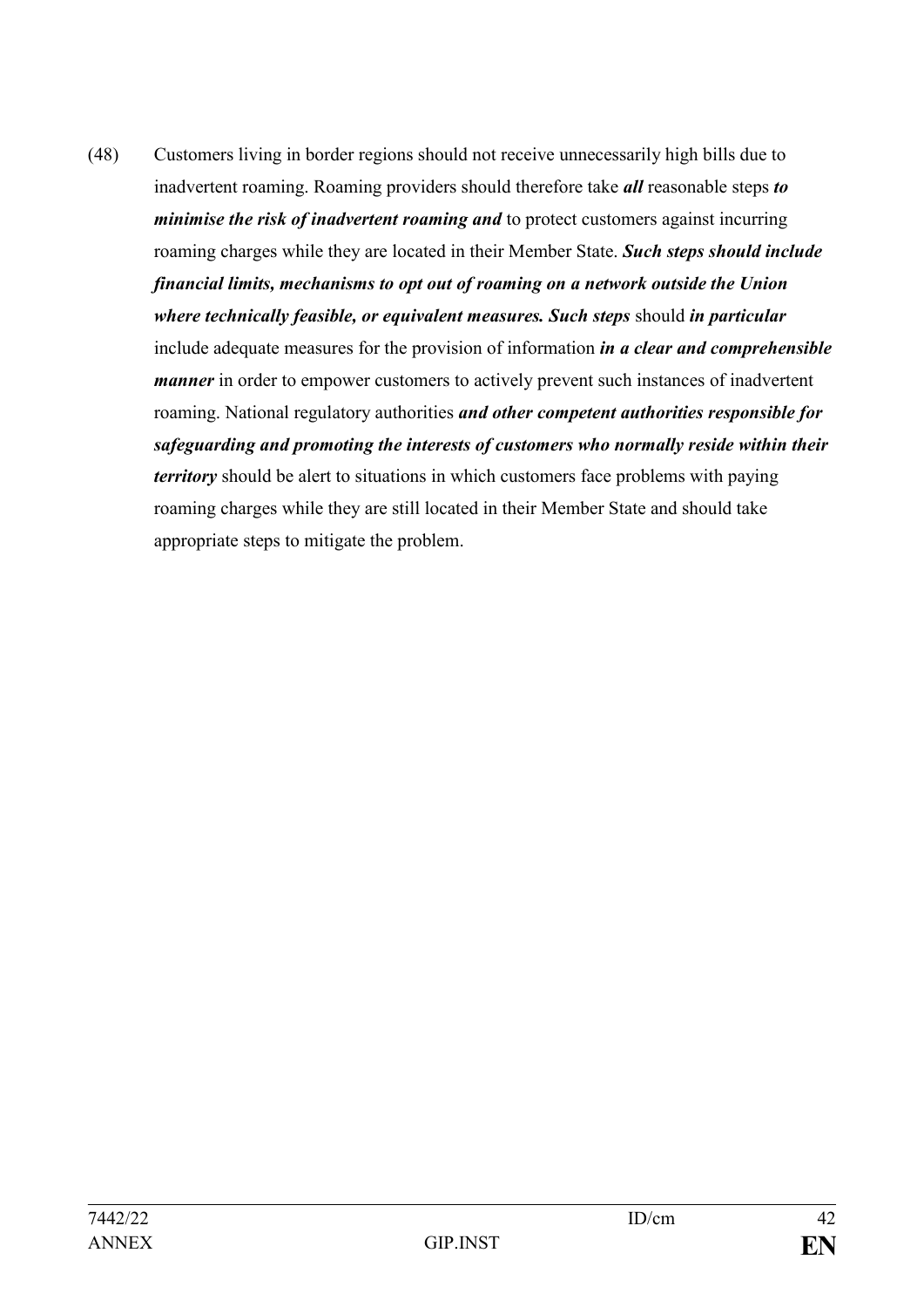(48) Customers living in border regions should not receive unnecessarily high bills due to inadvertent roaming. Roaming providers should therefore take ***all*** reasonable steps ***to minimise the risk of inadvertent roaming and*** to protect customers against incurring roaming charges while they are located in their Member State. ***Such steps should include financial limits, mechanisms to opt out of roaming on a network outside the Union where technically feasible, or equivalent measures. Such steps*** should ***in particular*** include adequate measures for the provision of information ***in a clear and comprehensible manner*** in order to empower customers to actively prevent such instances of inadvertent roaming. National regulatory authorities ***and other competent authorities responsible for safeguarding and promoting the interests of customers who normally reside within their territory*** should be alert to situations in which customers face problems with paying roaming charges while they are still located in their Member State and should take appropriate steps to mitigate the problem.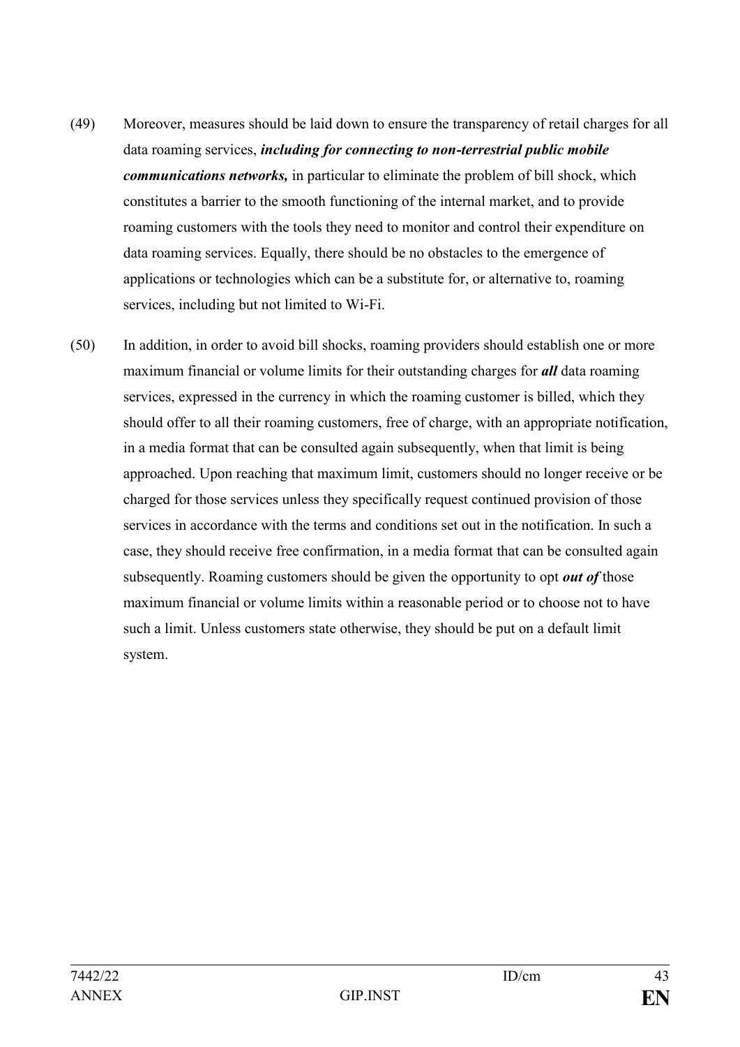(49) Moreover, measures should be laid down to ensure the transparency of retail charges for all data roaming services, ***including for connecting to non-terrestrial public mobile communications networks,*** in particular to eliminate the problem of bill shock, which constitutes a barrier to the smooth functioning of the internal market, and to provide roaming customers with the tools they need to monitor and control their expenditure on data roaming services. Equally, there should be no obstacles to the emergence of applications or technologies which can be a substitute for, or alternative to, roaming services, including but not limited to Wi-Fi.

(50) In addition, in order to avoid bill shocks, roaming providers should establish one or more maximum financial or volume limits for their outstanding charges for ***all*** data roaming services, expressed in the currency in which the roaming customer is billed, which they should offer to all their roaming customers, free of charge, with an appropriate notification, in a media format that can be consulted again subsequently, when that limit is being approached. Upon reaching that maximum limit, customers should no longer receive or be charged for those services unless they specifically request continued provision of those services in accordance with the terms and conditions set out in the notification. In such a case, they should receive free confirmation, in a media format that can be consulted again subsequently. Roaming customers should be given the opportunity to opt ***out of*** those maximum financial or volume limits within a reasonable period or to choose not to have such a limit. Unless customers state otherwise, they should be put on a default limit system.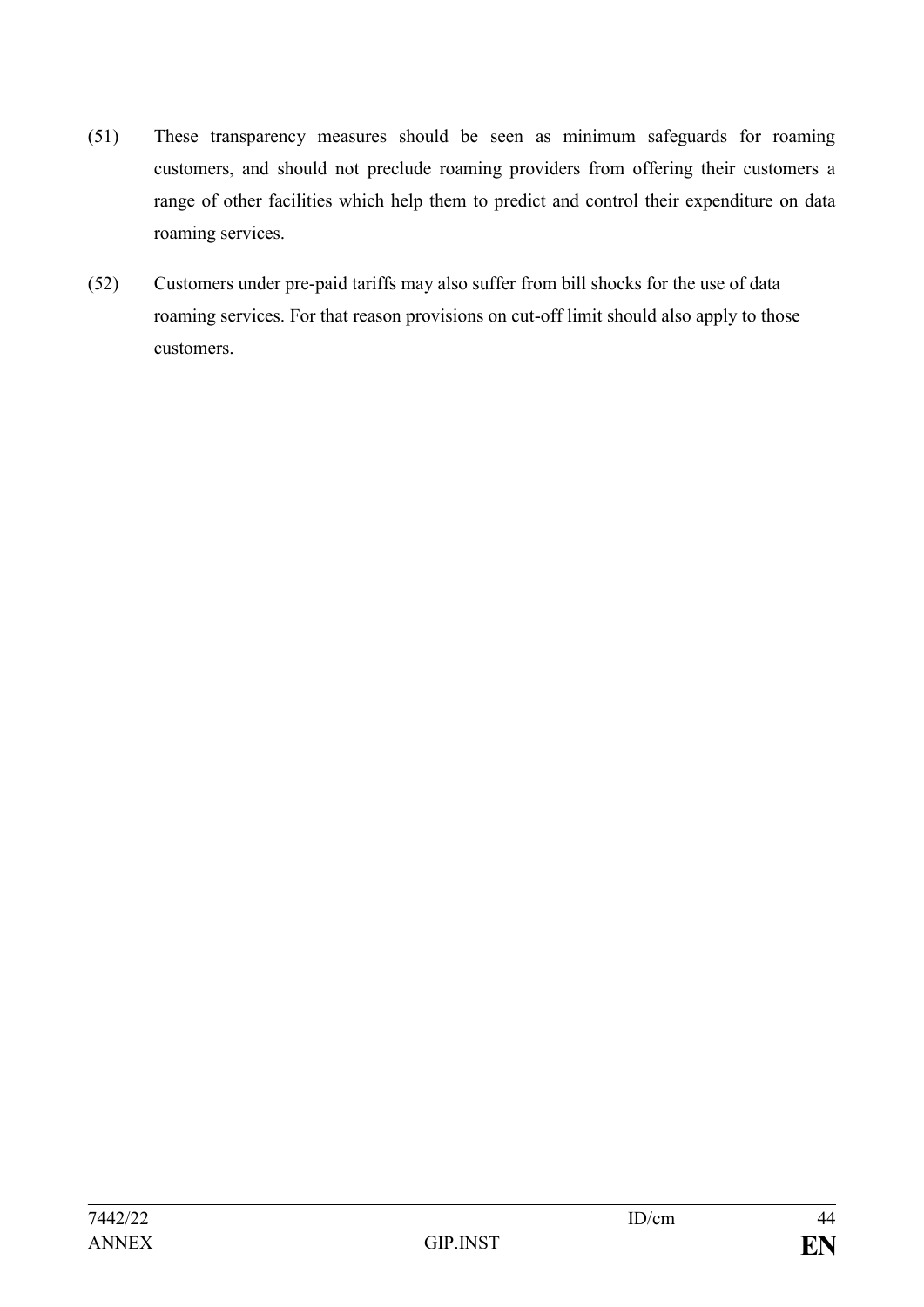(51) These transparency measures should be seen as minimum safeguards for roaming customers, and should not preclude roaming providers from offering their customers a range of other facilities which help them to predict and control their expenditure on data roaming services.

(52) Customers under pre-paid tariffs may also suffer from bill shocks for the use of data roaming services. For that reason provisions on cut-off limit should also apply to those customers.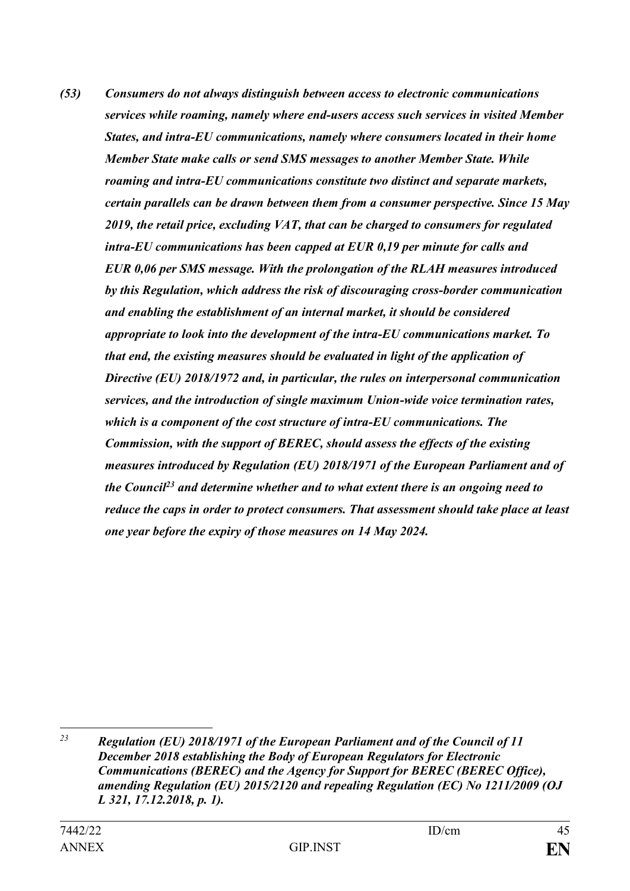***(53) Consumers do not always distinguish between access to electronic communications services while roaming, namely where end-users access such services in visited Member States, and intra-EU communications, namely where consumers located in their home Member State make calls or send SMS messages to another Member State. While roaming and intra-EU communications constitute two distinct and separate markets, certain parallels can be drawn between them from a consumer perspective. Since 15 May 2019, the retail price, excluding VAT, that can be charged to consumers for regulated intra-EU communications has been capped at EUR 0,19 per minute for calls and EUR 0,06 per SMS message. With the prolongation of the RLAH measures introduced by this Regulation, which address the risk of discouraging cross-border communication and enabling the establishment of an internal market, it should be considered appropriate to look into the development of the intra-EU communications market. To that end, the existing measures should be evaluated in light of the application of Directive (EU) 2018/1972 and, in particular, the rules on interpersonal communication services, and the introduction of single maximum Union-wide voice termination rates, which is a component of the cost structure of intra-EU communications. The Commission, with the support of BEREC, should assess the effects of the existing measures introduced by Regulation (EU) 2018/1971 of the European Parliament and of the Council[23] and determine whether and to what extent there is an ongoing need to reduce the caps in order to protect consumers. That assessment should take place at least one year before the expiry of those measures on 14 May 2024.***

---

[23] ***Regulation (EU) 2018/1971 of the European Parliament and of the Council of 11 December 2018 establishing the Body of European Regulators for Electronic Communications (BEREC) and the Agency for Support for BEREC (BEREC Office), amending Regulation (EU) 2015/2120 and repealing Regulation (EC) No 1211/2009 (OJ L 321, 17.12.2018, p. 1).***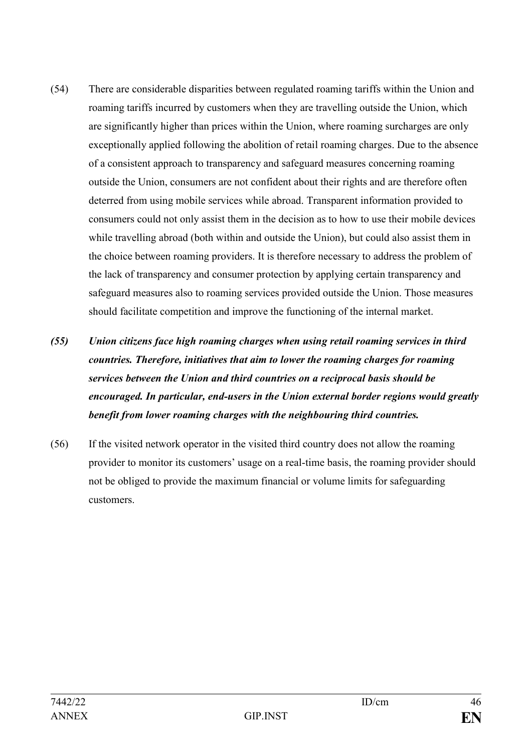(54) There are considerable disparities between regulated roaming tariffs within the Union and roaming tariffs incurred by customers when they are travelling outside the Union, which are significantly higher than prices within the Union, where roaming surcharges are only exceptionally applied following the abolition of retail roaming charges. Due to the absence of a consistent approach to transparency and safeguard measures concerning roaming outside the Union, consumers are not confident about their rights and are therefore often deterred from using mobile services while abroad. Transparent information provided to consumers could not only assist them in the decision as to how to use their mobile devices while travelling abroad (both within and outside the Union), but could also assist them in the choice between roaming providers. It is therefore necessary to address the problem of the lack of transparency and consumer protection by applying certain transparency and safeguard measures also to roaming services provided outside the Union. Those measures should facilitate competition and improve the functioning of the internal market.

***(55) Union citizens face high roaming charges when using retail roaming services in third countries. Therefore, initiatives that aim to lower the roaming charges for roaming services between the Union and third countries on a reciprocal basis should be encouraged. In particular, end-users in the Union external border regions would greatly benefit from lower roaming charges with the neighbouring third countries.***

(56) If the visited network operator in the visited third country does not allow the roaming provider to monitor its customers' usage on a real-time basis, the roaming provider should not be obliged to provide the maximum financial or volume limits for safeguarding customers.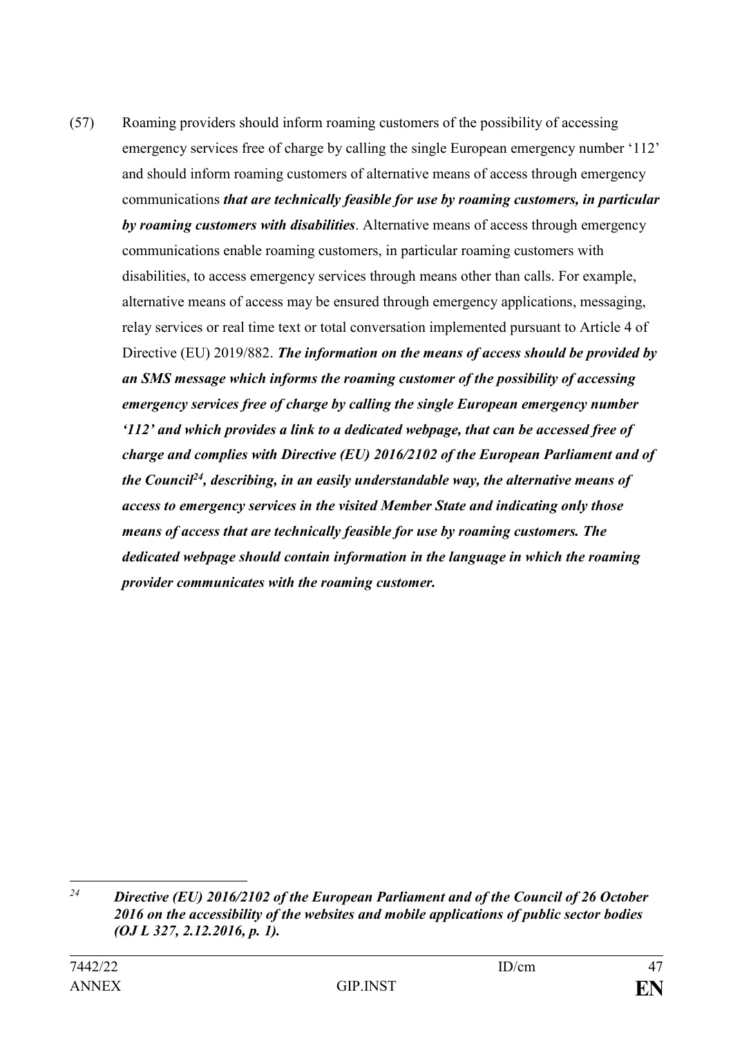(57) Roaming providers should inform roaming customers of the possibility of accessing emergency services free of charge by calling the single European emergency number '112' and should inform roaming customers of alternative means of access through emergency communications ***that are technically feasible for use by roaming customers, in particular by roaming customers with disabilities***. Alternative means of access through emergency communications enable roaming customers, in particular roaming customers with disabilities, to access emergency services through means other than calls. For example, alternative means of access may be ensured through emergency applications, messaging, relay services or real time text or total conversation implemented pursuant to Article 4 of Directive (EU) 2019/882. ***The information on the means of access should be provided by an SMS message which informs the roaming customer of the possibility of accessing emergency services free of charge by calling the single European emergency number '112' and which provides a link to a dedicated webpage, that can be accessed free of charge and complies with Directive (EU) 2016/2102 of the European Parliament and of the Council[24], describing, in an easily understandable way, the alternative means of access to emergency services in the visited Member State and indicating only those means of access that are technically feasible for use by roaming customers. The dedicated webpage should contain information in the language in which the roaming provider communicates with the roaming customer.***

---

[24] ***Directive (EU) 2016/2102 of the European Parliament and of the Council of 26 October 2016 on the accessibility of the websites and mobile applications of public sector bodies (OJ L 327, 2.12.2016, p. 1).***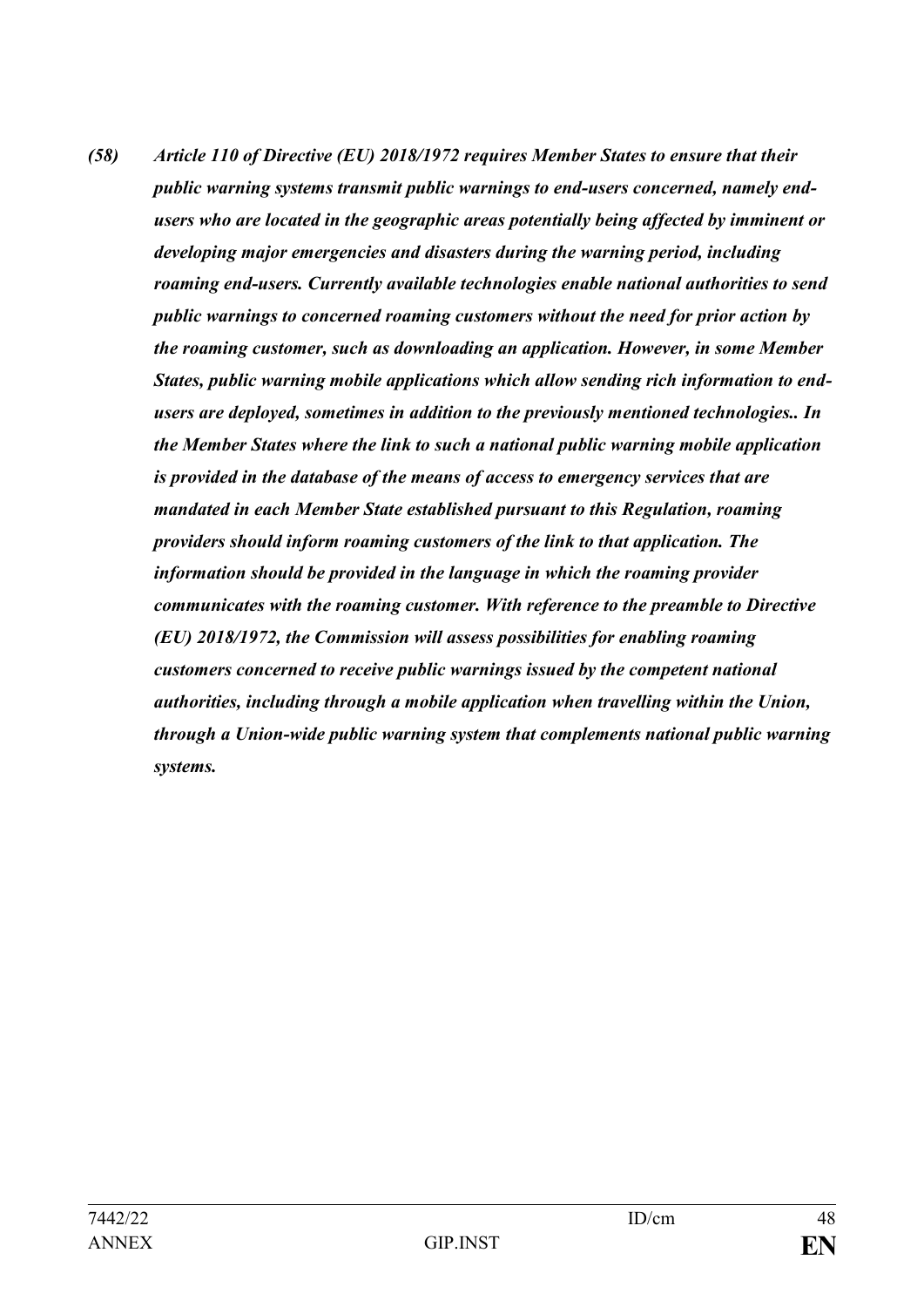***(58) Article 110 of Directive (EU) 2018/1972 requires Member States to ensure that their public warning systems transmit public warnings to end-users concerned, namely end-users who are located in the geographic areas potentially being affected by imminent or developing major emergencies and disasters during the warning period, including roaming end-users. Currently available technologies enable national authorities to send public warnings to concerned roaming customers without the need for prior action by the roaming customer, such as downloading an application. However, in some Member States, public warning mobile applications which allow sending rich information to end-users are deployed, sometimes in addition to the previously mentioned technologies.. In the Member States where the link to such a national public warning mobile application is provided in the database of the means of access to emergency services that are mandated in each Member State established pursuant to this Regulation, roaming providers should inform roaming customers of the link to that application. The information should be provided in the language in which the roaming provider communicates with the roaming customer. With reference to the preamble to Directive (EU) 2018/1972, the Commission will assess possibilities for enabling roaming customers concerned to receive public warnings issued by the competent national authorities, including through a mobile application when travelling within the Union, through a Union-wide public warning system that complements national public warning systems.***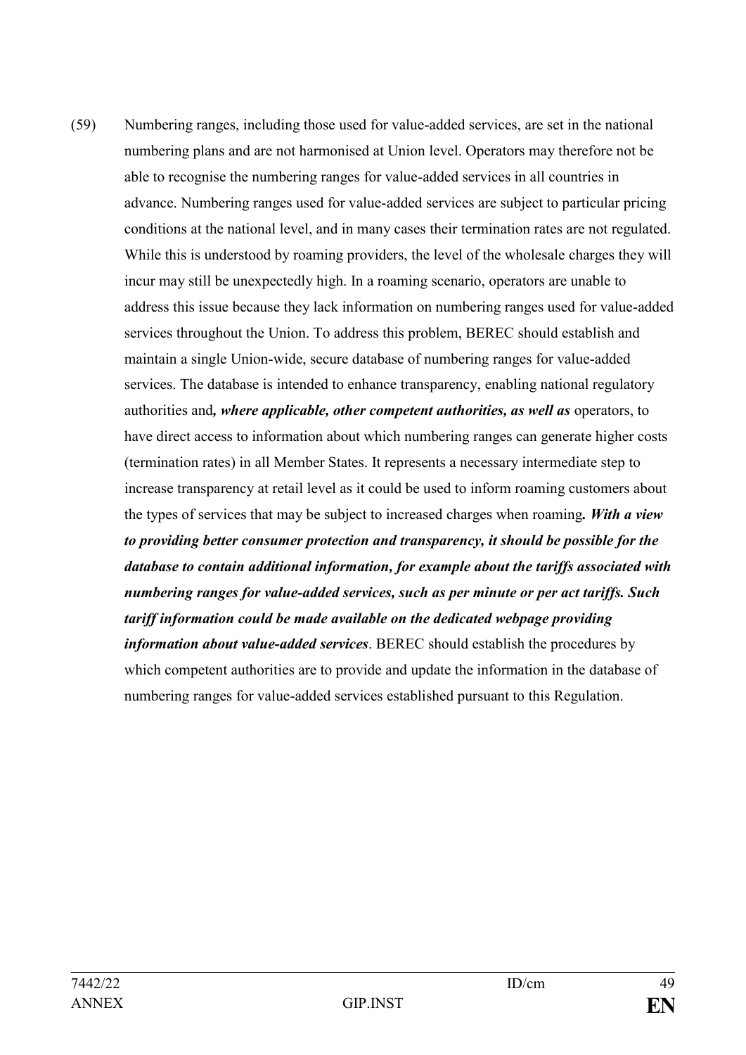(59) Numbering ranges, including those used for value-added services, are set in the national numbering plans and are not harmonised at Union level. Operators may therefore not be able to recognise the numbering ranges for value-added services in all countries in advance. Numbering ranges used for value-added services are subject to particular pricing conditions at the national level, and in many cases their termination rates are not regulated. While this is understood by roaming providers, the level of the wholesale charges they will incur may still be unexpectedly high. In a roaming scenario, operators are unable to address this issue because they lack information on numbering ranges used for value-added services throughout the Union. To address this problem, BEREC should establish and maintain a single Union-wide, secure database of numbering ranges for value-added services. The database is intended to enhance transparency, enabling national regulatory authorities and***, where applicable, other competent authorities, as well as*** operators, to have direct access to information about which numbering ranges can generate higher costs (termination rates) in all Member States. It represents a necessary intermediate step to increase transparency at retail level as it could be used to inform roaming customers about the types of services that may be subject to increased charges when roaming***. With a view to providing better consumer protection and transparency, it should be possible for the database to contain additional information, for example about the tariffs associated with numbering ranges for value-added services, such as per minute or per act tariffs. Such tariff information could be made available on the dedicated webpage providing information about value-added services***. BEREC should establish the procedures by which competent authorities are to provide and update the information in the database of numbering ranges for value-added services established pursuant to this Regulation.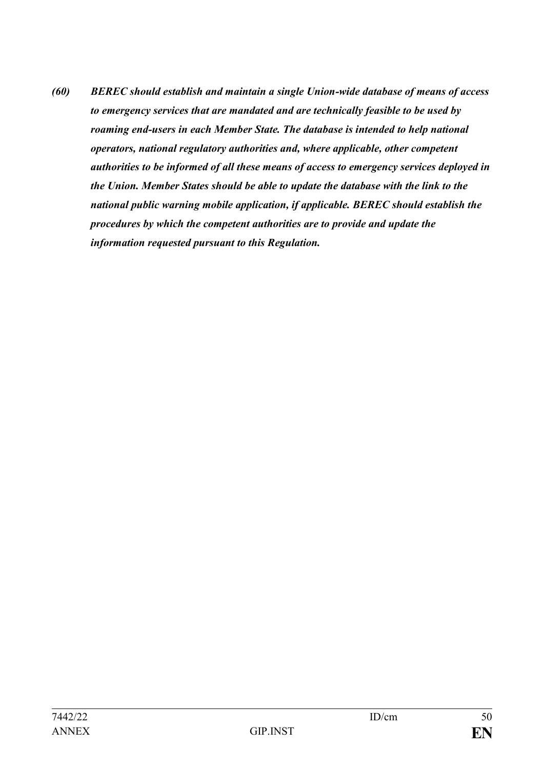***(60) BEREC should establish and maintain a single Union-wide database of means of access to emergency services that are mandated and are technically feasible to be used by roaming end-users in each Member State. The database is intended to help national operators, national regulatory authorities and, where applicable, other competent authorities to be informed of all these means of access to emergency services deployed in the Union. Member States should be able to update the database with the link to the national public warning mobile application, if applicable. BEREC should establish the procedures by which the competent authorities are to provide and update the information requested pursuant to this Regulation.***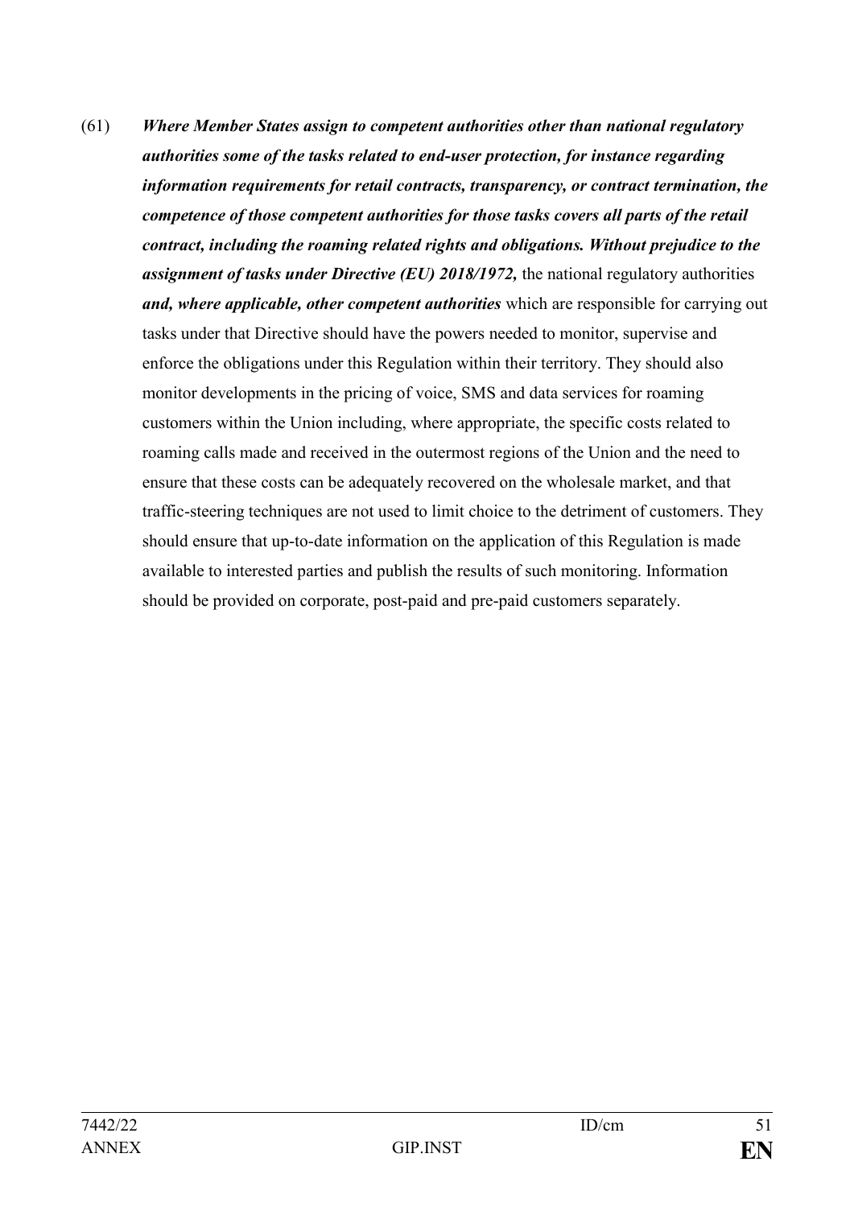(61) ***Where Member States assign to competent authorities other than national regulatory authorities some of the tasks related to end-user protection, for instance regarding information requirements for retail contracts, transparency, or contract termination, the competence of those competent authorities for those tasks covers all parts of the retail contract, including the roaming related rights and obligations. Without prejudice to the assignment of tasks under Directive (EU) 2018/1972,*** the national regulatory authorities ***and, where applicable, other competent authorities*** which are responsible for carrying out tasks under that Directive should have the powers needed to monitor, supervise and enforce the obligations under this Regulation within their territory. They should also monitor developments in the pricing of voice, SMS and data services for roaming customers within the Union including, where appropriate, the specific costs related to roaming calls made and received in the outermost regions of the Union and the need to ensure that these costs can be adequately recovered on the wholesale market, and that traffic-steering techniques are not used to limit choice to the detriment of customers. They should ensure that up-to-date information on the application of this Regulation is made available to interested parties and publish the results of such monitoring. Information should be provided on corporate, post-paid and pre-paid customers separately.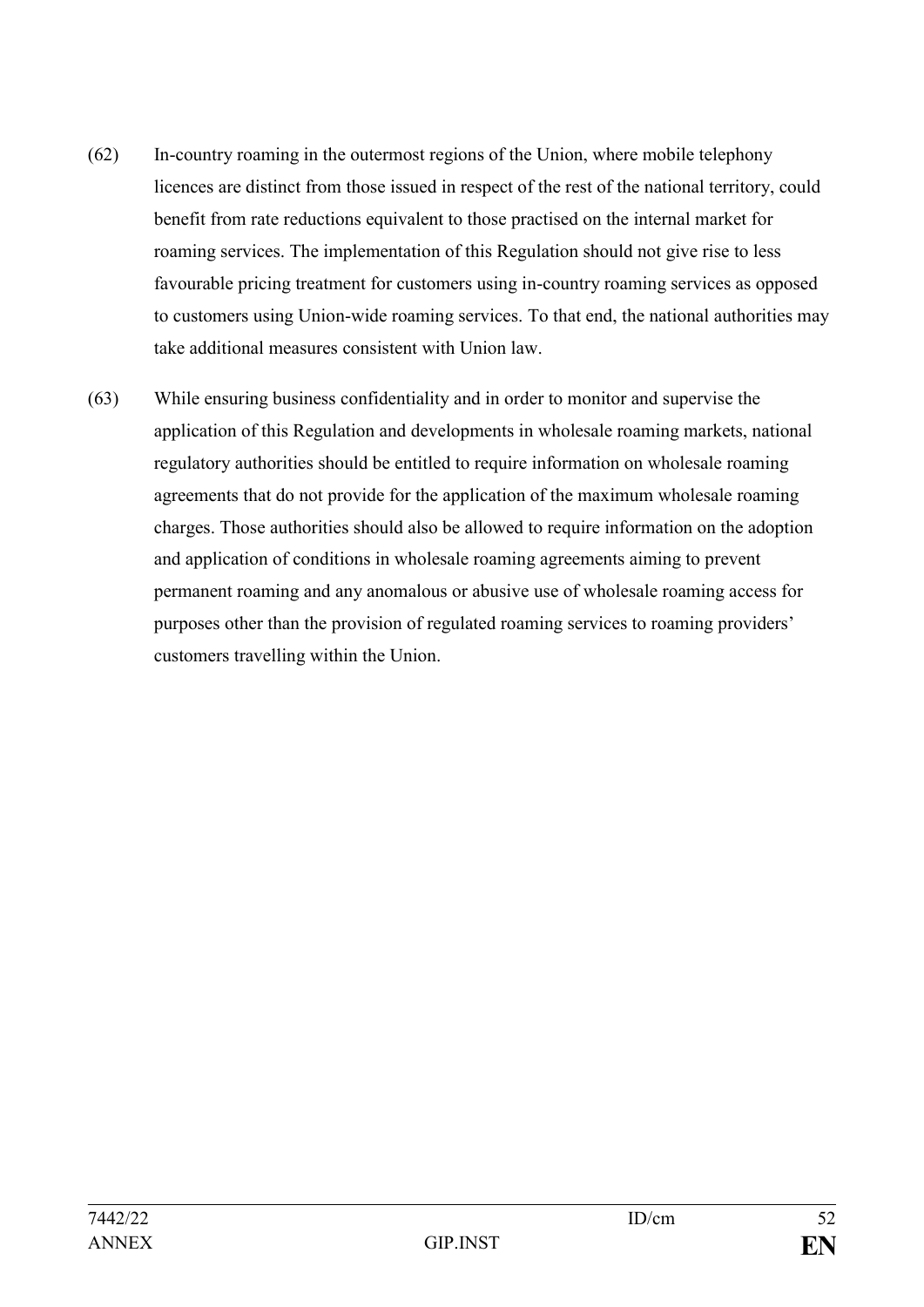(62) In-country roaming in the outermost regions of the Union, where mobile telephony licences are distinct from those issued in respect of the rest of the national territory, could benefit from rate reductions equivalent to those practised on the internal market for roaming services. The implementation of this Regulation should not give rise to less favourable pricing treatment for customers using in-country roaming services as opposed to customers using Union-wide roaming services. To that end, the national authorities may take additional measures consistent with Union law.

(63) While ensuring business confidentiality and in order to monitor and supervise the application of this Regulation and developments in wholesale roaming markets, national regulatory authorities should be entitled to require information on wholesale roaming agreements that do not provide for the application of the maximum wholesale roaming charges. Those authorities should also be allowed to require information on the adoption and application of conditions in wholesale roaming agreements aiming to prevent permanent roaming and any anomalous or abusive use of wholesale roaming access for purposes other than the provision of regulated roaming services to roaming providers' customers travelling within the Union.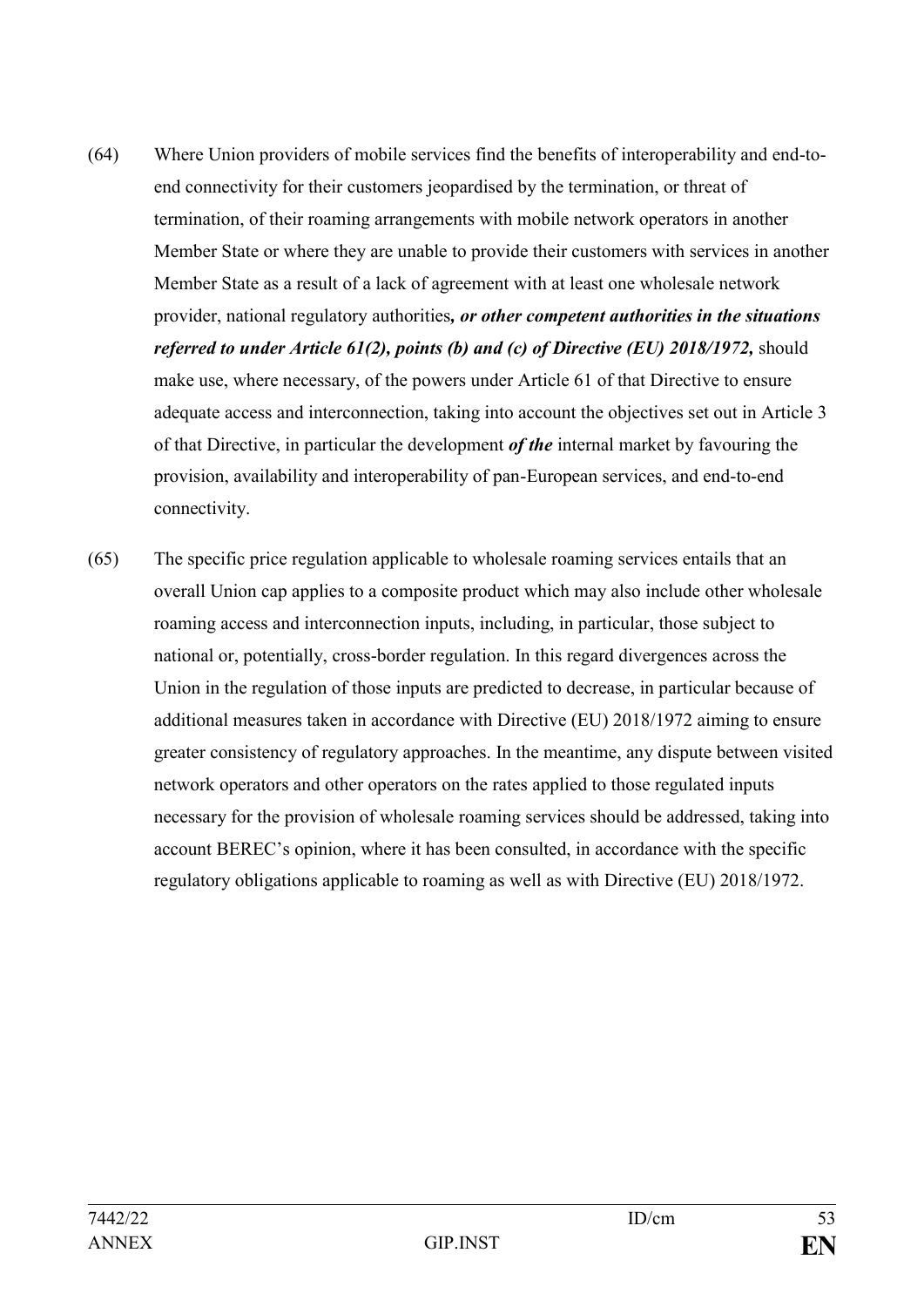(64) Where Union providers of mobile services find the benefits of interoperability and end-to-end connectivity for their customers jeopardised by the termination, or threat of termination, of their roaming arrangements with mobile network operators in another Member State or where they are unable to provide their customers with services in another Member State as a result of a lack of agreement with at least one wholesale network provider, national regulatory authorities*, or other competent authorities in the situations referred to under Article 61(2), points (b) and (c) of Directive (EU) 2018/1972,* should make use, where necessary, of the powers under Article 61 of that Directive to ensure adequate access and interconnection, taking into account the objectives set out in Article 3 of that Directive, in particular the development *of the* internal market by favouring the provision, availability and interoperability of pan-European services, and end-to-end connectivity.

(65) The specific price regulation applicable to wholesale roaming services entails that an overall Union cap applies to a composite product which may also include other wholesale roaming access and interconnection inputs, including, in particular, those subject to national or, potentially, cross-border regulation. In this regard divergences across the Union in the regulation of those inputs are predicted to decrease, in particular because of additional measures taken in accordance with Directive (EU) 2018/1972 aiming to ensure greater consistency of regulatory approaches. In the meantime, any dispute between visited network operators and other operators on the rates applied to those regulated inputs necessary for the provision of wholesale roaming services should be addressed, taking into account BEREC's opinion, where it has been consulted, in accordance with the specific regulatory obligations applicable to roaming as well as with Directive (EU) 2018/1972.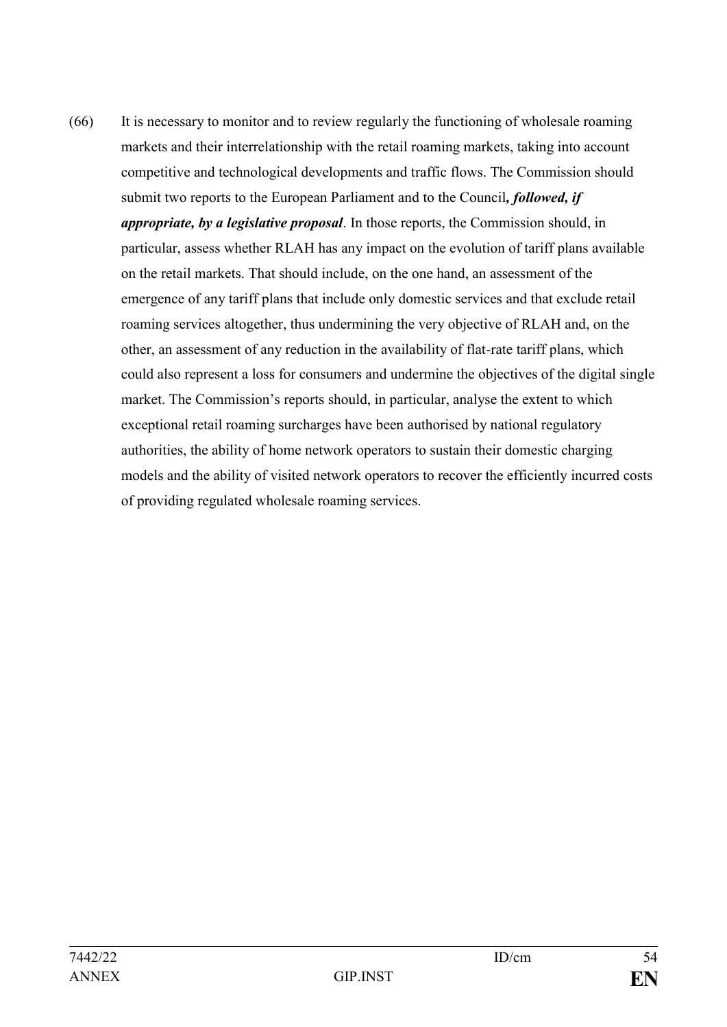(66) It is necessary to monitor and to review regularly the functioning of wholesale roaming markets and their interrelationship with the retail roaming markets, taking into account competitive and technological developments and traffic flows. The Commission should submit two reports to the European Parliament and to the Council***, followed, if appropriate, by a legislative proposal***. In those reports, the Commission should, in particular, assess whether RLAH has any impact on the evolution of tariff plans available on the retail markets. That should include, on the one hand, an assessment of the emergence of any tariff plans that include only domestic services and that exclude retail roaming services altogether, thus undermining the very objective of RLAH and, on the other, an assessment of any reduction in the availability of flat-rate tariff plans, which could also represent a loss for consumers and undermine the objectives of the digital single market. The Commission's reports should, in particular, analyse the extent to which exceptional retail roaming surcharges have been authorised by national regulatory authorities, the ability of home network operators to sustain their domestic charging models and the ability of visited network operators to recover the efficiently incurred costs of providing regulated wholesale roaming services.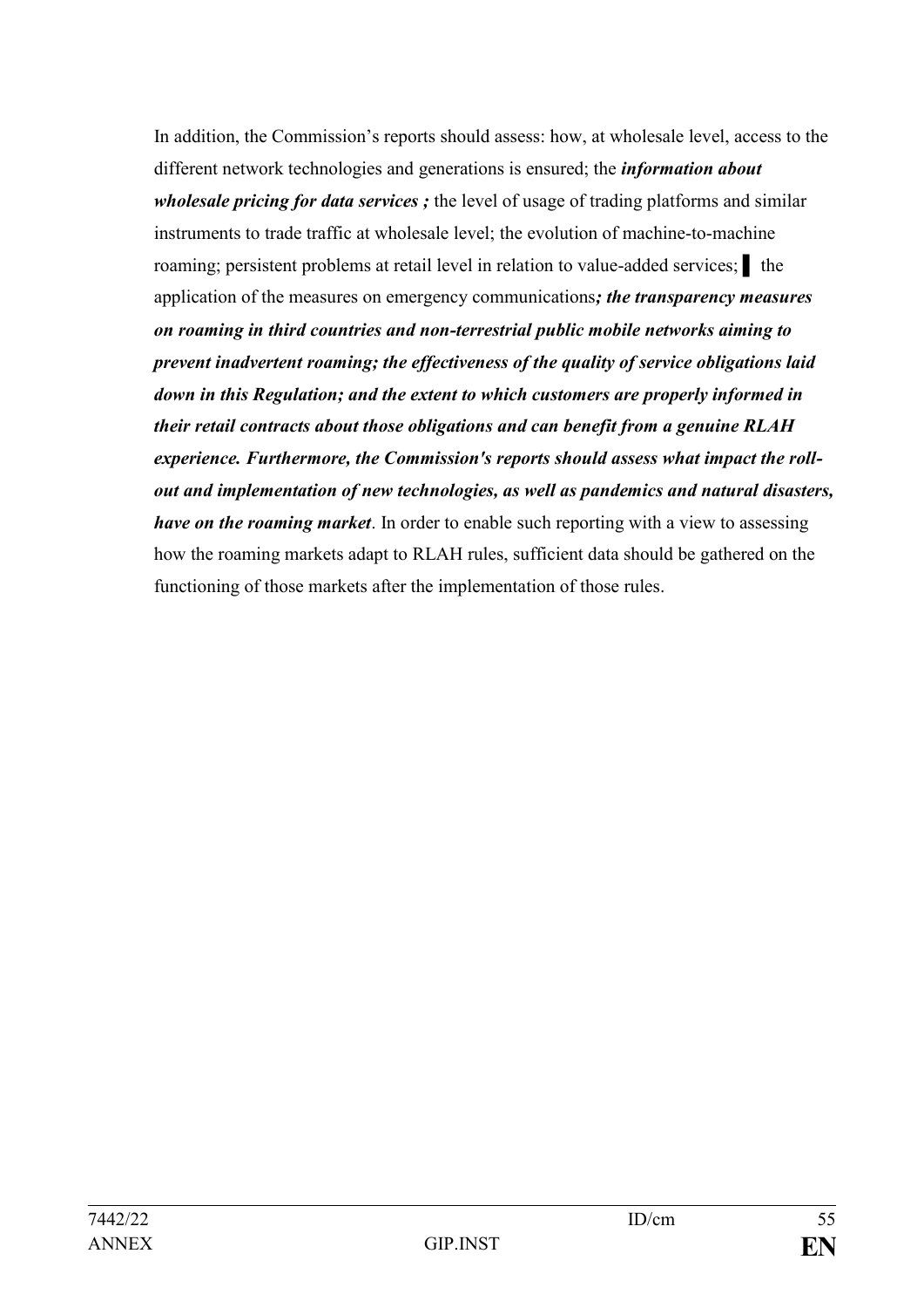In addition, the Commission's reports should assess: how, at wholesale level, access to the different network technologies and generations is ensured; the ***information about wholesale pricing for data services ;*** the level of usage of trading platforms and similar instruments to trade traffic at wholesale level; the evolution of machine-to-machine roaming; persistent problems at retail level in relation to value-added services; ▌ the application of the measures on emergency communications***; the transparency measures on roaming in third countries and non-terrestrial public mobile networks aiming to prevent inadvertent roaming; the effectiveness of the quality of service obligations laid down in this Regulation; and the extent to which customers are properly informed in their retail contracts about those obligations and can benefit from a genuine RLAH experience. Furthermore, the Commission's reports should assess what impact the roll-out and implementation of new technologies, as well as pandemics and natural disasters, have on the roaming market***. In order to enable such reporting with a view to assessing how the roaming markets adapt to RLAH rules, sufficient data should be gathered on the functioning of those markets after the implementation of those rules.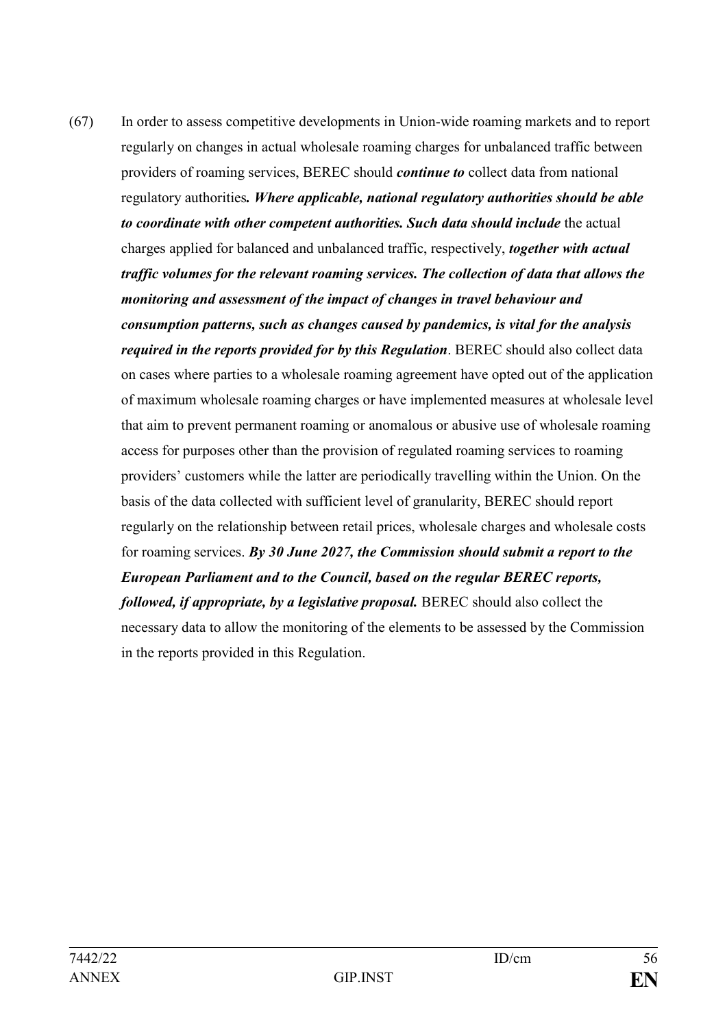(67) In order to assess competitive developments in Union-wide roaming markets and to report regularly on changes in actual wholesale roaming charges for unbalanced traffic between providers of roaming services, BEREC should ***continue to*** collect data from national regulatory authorities***. Where applicable, national regulatory authorities should be able to coordinate with other competent authorities. Such data should include*** the actual charges applied for balanced and unbalanced traffic, respectively, ***together with actual traffic volumes for the relevant roaming services. The collection of data that allows the monitoring and assessment of the impact of changes in travel behaviour and consumption patterns, such as changes caused by pandemics, is vital for the analysis required in the reports provided for by this Regulation***. BEREC should also collect data on cases where parties to a wholesale roaming agreement have opted out of the application of maximum wholesale roaming charges or have implemented measures at wholesale level that aim to prevent permanent roaming or anomalous or abusive use of wholesale roaming access for purposes other than the provision of regulated roaming services to roaming providers' customers while the latter are periodically travelling within the Union. On the basis of the data collected with sufficient level of granularity, BEREC should report regularly on the relationship between retail prices, wholesale charges and wholesale costs for roaming services. ***By 30 June 2027, the Commission should submit a report to the European Parliament and to the Council, based on the regular BEREC reports, followed, if appropriate, by a legislative proposal.*** BEREC should also collect the necessary data to allow the monitoring of the elements to be assessed by the Commission in the reports provided in this Regulation.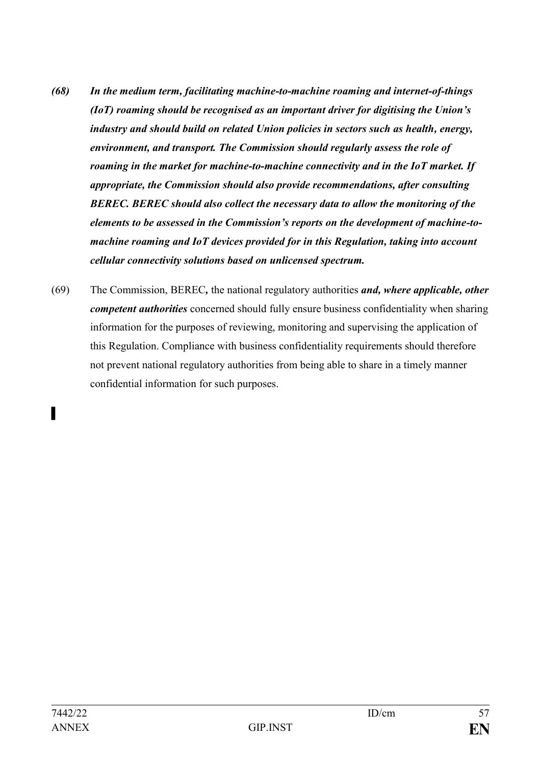***(68) In the medium term, facilitating machine-to-machine roaming and internet-of-things (IoT) roaming should be recognised as an important driver for digitising the Union's industry and should build on related Union policies in sectors such as health, energy, environment, and transport. The Commission should regularly assess the role of roaming in the market for machine-to-machine connectivity and in the IoT market. If appropriate, the Commission should also provide recommendations, after consulting BEREC. BEREC should also collect the necessary data to allow the monitoring of the elements to be assessed in the Commission's reports on the development of machine-to-machine roaming and IoT devices provided for in this Regulation, taking into account cellular connectivity solutions based on unlicensed spectrum.***

(69) The Commission, BEREC***,*** the national regulatory authorities ***and, where applicable, other competent authorities*** concerned should fully ensure business confidentiality when sharing information for the purposes of reviewing, monitoring and supervising the application of this Regulation. Compliance with business confidentiality requirements should therefore not prevent national regulatory authorities from being able to share in a timely manner confidential information for such purposes.

▌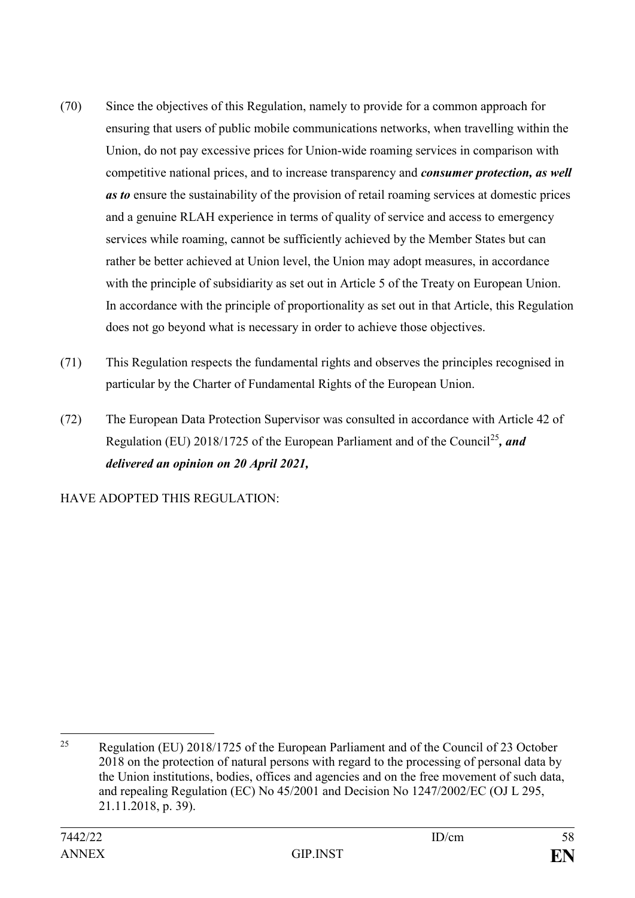(70) Since the objectives of this Regulation, namely to provide for a common approach for ensuring that users of public mobile communications networks, when travelling within the Union, do not pay excessive prices for Union-wide roaming services in comparison with competitive national prices, and to increase transparency and ***consumer protection, as well as to*** ensure the sustainability of the provision of retail roaming services at domestic prices and a genuine RLAH experience in terms of quality of service and access to emergency services while roaming, cannot be sufficiently achieved by the Member States but can rather be better achieved at Union level, the Union may adopt measures, in accordance with the principle of subsidiarity as set out in Article 5 of the Treaty on European Union. In accordance with the principle of proportionality as set out in that Article, this Regulation does not go beyond what is necessary in order to achieve those objectives.

(71) This Regulation respects the fundamental rights and observes the principles recognised in particular by the Charter of Fundamental Rights of the European Union.

(72) The European Data Protection Supervisor was consulted in accordance with Article 42 of Regulation (EU) 2018/1725 of the European Parliament and of the Council[25]***, and delivered an opinion on 20 April 2021,***

HAVE ADOPTED THIS REGULATION:

[25] Regulation (EU) 2018/1725 of the European Parliament and of the Council of 23 October 2018 on the protection of natural persons with regard to the processing of personal data by the Union institutions, bodies, offices and agencies and on the free movement of such data, and repealing Regulation (EC) No 45/2001 and Decision No 1247/2002/EC (OJ L 295, 21.11.2018, p. 39).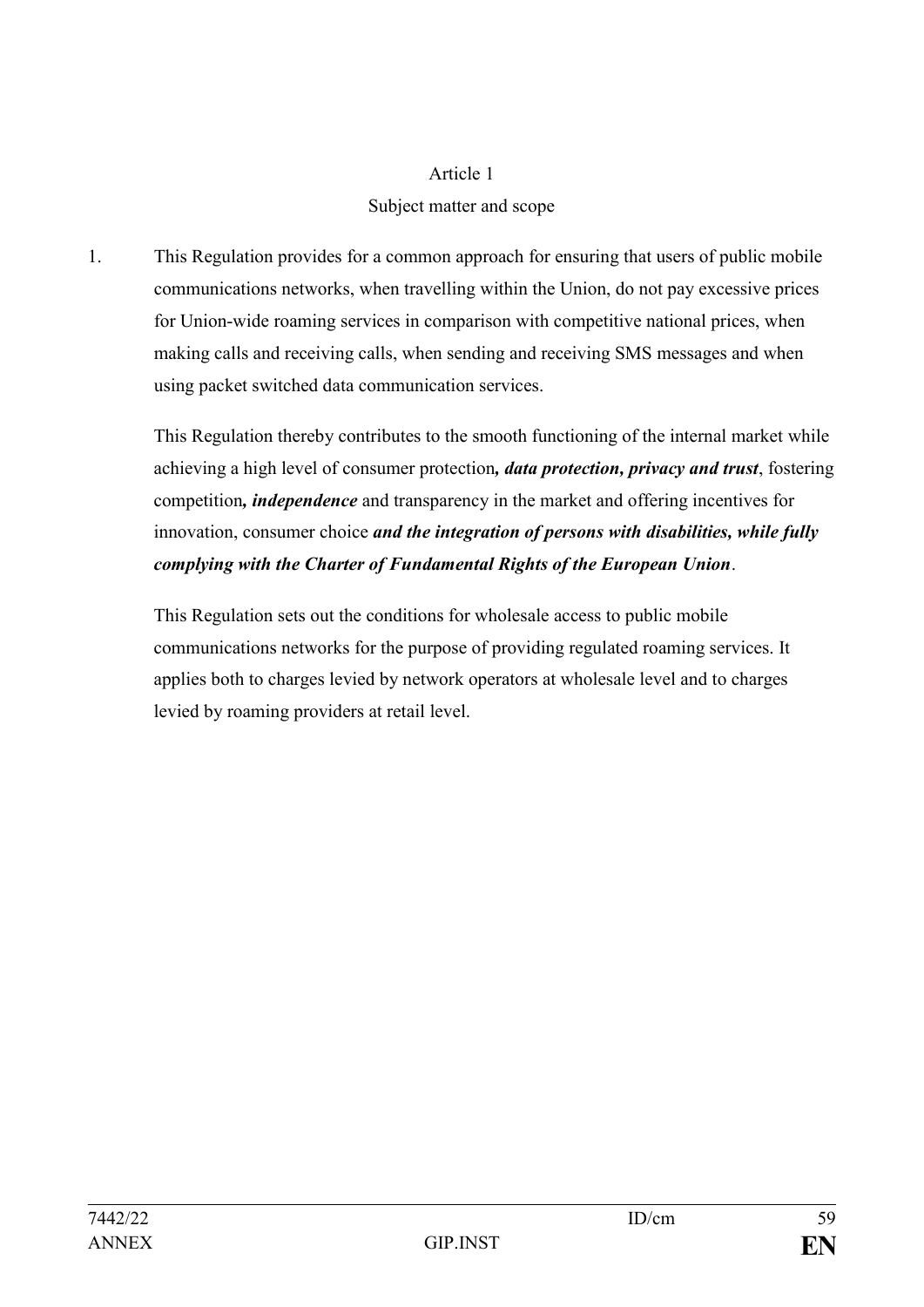Article 1

Subject matter and scope

1. This Regulation provides for a common approach for ensuring that users of public mobile communications networks, when travelling within the Union, do not pay excessive prices for Union-wide roaming services in comparison with competitive national prices, when making calls and receiving calls, when sending and receiving SMS messages and when using packet switched data communication services.

   This Regulation thereby contributes to the smooth functioning of the internal market while achieving a high level of consumer protection***, data protection, privacy and trust***, fostering competition***, independence*** and transparency in the market and offering incentives for innovation, consumer choice ***and the integration of persons with disabilities, while fully complying with the Charter of Fundamental Rights of the European Union***.

   This Regulation sets out the conditions for wholesale access to public mobile communications networks for the purpose of providing regulated roaming services. It applies both to charges levied by network operators at wholesale level and to charges levied by roaming providers at retail level.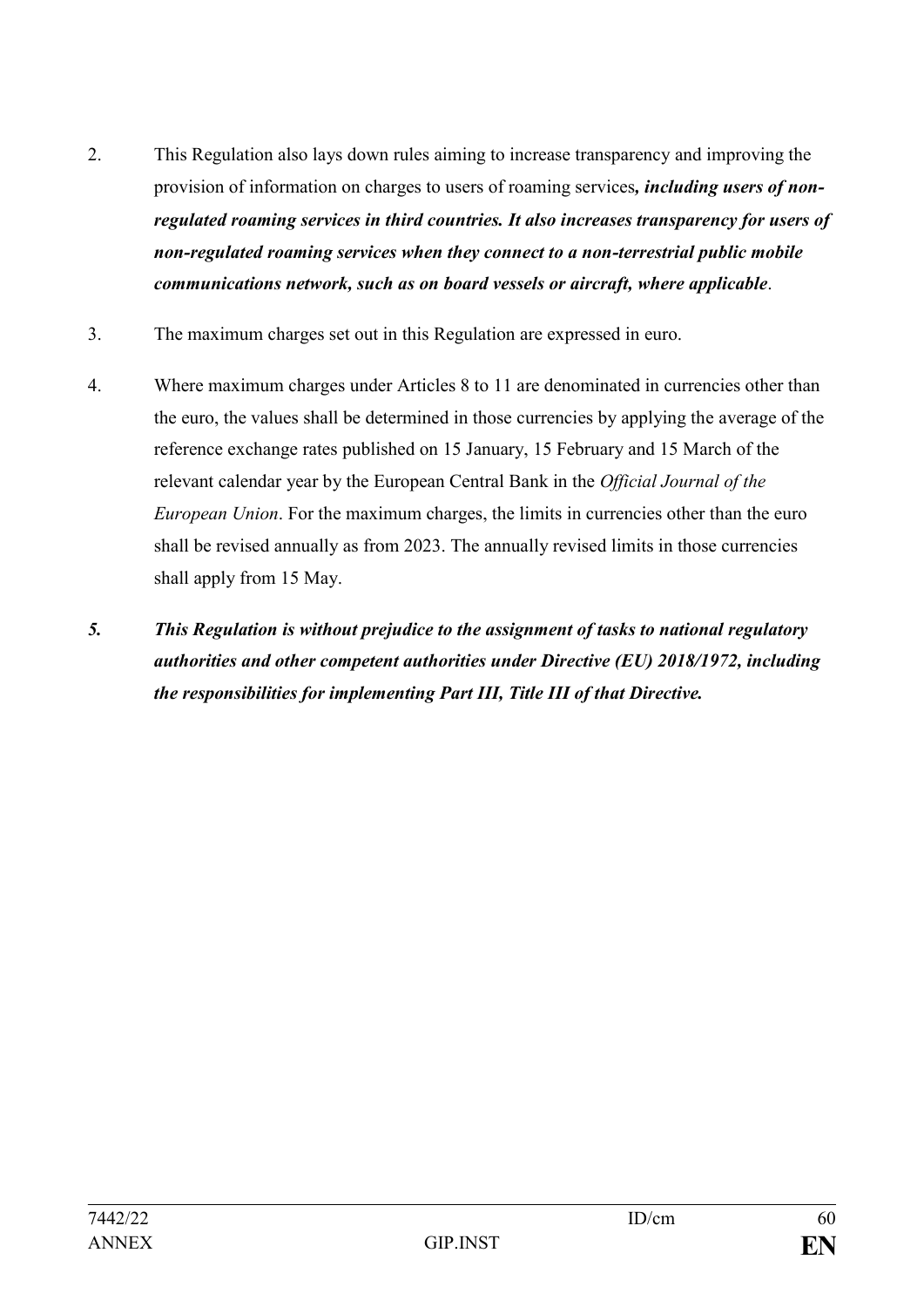2. This Regulation also lays down rules aiming to increase transparency and improving the provision of information on charges to users of roaming services***, including users of non-regulated roaming services in third countries. It also increases transparency for users of non-regulated roaming services when they connect to a non-terrestrial public mobile communications network, such as on board vessels or aircraft, where applicable***.

3. The maximum charges set out in this Regulation are expressed in euro.

4. Where maximum charges under Articles 8 to 11 are denominated in currencies other than the euro, the values shall be determined in those currencies by applying the average of the reference exchange rates published on 15 January, 15 February and 15 March of the relevant calendar year by the European Central Bank in the *Official Journal of the European Union*. For the maximum charges, the limits in currencies other than the euro shall be revised annually as from 2023. The annually revised limits in those currencies shall apply from 15 May.

***5. This Regulation is without prejudice to the assignment of tasks to national regulatory authorities and other competent authorities under Directive (EU) 2018/1972, including the responsibilities for implementing Part III, Title III of that Directive.***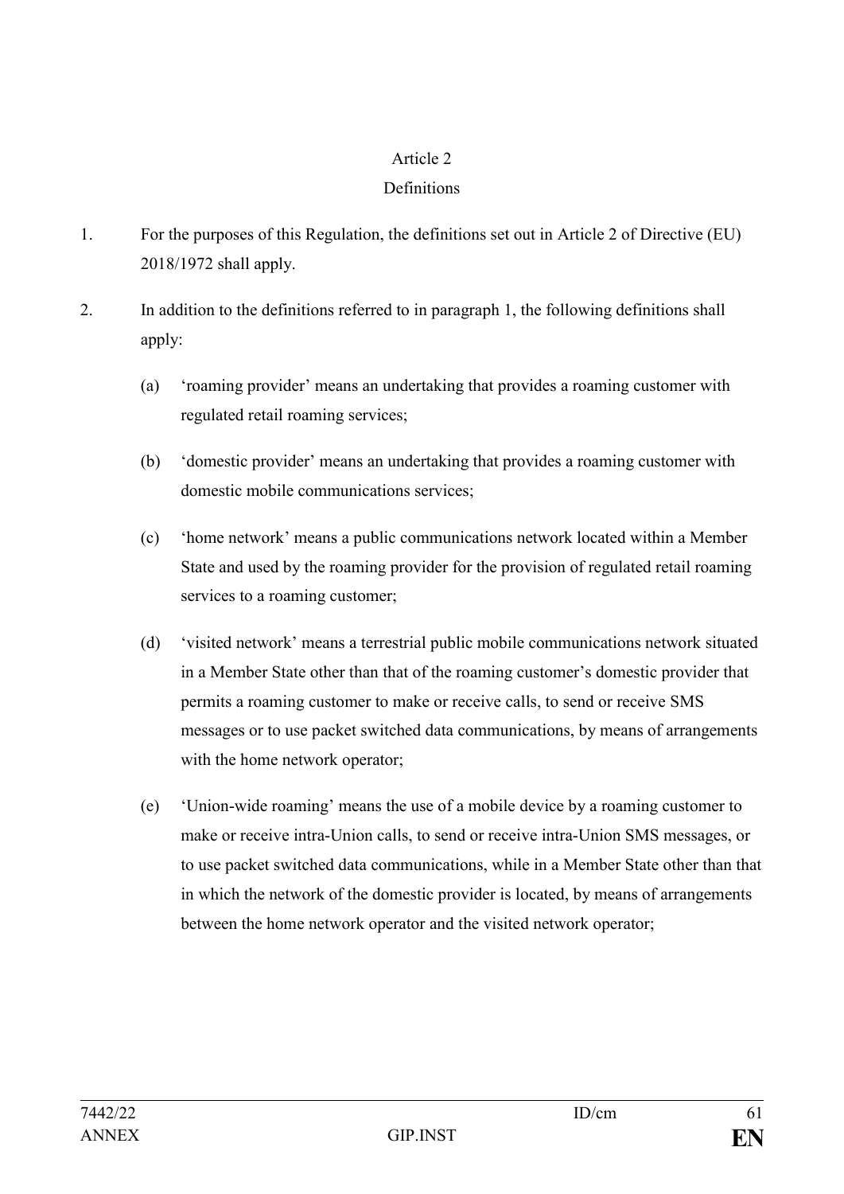## Article 2

## Definitions

1. For the purposes of this Regulation, the definitions set out in Article 2 of Directive (EU) 2018/1972 shall apply.

2. In addition to the definitions referred to in paragraph 1, the following definitions shall apply:

   (a) 'roaming provider' means an undertaking that provides a roaming customer with regulated retail roaming services;

   (b) 'domestic provider' means an undertaking that provides a roaming customer with domestic mobile communications services;

   (c) 'home network' means a public communications network located within a Member State and used by the roaming provider for the provision of regulated retail roaming services to a roaming customer;

   (d) 'visited network' means a terrestrial public mobile communications network situated in a Member State other than that of the roaming customer's domestic provider that permits a roaming customer to make or receive calls, to send or receive SMS messages or to use packet switched data communications, by means of arrangements with the home network operator;

   (e) 'Union-wide roaming' means the use of a mobile device by a roaming customer to make or receive intra-Union calls, to send or receive intra-Union SMS messages, or to use packet switched data communications, while in a Member State other than that in which the network of the domestic provider is located, by means of arrangements between the home network operator and the visited network operator;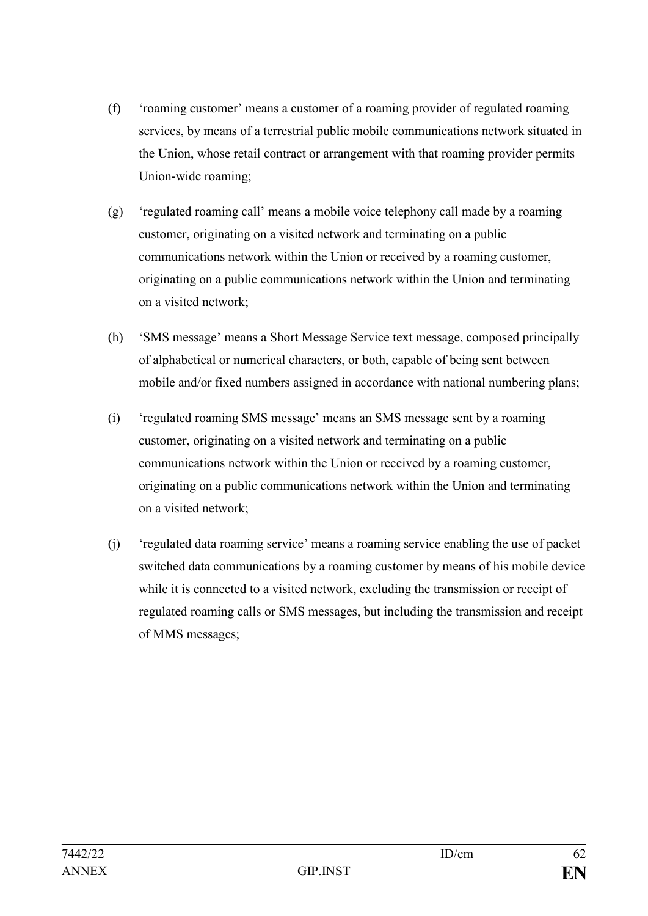(f) ‘roaming customer’ means a customer of a roaming provider of regulated roaming services, by means of a terrestrial public mobile communications network situated in the Union, whose retail contract or arrangement with that roaming provider permits Union-wide roaming;

(g) ‘regulated roaming call’ means a mobile voice telephony call made by a roaming customer, originating on a visited network and terminating on a public communications network within the Union or received by a roaming customer, originating on a public communications network within the Union and terminating on a visited network;

(h) ‘SMS message’ means a Short Message Service text message, composed principally of alphabetical or numerical characters, or both, capable of being sent between mobile and/or fixed numbers assigned in accordance with national numbering plans;

(i) ‘regulated roaming SMS message’ means an SMS message sent by a roaming customer, originating on a visited network and terminating on a public communications network within the Union or received by a roaming customer, originating on a public communications network within the Union and terminating on a visited network;

(j) ‘regulated data roaming service’ means a roaming service enabling the use of packet switched data communications by a roaming customer by means of his mobile device while it is connected to a visited network, excluding the transmission or receipt of regulated roaming calls or SMS messages, but including the transmission and receipt of MMS messages;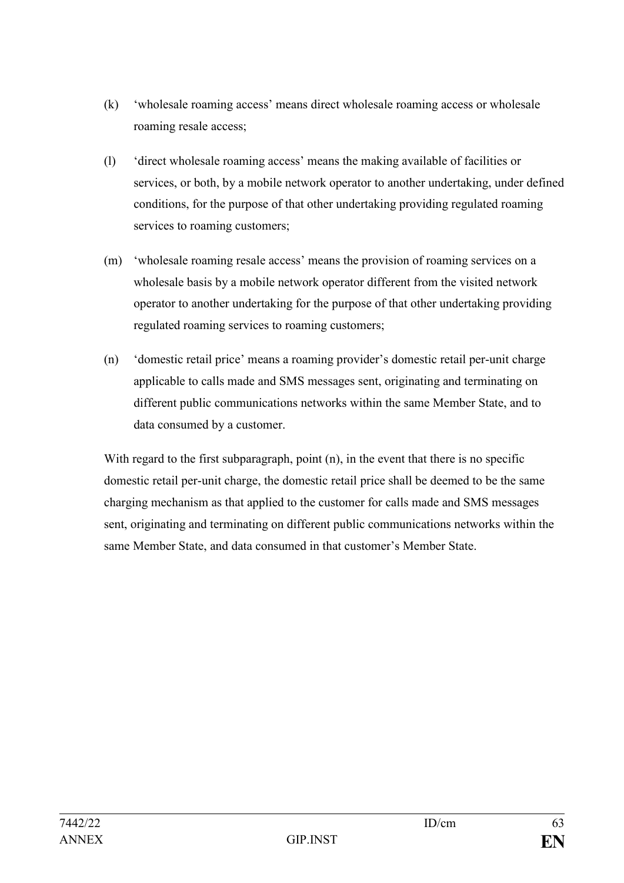(k) 'wholesale roaming access' means direct wholesale roaming access or wholesale roaming resale access;

(l) 'direct wholesale roaming access' means the making available of facilities or services, or both, by a mobile network operator to another undertaking, under defined conditions, for the purpose of that other undertaking providing regulated roaming services to roaming customers;

(m) 'wholesale roaming resale access' means the provision of roaming services on a wholesale basis by a mobile network operator different from the visited network operator to another undertaking for the purpose of that other undertaking providing regulated roaming services to roaming customers;

(n) 'domestic retail price' means a roaming provider's domestic retail per-unit charge applicable to calls made and SMS messages sent, originating and terminating on different public communications networks within the same Member State, and to data consumed by a customer.

With regard to the first subparagraph, point (n), in the event that there is no specific domestic retail per-unit charge, the domestic retail price shall be deemed to be the same charging mechanism as that applied to the customer for calls made and SMS messages sent, originating and terminating on different public communications networks within the same Member State, and data consumed in that customer's Member State.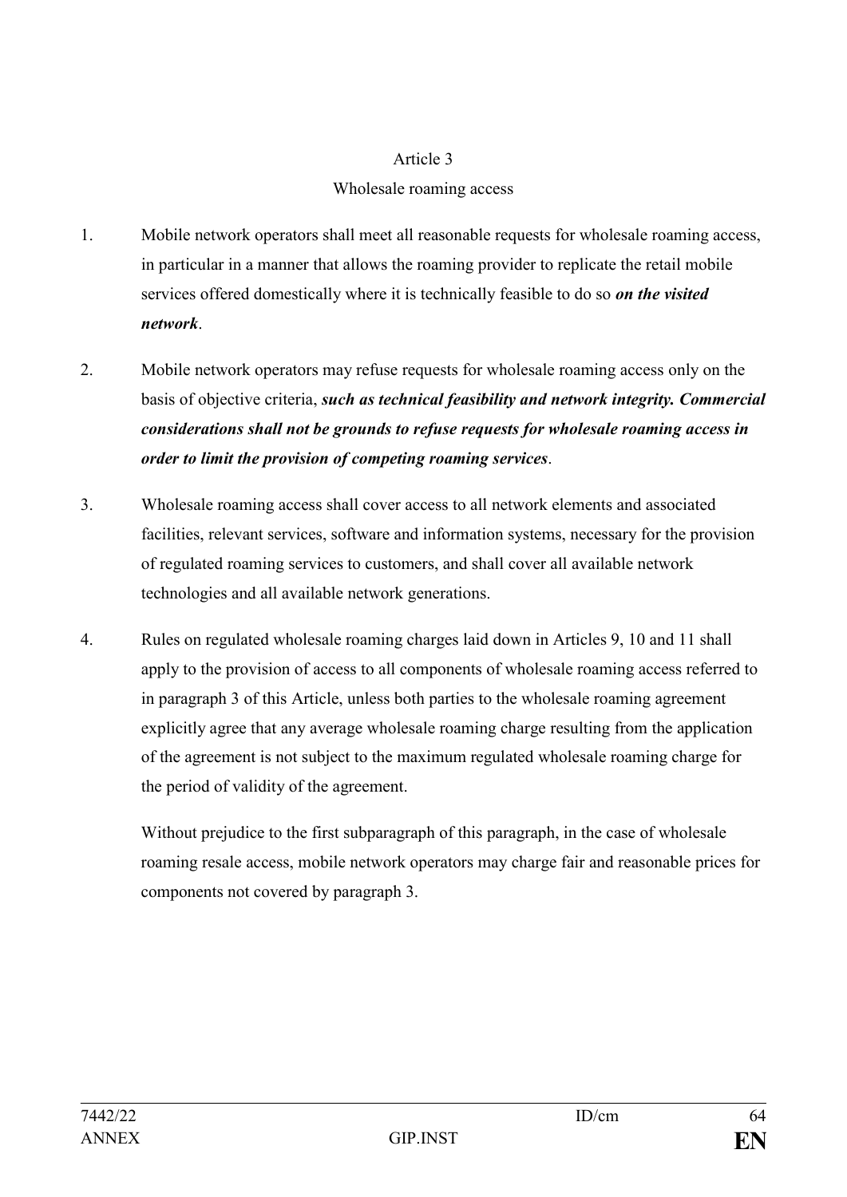Article 3

Wholesale roaming access

1. Mobile network operators shall meet all reasonable requests for wholesale roaming access, in particular in a manner that allows the roaming provider to replicate the retail mobile services offered domestically where it is technically feasible to do so ***on the visited network***.

2. Mobile network operators may refuse requests for wholesale roaming access only on the basis of objective criteria, ***such as technical feasibility and network integrity. Commercial considerations shall not be grounds to refuse requests for wholesale roaming access in order to limit the provision of competing roaming services***.

3. Wholesale roaming access shall cover access to all network elements and associated facilities, relevant services, software and information systems, necessary for the provision of regulated roaming services to customers, and shall cover all available network technologies and all available network generations.

4. Rules on regulated wholesale roaming charges laid down in Articles 9, 10 and 11 shall apply to the provision of access to all components of wholesale roaming access referred to in paragraph 3 of this Article, unless both parties to the wholesale roaming agreement explicitly agree that any average wholesale roaming charge resulting from the application of the agreement is not subject to the maximum regulated wholesale roaming charge for the period of validity of the agreement.

   Without prejudice to the first subparagraph of this paragraph, in the case of wholesale roaming resale access, mobile network operators may charge fair and reasonable prices for components not covered by paragraph 3.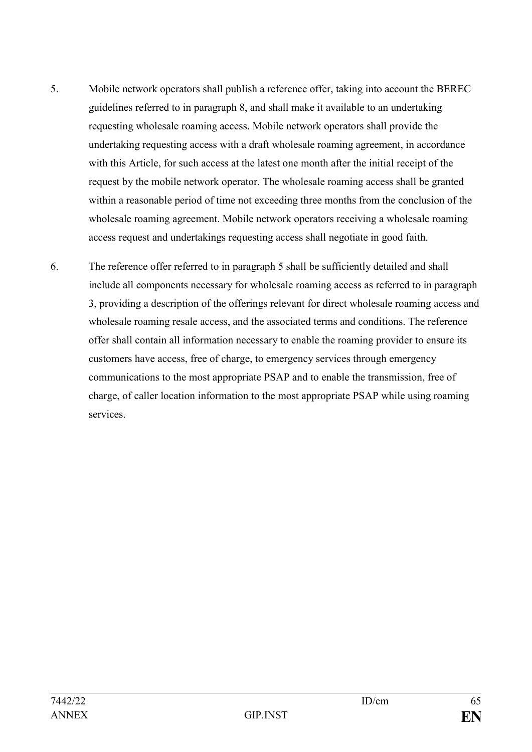5. Mobile network operators shall publish a reference offer, taking into account the BEREC guidelines referred to in paragraph 8, and shall make it available to an undertaking requesting wholesale roaming access. Mobile network operators shall provide the undertaking requesting access with a draft wholesale roaming agreement, in accordance with this Article, for such access at the latest one month after the initial receipt of the request by the mobile network operator. The wholesale roaming access shall be granted within a reasonable period of time not exceeding three months from the conclusion of the wholesale roaming agreement. Mobile network operators receiving a wholesale roaming access request and undertakings requesting access shall negotiate in good faith.

6. The reference offer referred to in paragraph 5 shall be sufficiently detailed and shall include all components necessary for wholesale roaming access as referred to in paragraph 3, providing a description of the offerings relevant for direct wholesale roaming access and wholesale roaming resale access, and the associated terms and conditions. The reference offer shall contain all information necessary to enable the roaming provider to ensure its customers have access, free of charge, to emergency services through emergency communications to the most appropriate PSAP and to enable the transmission, free of charge, of caller location information to the most appropriate PSAP while using roaming services.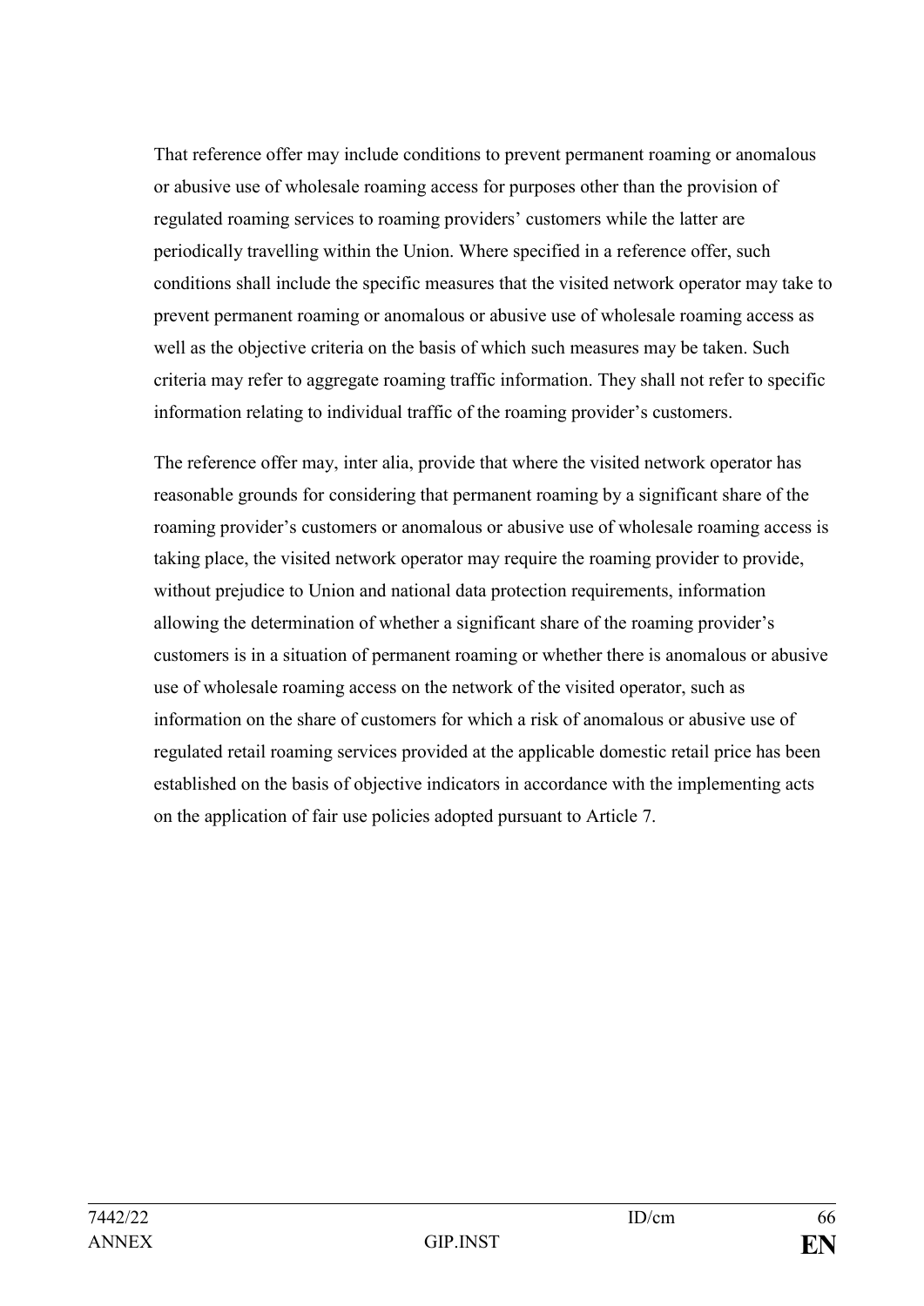That reference offer may include conditions to prevent permanent roaming or anomalous or abusive use of wholesale roaming access for purposes other than the provision of regulated roaming services to roaming providers' customers while the latter are periodically travelling within the Union. Where specified in a reference offer, such conditions shall include the specific measures that the visited network operator may take to prevent permanent roaming or anomalous or abusive use of wholesale roaming access as well as the objective criteria on the basis of which such measures may be taken. Such criteria may refer to aggregate roaming traffic information. They shall not refer to specific information relating to individual traffic of the roaming provider's customers.

The reference offer may, inter alia, provide that where the visited network operator has reasonable grounds for considering that permanent roaming by a significant share of the roaming provider's customers or anomalous or abusive use of wholesale roaming access is taking place, the visited network operator may require the roaming provider to provide, without prejudice to Union and national data protection requirements, information allowing the determination of whether a significant share of the roaming provider's customers is in a situation of permanent roaming or whether there is anomalous or abusive use of wholesale roaming access on the network of the visited operator, such as information on the share of customers for which a risk of anomalous or abusive use of regulated retail roaming services provided at the applicable domestic retail price has been established on the basis of objective indicators in accordance with the implementing acts on the application of fair use policies adopted pursuant to Article 7.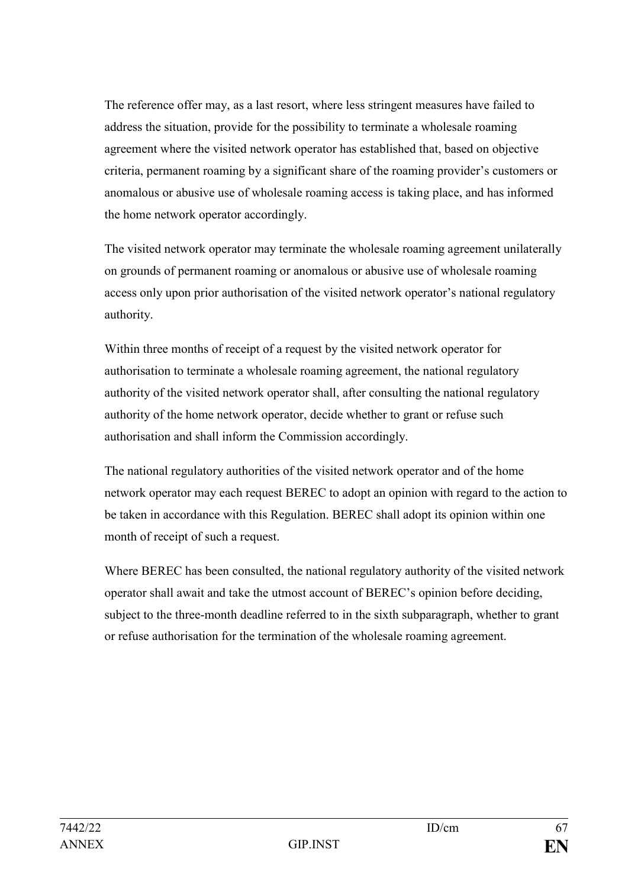The reference offer may, as a last resort, where less stringent measures have failed to address the situation, provide for the possibility to terminate a wholesale roaming agreement where the visited network operator has established that, based on objective criteria, permanent roaming by a significant share of the roaming provider's customers or anomalous or abusive use of wholesale roaming access is taking place, and has informed the home network operator accordingly.

The visited network operator may terminate the wholesale roaming agreement unilaterally on grounds of permanent roaming or anomalous or abusive use of wholesale roaming access only upon prior authorisation of the visited network operator's national regulatory authority.

Within three months of receipt of a request by the visited network operator for authorisation to terminate a wholesale roaming agreement, the national regulatory authority of the visited network operator shall, after consulting the national regulatory authority of the home network operator, decide whether to grant or refuse such authorisation and shall inform the Commission accordingly.

The national regulatory authorities of the visited network operator and of the home network operator may each request BEREC to adopt an opinion with regard to the action to be taken in accordance with this Regulation. BEREC shall adopt its opinion within one month of receipt of such a request.

Where BEREC has been consulted, the national regulatory authority of the visited network operator shall await and take the utmost account of BEREC's opinion before deciding, subject to the three-month deadline referred to in the sixth subparagraph, whether to grant or refuse authorisation for the termination of the wholesale roaming agreement.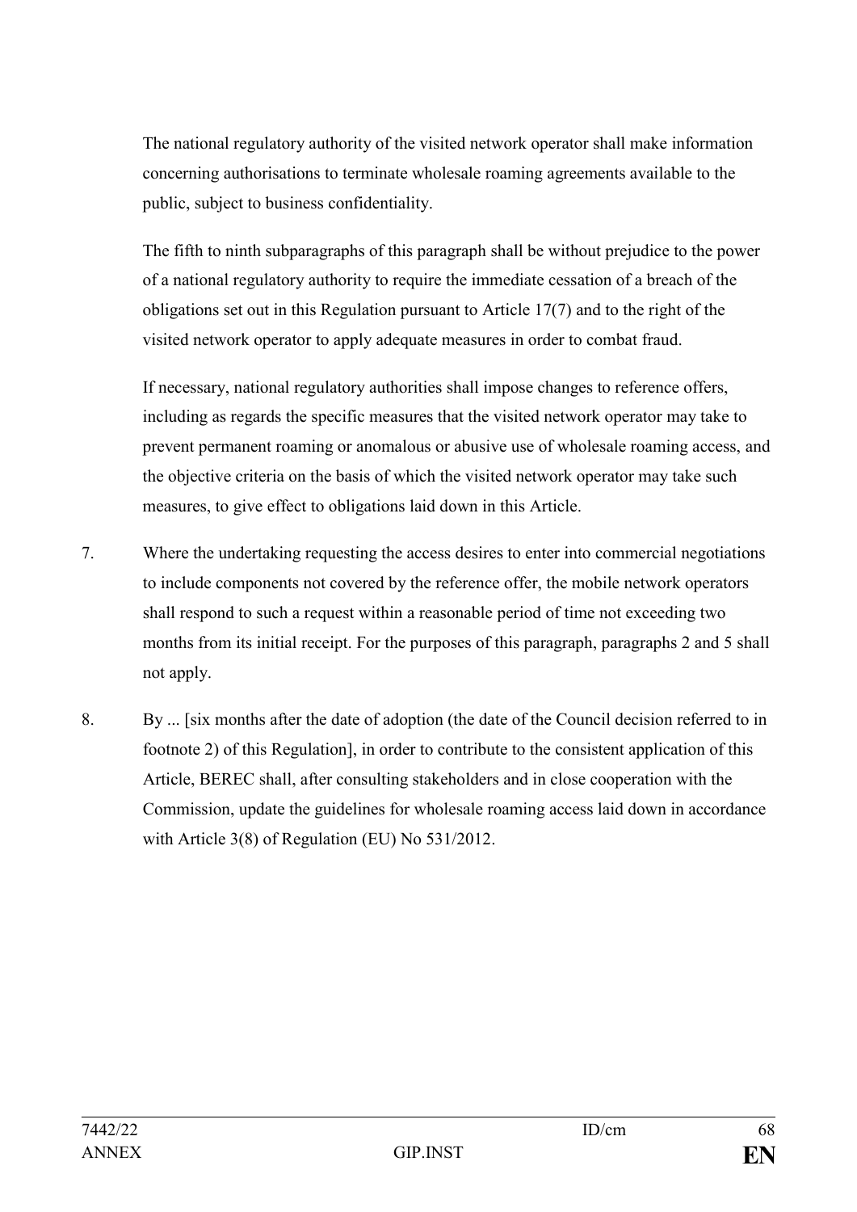The national regulatory authority of the visited network operator shall make information concerning authorisations to terminate wholesale roaming agreements available to the public, subject to business confidentiality.

The fifth to ninth subparagraphs of this paragraph shall be without prejudice to the power of a national regulatory authority to require the immediate cessation of a breach of the obligations set out in this Regulation pursuant to Article 17(7) and to the right of the visited network operator to apply adequate measures in order to combat fraud.

If necessary, national regulatory authorities shall impose changes to reference offers, including as regards the specific measures that the visited network operator may take to prevent permanent roaming or anomalous or abusive use of wholesale roaming access, and the objective criteria on the basis of which the visited network operator may take such measures, to give effect to obligations laid down in this Article.

7. Where the undertaking requesting the access desires to enter into commercial negotiations to include components not covered by the reference offer, the mobile network operators shall respond to such a request within a reasonable period of time not exceeding two months from its initial receipt. For the purposes of this paragraph, paragraphs 2 and 5 shall not apply.

8. By ... [six months after the date of adoption (the date of the Council decision referred to in footnote 2) of this Regulation], in order to contribute to the consistent application of this Article, BEREC shall, after consulting stakeholders and in close cooperation with the Commission, update the guidelines for wholesale roaming access laid down in accordance with Article 3(8) of Regulation (EU) No 531/2012.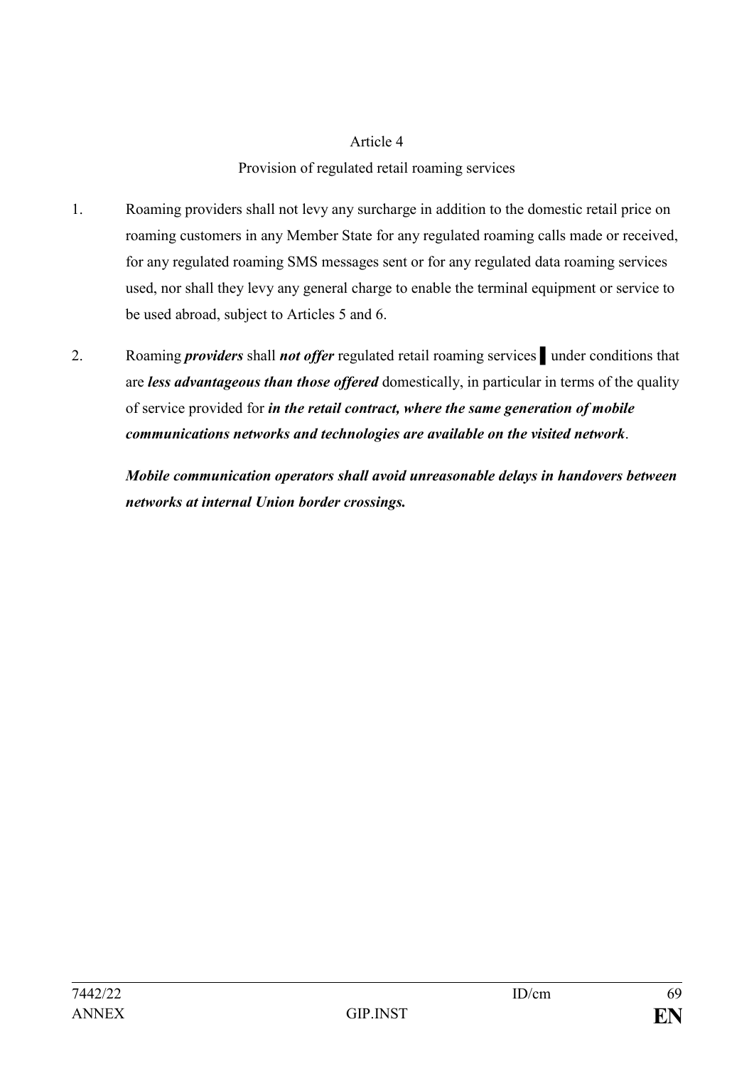Article 4

Provision of regulated retail roaming services

1. Roaming providers shall not levy any surcharge in addition to the domestic retail price on roaming customers in any Member State for any regulated roaming calls made or received, for any regulated roaming SMS messages sent or for any regulated data roaming services used, nor shall they levy any general charge to enable the terminal equipment or service to be used abroad, subject to Articles 5 and 6.

2. Roaming ***providers*** shall ***not offer*** regulated retail roaming services ▌ under conditions that are ***less advantageous than those offered*** domestically, in particular in terms of the quality of service provided for ***in the retail contract, where the same generation of mobile communications networks and technologies are available on the visited network***.

   ***Mobile communication operators shall avoid unreasonable delays in handovers between networks at internal Union border crossings.***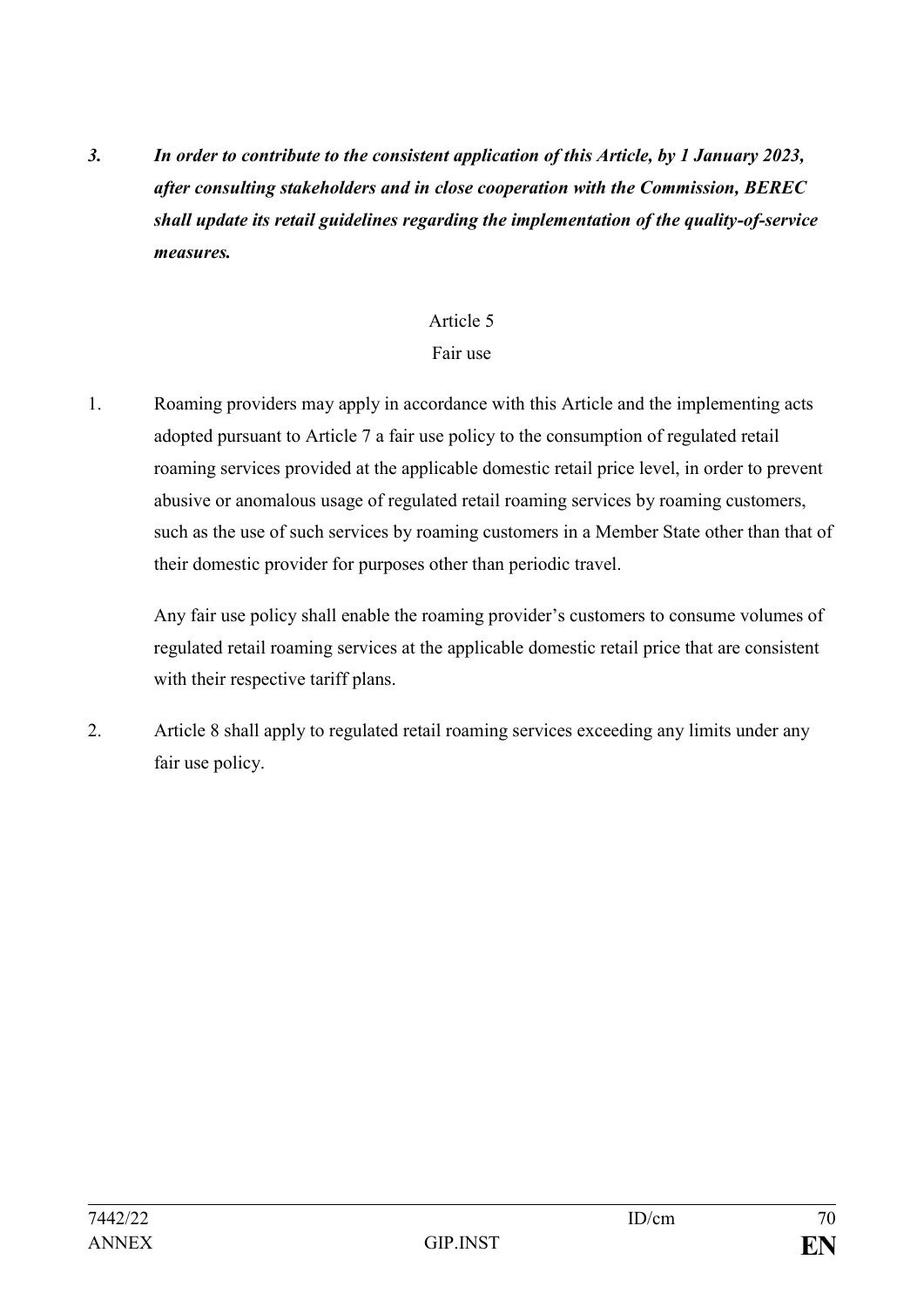***3. In order to contribute to the consistent application of this Article, by 1 January 2023, after consulting stakeholders and in close cooperation with the Commission, BEREC shall update its retail guidelines regarding the implementation of the quality-of-service measures.***

## Article 5
## Fair use

1. Roaming providers may apply in accordance with this Article and the implementing acts adopted pursuant to Article 7 a fair use policy to the consumption of regulated retail roaming services provided at the applicable domestic retail price level, in order to prevent abusive or anomalous usage of regulated retail roaming services by roaming customers, such as the use of such services by roaming customers in a Member State other than that of their domestic provider for purposes other than periodic travel.

   Any fair use policy shall enable the roaming provider's customers to consume volumes of regulated retail roaming services at the applicable domestic retail price that are consistent with their respective tariff plans.

2. Article 8 shall apply to regulated retail roaming services exceeding any limits under any fair use policy.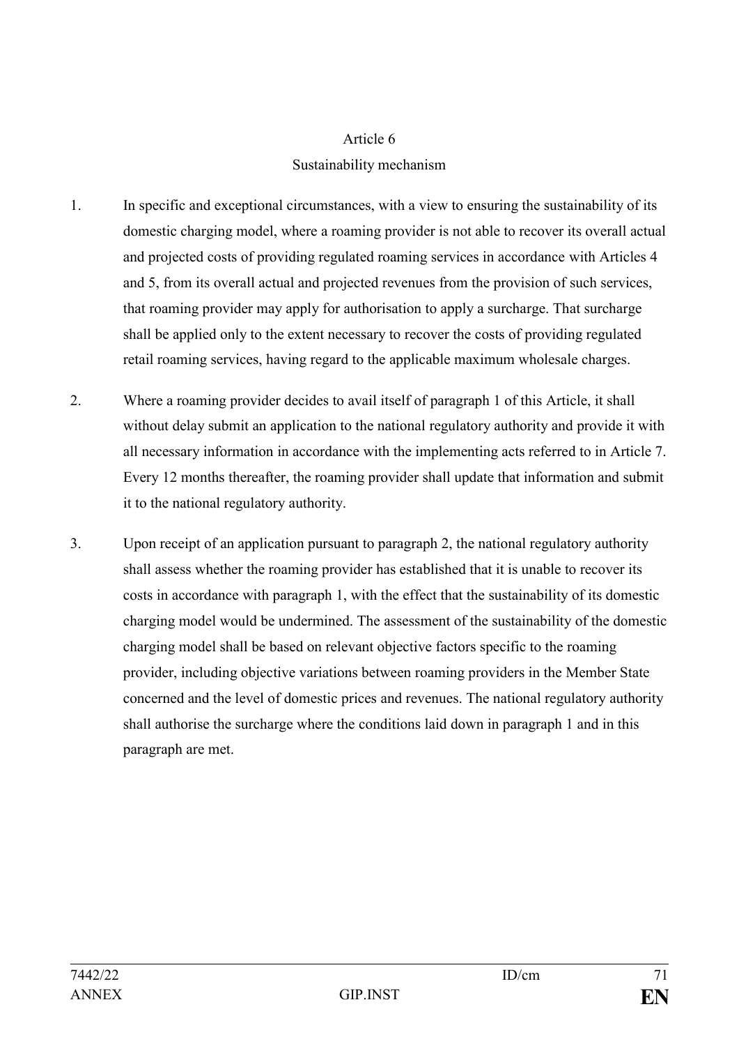### Article 6
### Sustainability mechanism

1. In specific and exceptional circumstances, with a view to ensuring the sustainability of its domestic charging model, where a roaming provider is not able to recover its overall actual and projected costs of providing regulated roaming services in accordance with Articles 4 and 5, from its overall actual and projected revenues from the provision of such services, that roaming provider may apply for authorisation to apply a surcharge. That surcharge shall be applied only to the extent necessary to recover the costs of providing regulated retail roaming services, having regard to the applicable maximum wholesale charges.

2. Where a roaming provider decides to avail itself of paragraph 1 of this Article, it shall without delay submit an application to the national regulatory authority and provide it with all necessary information in accordance with the implementing acts referred to in Article 7. Every 12 months thereafter, the roaming provider shall update that information and submit it to the national regulatory authority.

3. Upon receipt of an application pursuant to paragraph 2, the national regulatory authority shall assess whether the roaming provider has established that it is unable to recover its costs in accordance with paragraph 1, with the effect that the sustainability of its domestic charging model would be undermined. The assessment of the sustainability of the domestic charging model shall be based on relevant objective factors specific to the roaming provider, including objective variations between roaming providers in the Member State concerned and the level of domestic prices and revenues. The national regulatory authority shall authorise the surcharge where the conditions laid down in paragraph 1 and in this paragraph are met.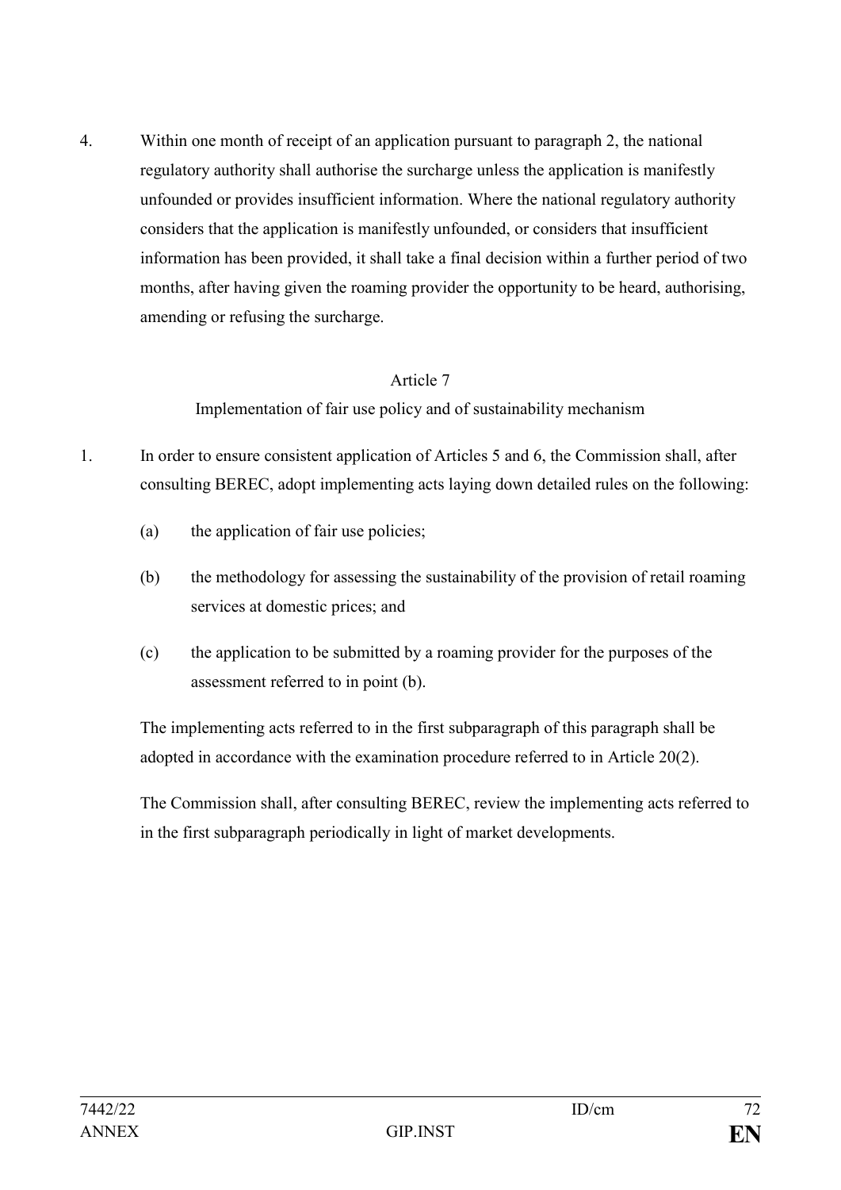4. Within one month of receipt of an application pursuant to paragraph 2, the national regulatory authority shall authorise the surcharge unless the application is manifestly unfounded or provides insufficient information. Where the national regulatory authority considers that the application is manifestly unfounded, or considers that insufficient information has been provided, it shall take a final decision within a further period of two months, after having given the roaming provider the opportunity to be heard, authorising, amending or refusing the surcharge.

Article 7

Implementation of fair use policy and of sustainability mechanism

1. In order to ensure consistent application of Articles 5 and 6, the Commission shall, after consulting BEREC, adopt implementing acts laying down detailed rules on the following:

   (a) the application of fair use policies;

   (b) the methodology for assessing the sustainability of the provision of retail roaming services at domestic prices; and

   (c) the application to be submitted by a roaming provider for the purposes of the assessment referred to in point (b).

   The implementing acts referred to in the first subparagraph of this paragraph shall be adopted in accordance with the examination procedure referred to in Article 20(2).

   The Commission shall, after consulting BEREC, review the implementing acts referred to in the first subparagraph periodically in light of market developments.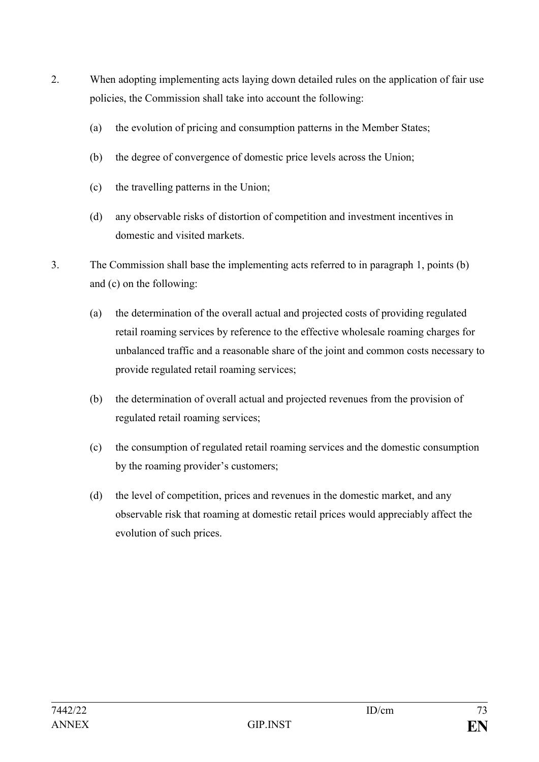2. When adopting implementing acts laying down detailed rules on the application of fair use policies, the Commission shall take into account the following:

   (a) the evolution of pricing and consumption patterns in the Member States;

   (b) the degree of convergence of domestic price levels across the Union;

   (c) the travelling patterns in the Union;

   (d) any observable risks of distortion of competition and investment incentives in domestic and visited markets.

3. The Commission shall base the implementing acts referred to in paragraph 1, points (b) and (c) on the following:

   (a) the determination of the overall actual and projected costs of providing regulated retail roaming services by reference to the effective wholesale roaming charges for unbalanced traffic and a reasonable share of the joint and common costs necessary to provide regulated retail roaming services;

   (b) the determination of overall actual and projected revenues from the provision of regulated retail roaming services;

   (c) the consumption of regulated retail roaming services and the domestic consumption by the roaming provider's customers;

   (d) the level of competition, prices and revenues in the domestic market, and any observable risk that roaming at domestic retail prices would appreciably affect the evolution of such prices.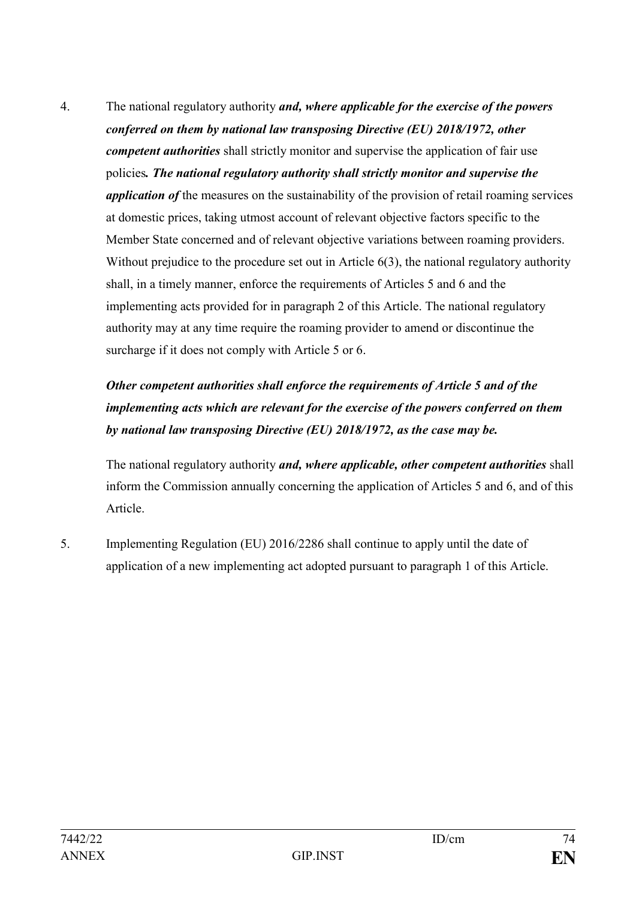4. The national regulatory authority ***and, where applicable for the exercise of the powers conferred on them by national law transposing Directive (EU) 2018/1972, other competent authorities*** shall strictly monitor and supervise the application of fair use policies***. The national regulatory authority shall strictly monitor and supervise the application of*** the measures on the sustainability of the provision of retail roaming services at domestic prices, taking utmost account of relevant objective factors specific to the Member State concerned and of relevant objective variations between roaming providers. Without prejudice to the procedure set out in Article 6(3), the national regulatory authority shall, in a timely manner, enforce the requirements of Articles 5 and 6 and the implementing acts provided for in paragraph 2 of this Article. The national regulatory authority may at any time require the roaming provider to amend or discontinue the surcharge if it does not comply with Article 5 or 6.

   ***Other competent authorities shall enforce the requirements of Article 5 and of the implementing acts which are relevant for the exercise of the powers conferred on them by national law transposing Directive (EU) 2018/1972, as the case may be.***

   The national regulatory authority ***and, where applicable, other competent authorities*** shall inform the Commission annually concerning the application of Articles 5 and 6, and of this Article.

5. Implementing Regulation (EU) 2016/2286 shall continue to apply until the date of application of a new implementing act adopted pursuant to paragraph 1 of this Article.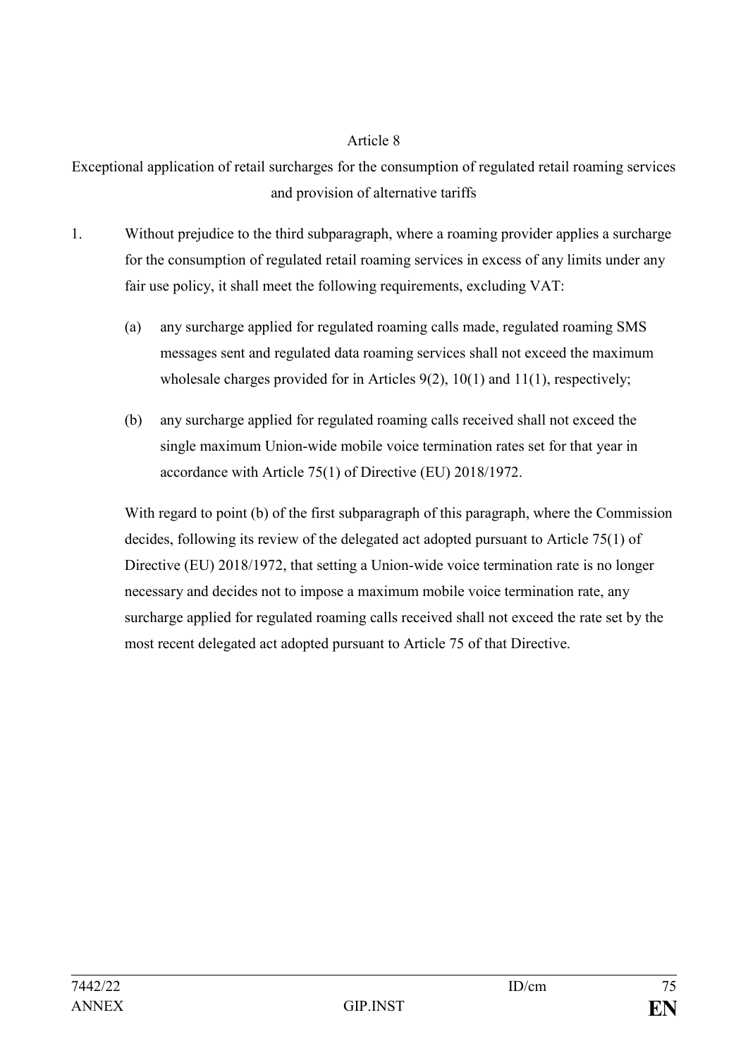## Article 8

## Exceptional application of retail surcharges for the consumption of regulated retail roaming services and provision of alternative tariffs

1. Without prejudice to the third subparagraph, where a roaming provider applies a surcharge for the consumption of regulated retail roaming services in excess of any limits under any fair use policy, it shall meet the following requirements, excluding VAT:

   (a) any surcharge applied for regulated roaming calls made, regulated roaming SMS messages sent and regulated data roaming services shall not exceed the maximum wholesale charges provided for in Articles 9(2), 10(1) and 11(1), respectively;

   (b) any surcharge applied for regulated roaming calls received shall not exceed the single maximum Union-wide mobile voice termination rates set for that year in accordance with Article 75(1) of Directive (EU) 2018/1972.

   With regard to point (b) of the first subparagraph of this paragraph, where the Commission decides, following its review of the delegated act adopted pursuant to Article 75(1) of Directive (EU) 2018/1972, that setting a Union-wide voice termination rate is no longer necessary and decides not to impose a maximum mobile voice termination rate, any surcharge applied for regulated roaming calls received shall not exceed the rate set by the most recent delegated act adopted pursuant to Article 75 of that Directive.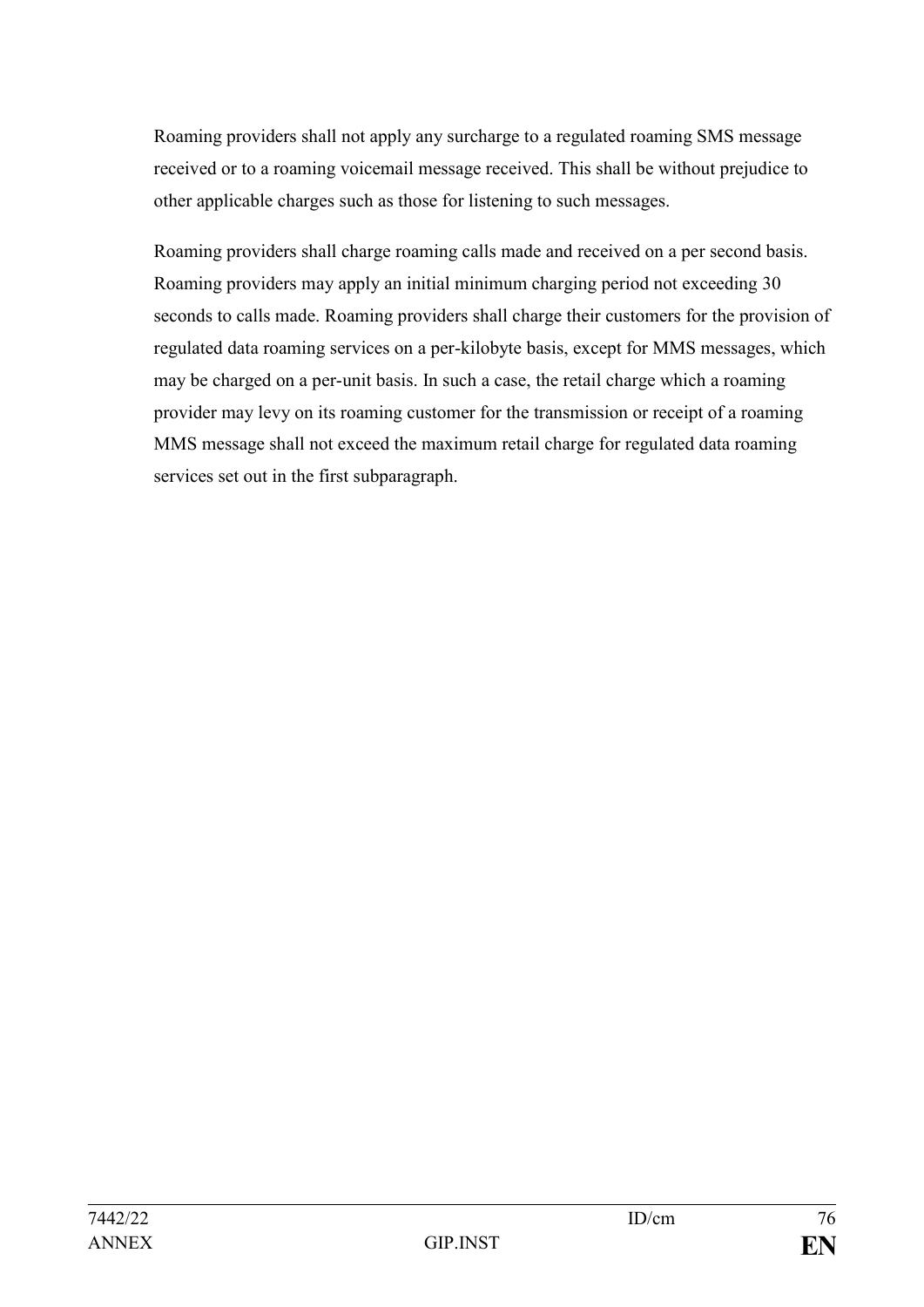Roaming providers shall not apply any surcharge to a regulated roaming SMS message received or to a roaming voicemail message received. This shall be without prejudice to other applicable charges such as those for listening to such messages.

Roaming providers shall charge roaming calls made and received on a per second basis. Roaming providers may apply an initial minimum charging period not exceeding 30 seconds to calls made. Roaming providers shall charge their customers for the provision of regulated data roaming services on a per-kilobyte basis, except for MMS messages, which may be charged on a per-unit basis. In such a case, the retail charge which a roaming provider may levy on its roaming customer for the transmission or receipt of a roaming MMS message shall not exceed the maximum retail charge for regulated data roaming services set out in the first subparagraph.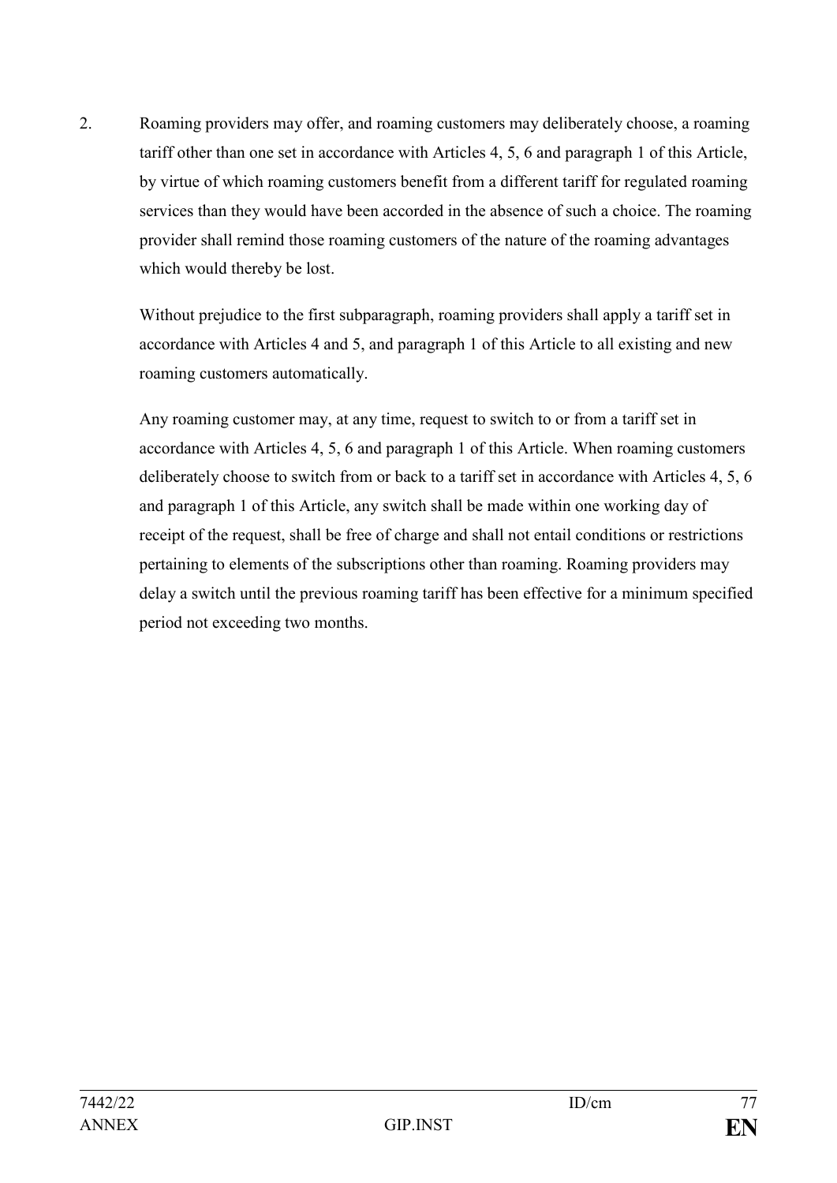2. Roaming providers may offer, and roaming customers may deliberately choose, a roaming tariff other than one set in accordance with Articles 4, 5, 6 and paragraph 1 of this Article, by virtue of which roaming customers benefit from a different tariff for regulated roaming services than they would have been accorded in the absence of such a choice. The roaming provider shall remind those roaming customers of the nature of the roaming advantages which would thereby be lost.

   Without prejudice to the first subparagraph, roaming providers shall apply a tariff set in accordance with Articles 4 and 5, and paragraph 1 of this Article to all existing and new roaming customers automatically.

   Any roaming customer may, at any time, request to switch to or from a tariff set in accordance with Articles 4, 5, 6 and paragraph 1 of this Article. When roaming customers deliberately choose to switch from or back to a tariff set in accordance with Articles 4, 5, 6 and paragraph 1 of this Article, any switch shall be made within one working day of receipt of the request, shall be free of charge and shall not entail conditions or restrictions pertaining to elements of the subscriptions other than roaming. Roaming providers may delay a switch until the previous roaming tariff has been effective for a minimum specified period not exceeding two months.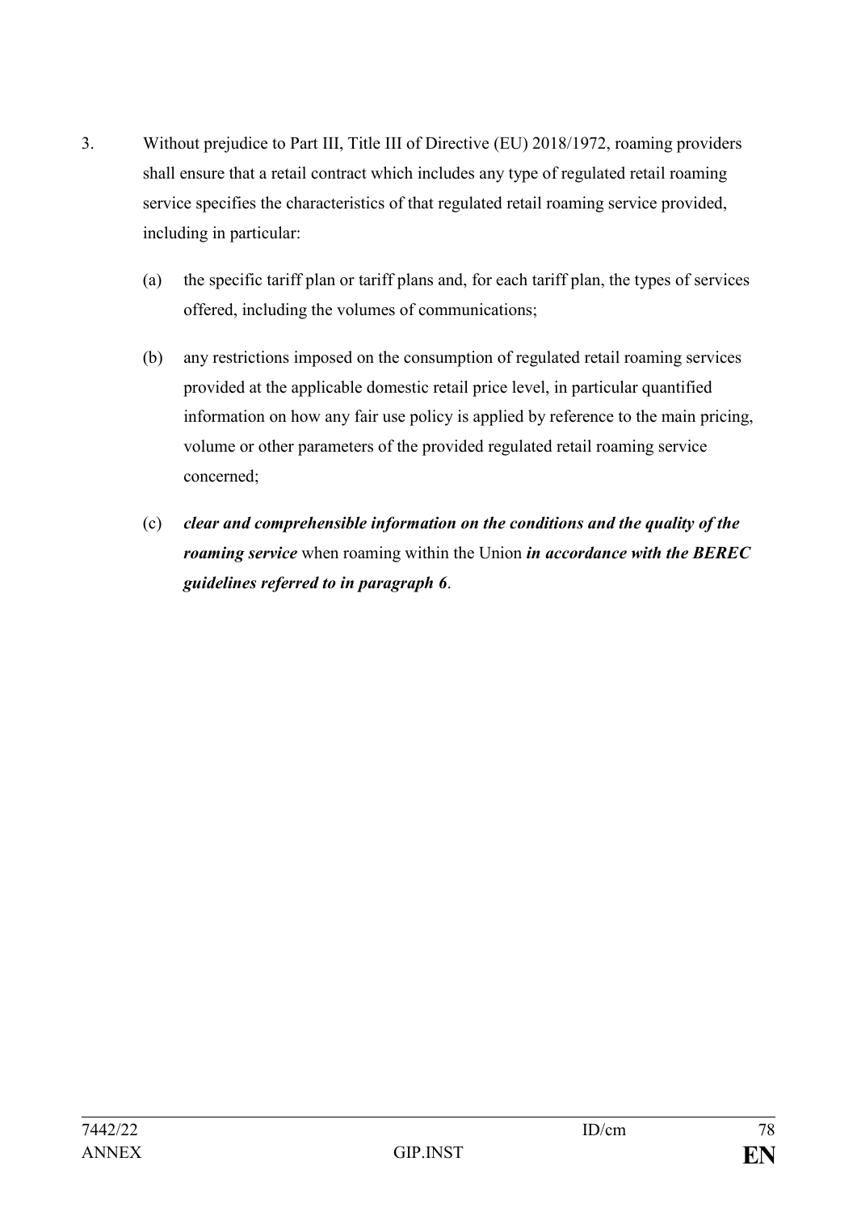3. Without prejudice to Part III, Title III of Directive (EU) 2018/1972, roaming providers shall ensure that a retail contract which includes any type of regulated retail roaming service specifies the characteristics of that regulated retail roaming service provided, including in particular:

   (a) the specific tariff plan or tariff plans and, for each tariff plan, the types of services offered, including the volumes of communications;

   (b) any restrictions imposed on the consumption of regulated retail roaming services provided at the applicable domestic retail price level, in particular quantified information on how any fair use policy is applied by reference to the main pricing, volume or other parameters of the provided regulated retail roaming service concerned;

   (c) ***clear and comprehensible information on the conditions and the quality of the roaming service*** when roaming within the Union ***in accordance with the BEREC guidelines referred to in paragraph 6***.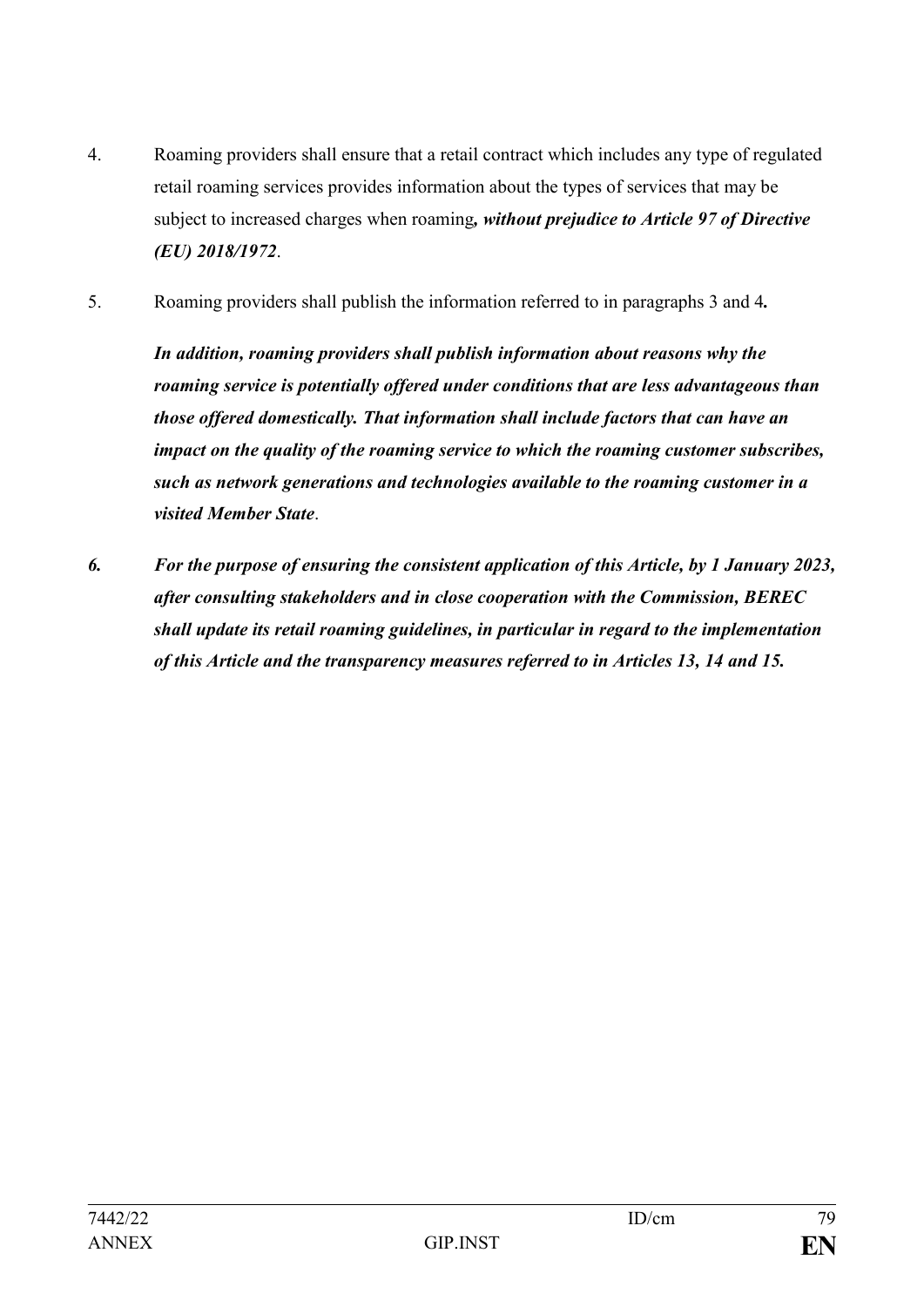4. Roaming providers shall ensure that a retail contract which includes any type of regulated retail roaming services provides information about the types of services that may be subject to increased charges when roaming***, without prejudice to Article 97 of Directive (EU) 2018/1972***.

5. Roaming providers shall publish the information referred to in paragraphs 3 and 4***.***

   ***In addition, roaming providers shall publish information about reasons why the roaming service is potentially offered under conditions that are less advantageous than those offered domestically. That information shall include factors that can have an impact on the quality of the roaming service to which the roaming customer subscribes, such as network generations and technologies available to the roaming customer in a visited Member State***.

***6. For the purpose of ensuring the consistent application of this Article, by 1 January 2023, after consulting stakeholders and in close cooperation with the Commission, BEREC shall update its retail roaming guidelines, in particular in regard to the implementation of this Article and the transparency measures referred to in Articles 13, 14 and 15.***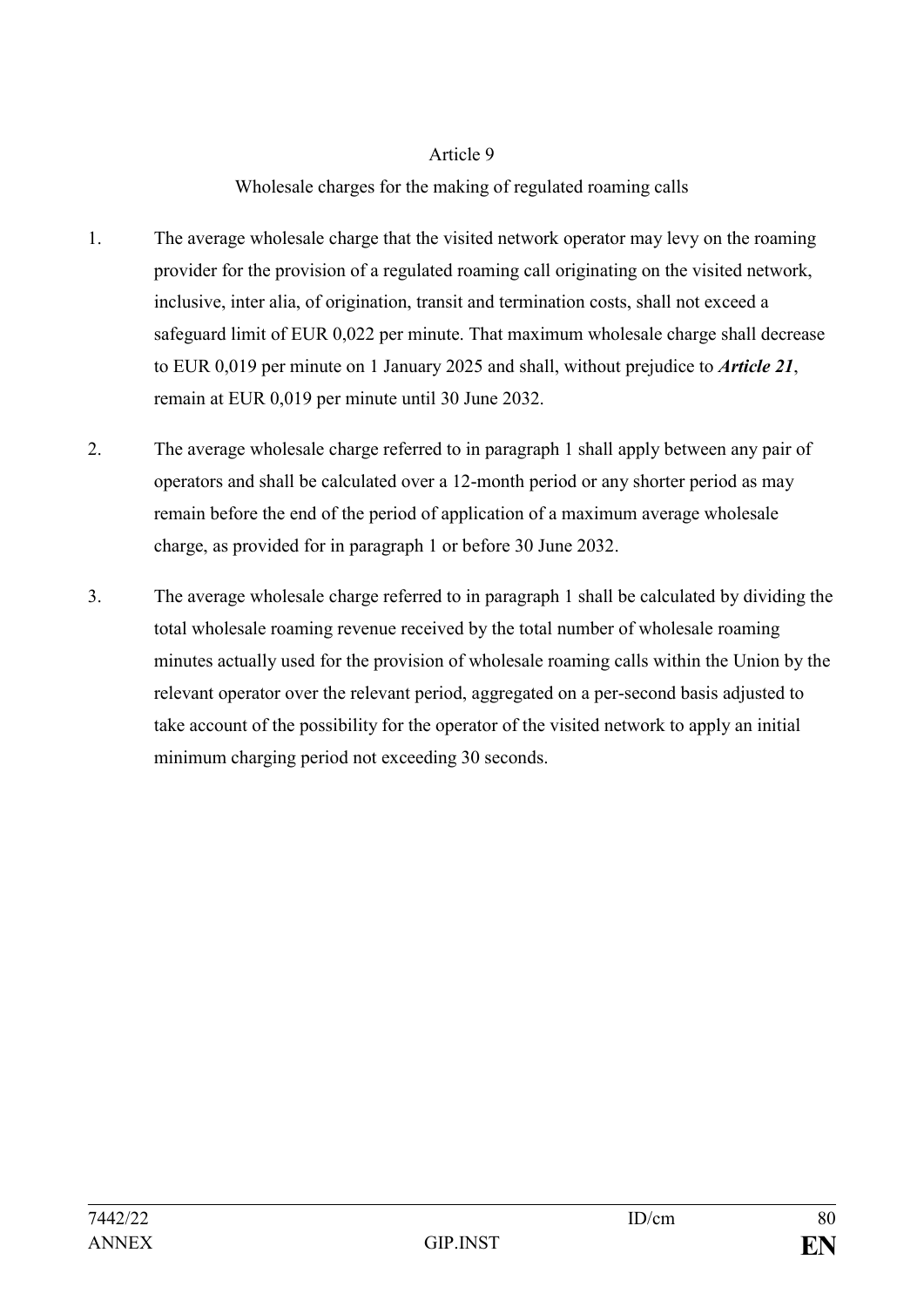Article 9

Wholesale charges for the making of regulated roaming calls

1. The average wholesale charge that the visited network operator may levy on the roaming provider for the provision of a regulated roaming call originating on the visited network, inclusive, inter alia, of origination, transit and termination costs, shall not exceed a safeguard limit of EUR 0,022 per minute. That maximum wholesale charge shall decrease to EUR 0,019 per minute on 1 January 2025 and shall, without prejudice to ***Article 21***, remain at EUR 0,019 per minute until 30 June 2032.

2. The average wholesale charge referred to in paragraph 1 shall apply between any pair of operators and shall be calculated over a 12-month period or any shorter period as may remain before the end of the period of application of a maximum average wholesale charge, as provided for in paragraph 1 or before 30 June 2032.

3. The average wholesale charge referred to in paragraph 1 shall be calculated by dividing the total wholesale roaming revenue received by the total number of wholesale roaming minutes actually used for the provision of wholesale roaming calls within the Union by the relevant operator over the relevant period, aggregated on a per-second basis adjusted to take account of the possibility for the operator of the visited network to apply an initial minimum charging period not exceeding 30 seconds.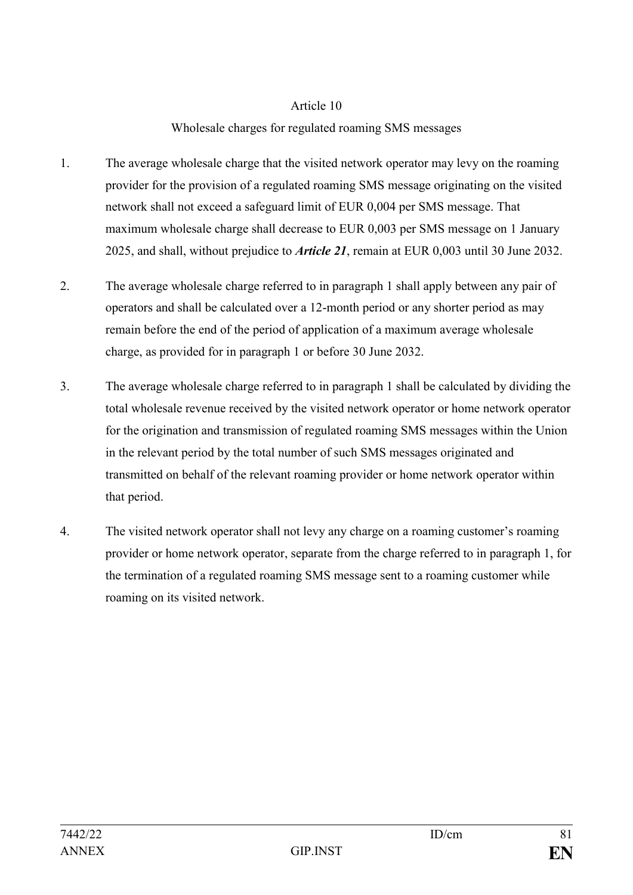Article 10

Wholesale charges for regulated roaming SMS messages

1. The average wholesale charge that the visited network operator may levy on the roaming provider for the provision of a regulated roaming SMS message originating on the visited network shall not exceed a safeguard limit of EUR 0,004 per SMS message. That maximum wholesale charge shall decrease to EUR 0,003 per SMS message on 1 January 2025, and shall, without prejudice to ***Article 21***, remain at EUR 0,003 until 30 June 2032.

2. The average wholesale charge referred to in paragraph 1 shall apply between any pair of operators and shall be calculated over a 12-month period or any shorter period as may remain before the end of the period of application of a maximum average wholesale charge, as provided for in paragraph 1 or before 30 June 2032.

3. The average wholesale charge referred to in paragraph 1 shall be calculated by dividing the total wholesale revenue received by the visited network operator or home network operator for the origination and transmission of regulated roaming SMS messages within the Union in the relevant period by the total number of such SMS messages originated and transmitted on behalf of the relevant roaming provider or home network operator within that period.

4. The visited network operator shall not levy any charge on a roaming customer's roaming provider or home network operator, separate from the charge referred to in paragraph 1, for the termination of a regulated roaming SMS message sent to a roaming customer while roaming on its visited network.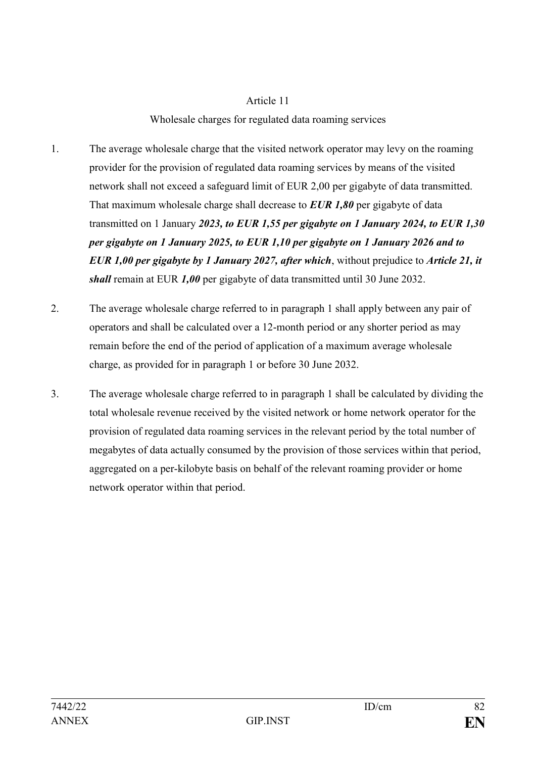Article 11

Wholesale charges for regulated data roaming services

1. The average wholesale charge that the visited network operator may levy on the roaming provider for the provision of regulated data roaming services by means of the visited network shall not exceed a safeguard limit of EUR 2,00 per gigabyte of data transmitted. That maximum wholesale charge shall decrease to ***EUR 1,80*** per gigabyte of data transmitted on 1 January ***2023, to EUR 1,55 per gigabyte on 1 January 2024, to EUR 1,30 per gigabyte on 1 January 2025, to EUR 1,10 per gigabyte on 1 January 2026 and to EUR 1,00 per gigabyte by 1 January 2027, after which***, without prejudice to ***Article 21, it shall*** remain at EUR ***1,00*** per gigabyte of data transmitted until 30 June 2032.

2. The average wholesale charge referred to in paragraph 1 shall apply between any pair of operators and shall be calculated over a 12-month period or any shorter period as may remain before the end of the period of application of a maximum average wholesale charge, as provided for in paragraph 1 or before 30 June 2032.

3. The average wholesale charge referred to in paragraph 1 shall be calculated by dividing the total wholesale revenue received by the visited network or home network operator for the provision of regulated data roaming services in the relevant period by the total number of megabytes of data actually consumed by the provision of those services within that period, aggregated on a per-kilobyte basis on behalf of the relevant roaming provider or home network operator within that period.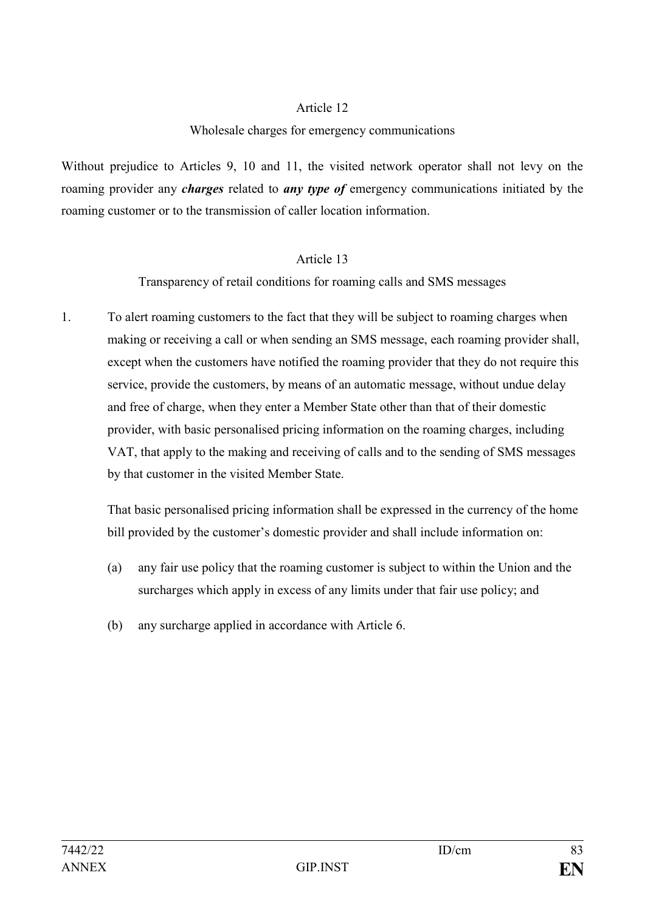Article 12

Wholesale charges for emergency communications

Without prejudice to Articles 9, 10 and 11, the visited network operator shall not levy on the roaming provider any ***charges*** related to ***any type of*** emergency communications initiated by the roaming customer or to the transmission of caller location information.

Article 13

Transparency of retail conditions for roaming calls and SMS messages

1. To alert roaming customers to the fact that they will be subject to roaming charges when making or receiving a call or when sending an SMS message, each roaming provider shall, except when the customers have notified the roaming provider that they do not require this service, provide the customers, by means of an automatic message, without undue delay and free of charge, when they enter a Member State other than that of their domestic provider, with basic personalised pricing information on the roaming charges, including VAT, that apply to the making and receiving of calls and to the sending of SMS messages by that customer in the visited Member State.

   That basic personalised pricing information shall be expressed in the currency of the home bill provided by the customer's domestic provider and shall include information on:

   (a) any fair use policy that the roaming customer is subject to within the Union and the surcharges which apply in excess of any limits under that fair use policy; and

   (b) any surcharge applied in accordance with Article 6.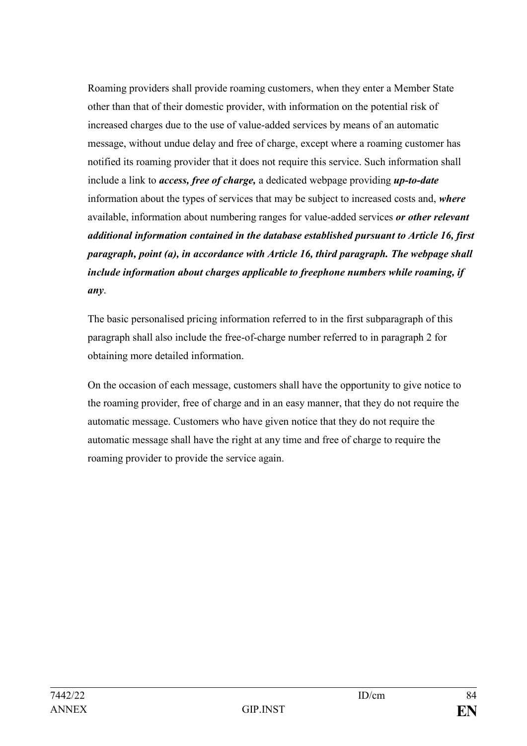Roaming providers shall provide roaming customers, when they enter a Member State other than that of their domestic provider, with information on the potential risk of increased charges due to the use of value-added services by means of an automatic message, without undue delay and free of charge, except where a roaming customer has notified its roaming provider that it does not require this service. Such information shall include a link to ***access, free of charge,*** a dedicated webpage providing ***up-to-date*** information about the types of services that may be subject to increased costs and, ***where*** available, information about numbering ranges for value-added services ***or other relevant additional information contained in the database established pursuant to Article 16, first paragraph, point (a), in accordance with Article 16, third paragraph. The webpage shall include information about charges applicable to freephone numbers while roaming, if any***.

The basic personalised pricing information referred to in the first subparagraph of this paragraph shall also include the free-of-charge number referred to in paragraph 2 for obtaining more detailed information.

On the occasion of each message, customers shall have the opportunity to give notice to the roaming provider, free of charge and in an easy manner, that they do not require the automatic message. Customers who have given notice that they do not require the automatic message shall have the right at any time and free of charge to require the roaming provider to provide the service again.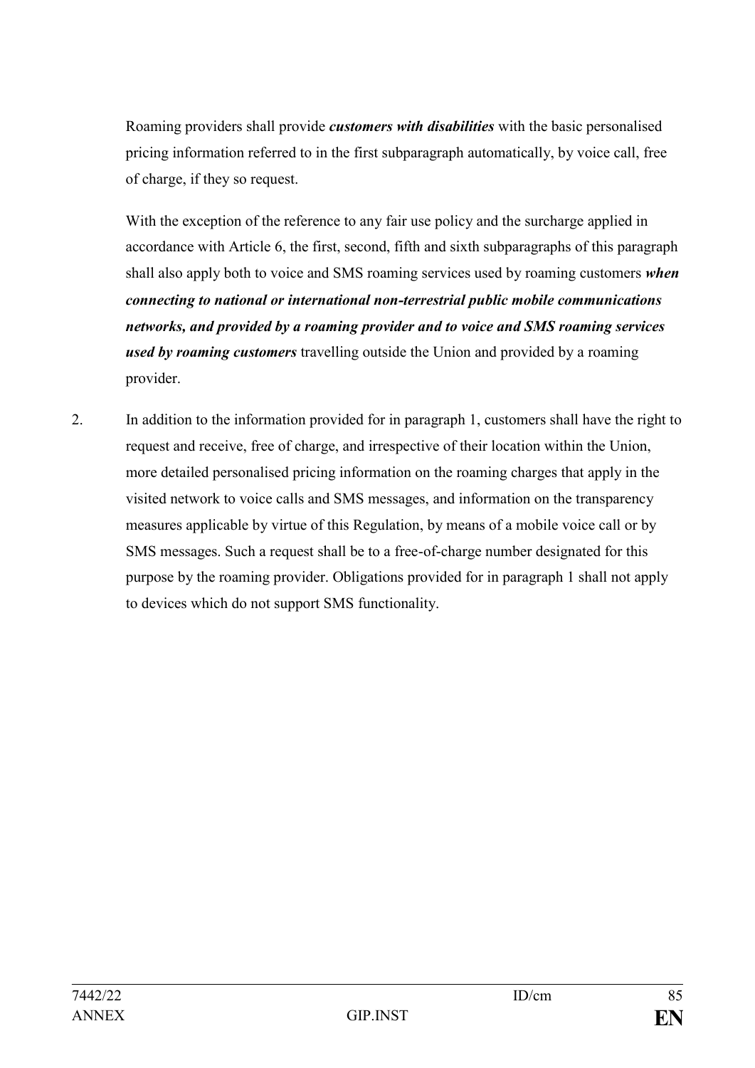Roaming providers shall provide ***customers with disabilities*** with the basic personalised pricing information referred to in the first subparagraph automatically, by voice call, free of charge, if they so request.

With the exception of the reference to any fair use policy and the surcharge applied in accordance with Article 6, the first, second, fifth and sixth subparagraphs of this paragraph shall also apply both to voice and SMS roaming services used by roaming customers ***when connecting to national or international non-terrestrial public mobile communications networks, and provided by a roaming provider and to voice and SMS roaming services used by roaming customers*** travelling outside the Union and provided by a roaming provider.

2. In addition to the information provided for in paragraph 1, customers shall have the right to request and receive, free of charge, and irrespective of their location within the Union, more detailed personalised pricing information on the roaming charges that apply in the visited network to voice calls and SMS messages, and information on the transparency measures applicable by virtue of this Regulation, by means of a mobile voice call or by SMS messages. Such a request shall be to a free-of-charge number designated for this purpose by the roaming provider. Obligations provided for in paragraph 1 shall not apply to devices which do not support SMS functionality.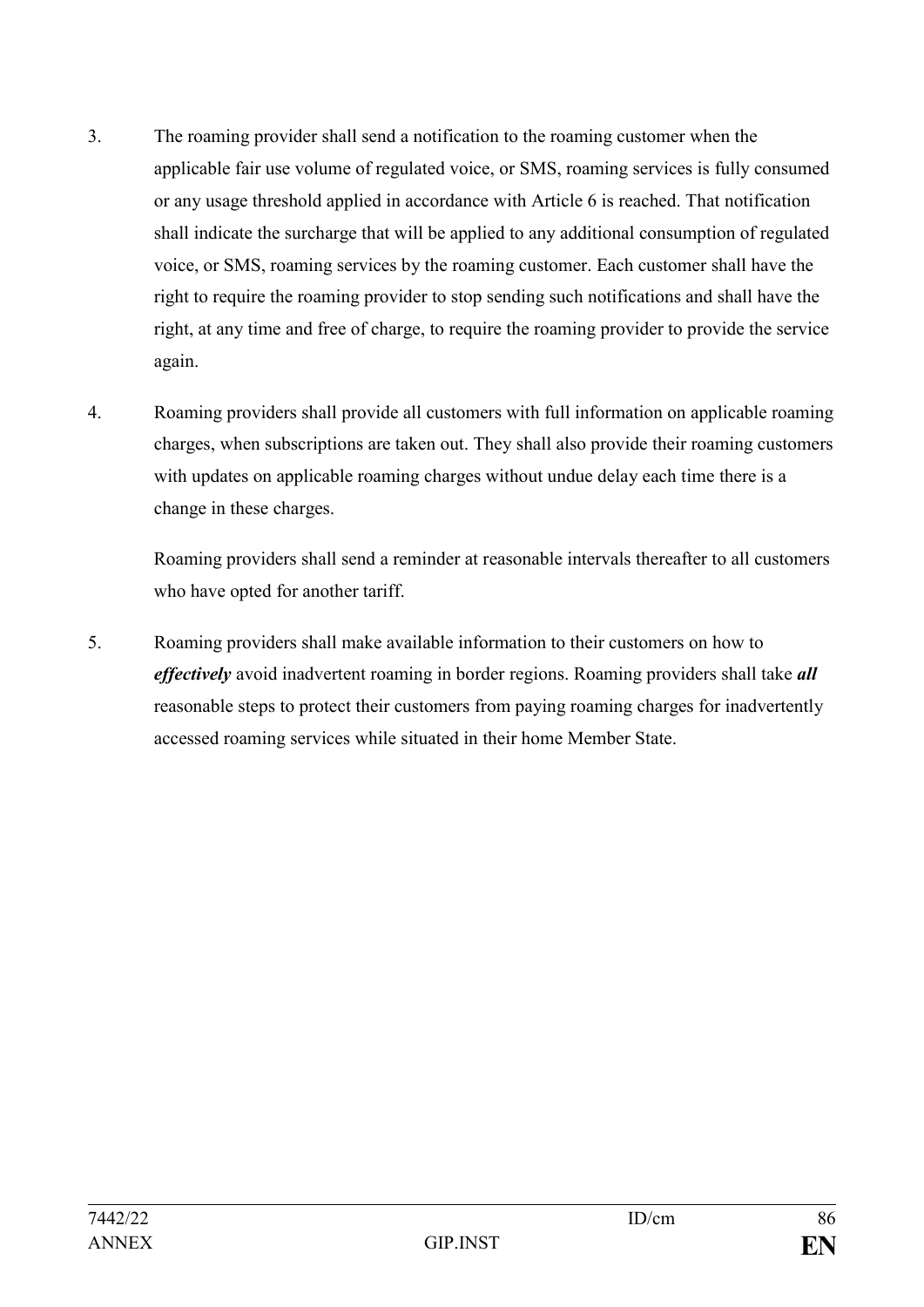3. The roaming provider shall send a notification to the roaming customer when the applicable fair use volume of regulated voice, or SMS, roaming services is fully consumed or any usage threshold applied in accordance with Article 6 is reached. That notification shall indicate the surcharge that will be applied to any additional consumption of regulated voice, or SMS, roaming services by the roaming customer. Each customer shall have the right to require the roaming provider to stop sending such notifications and shall have the right, at any time and free of charge, to require the roaming provider to provide the service again.

4. Roaming providers shall provide all customers with full information on applicable roaming charges, when subscriptions are taken out. They shall also provide their roaming customers with updates on applicable roaming charges without undue delay each time there is a change in these charges.

   Roaming providers shall send a reminder at reasonable intervals thereafter to all customers who have opted for another tariff.

5. Roaming providers shall make available information to their customers on how to ***effectively*** avoid inadvertent roaming in border regions. Roaming providers shall take ***all*** reasonable steps to protect their customers from paying roaming charges for inadvertently accessed roaming services while situated in their home Member State.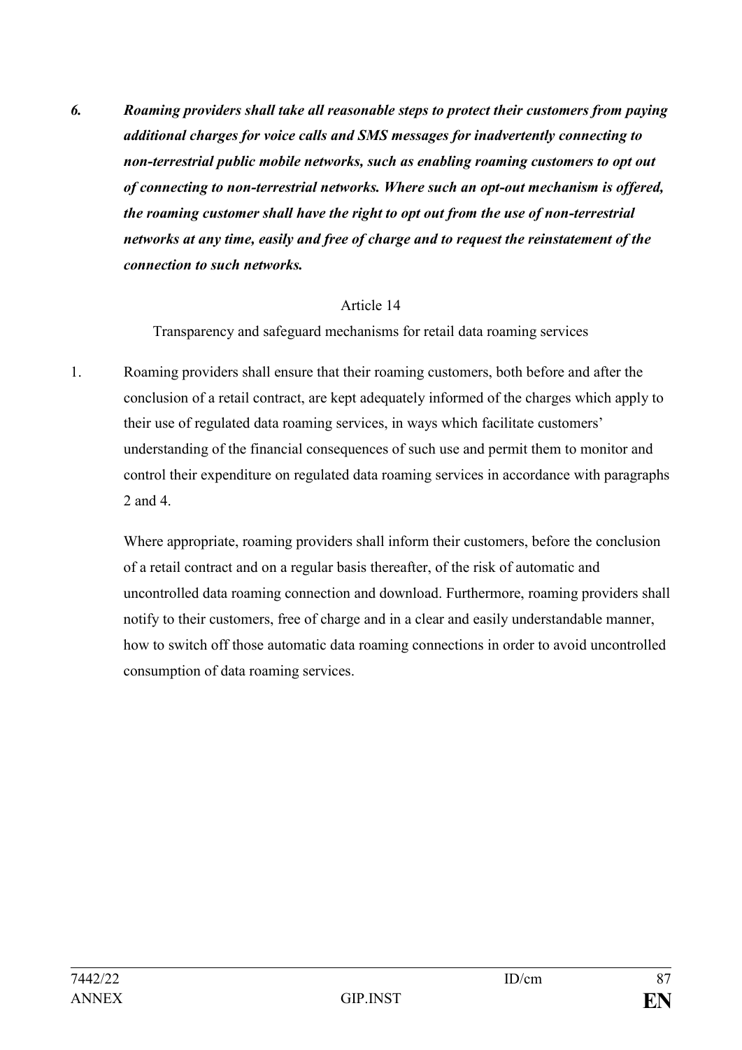***6. Roaming providers shall take all reasonable steps to protect their customers from paying additional charges for voice calls and SMS messages for inadvertently connecting to non-terrestrial public mobile networks, such as enabling roaming customers to opt out of connecting to non-terrestrial networks. Where such an opt-out mechanism is offered, the roaming customer shall have the right to opt out from the use of non-terrestrial networks at any time, easily and free of charge and to request the reinstatement of the connection to such networks.***

Article 14

Transparency and safeguard mechanisms for retail data roaming services

1. Roaming providers shall ensure that their roaming customers, both before and after the conclusion of a retail contract, are kept adequately informed of the charges which apply to their use of regulated data roaming services, in ways which facilitate customers' understanding of the financial consequences of such use and permit them to monitor and control their expenditure on regulated data roaming services in accordance with paragraphs 2 and 4.

   Where appropriate, roaming providers shall inform their customers, before the conclusion of a retail contract and on a regular basis thereafter, of the risk of automatic and uncontrolled data roaming connection and download. Furthermore, roaming providers shall notify to their customers, free of charge and in a clear and easily understandable manner, how to switch off those automatic data roaming connections in order to avoid uncontrolled consumption of data roaming services.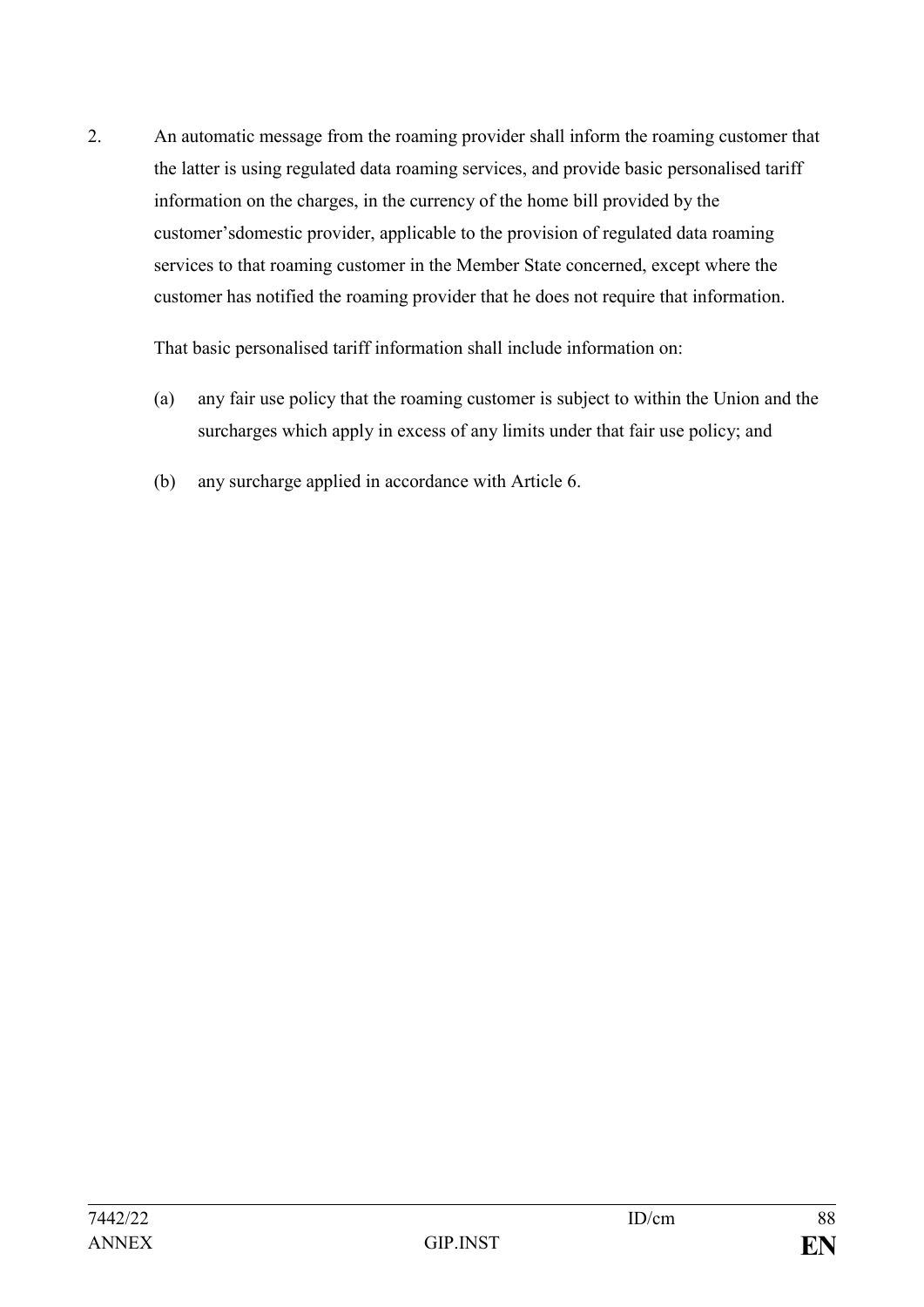2. An automatic message from the roaming provider shall inform the roaming customer that the latter is using regulated data roaming services, and provide basic personalised tariff information on the charges, in the currency of the home bill provided by the customer'sdomestic provider, applicable to the provision of regulated data roaming services to that roaming customer in the Member State concerned, except where the customer has notified the roaming provider that he does not require that information.

   That basic personalised tariff information shall include information on:

   (a) any fair use policy that the roaming customer is subject to within the Union and the surcharges which apply in excess of any limits under that fair use policy; and

   (b) any surcharge applied in accordance with Article 6.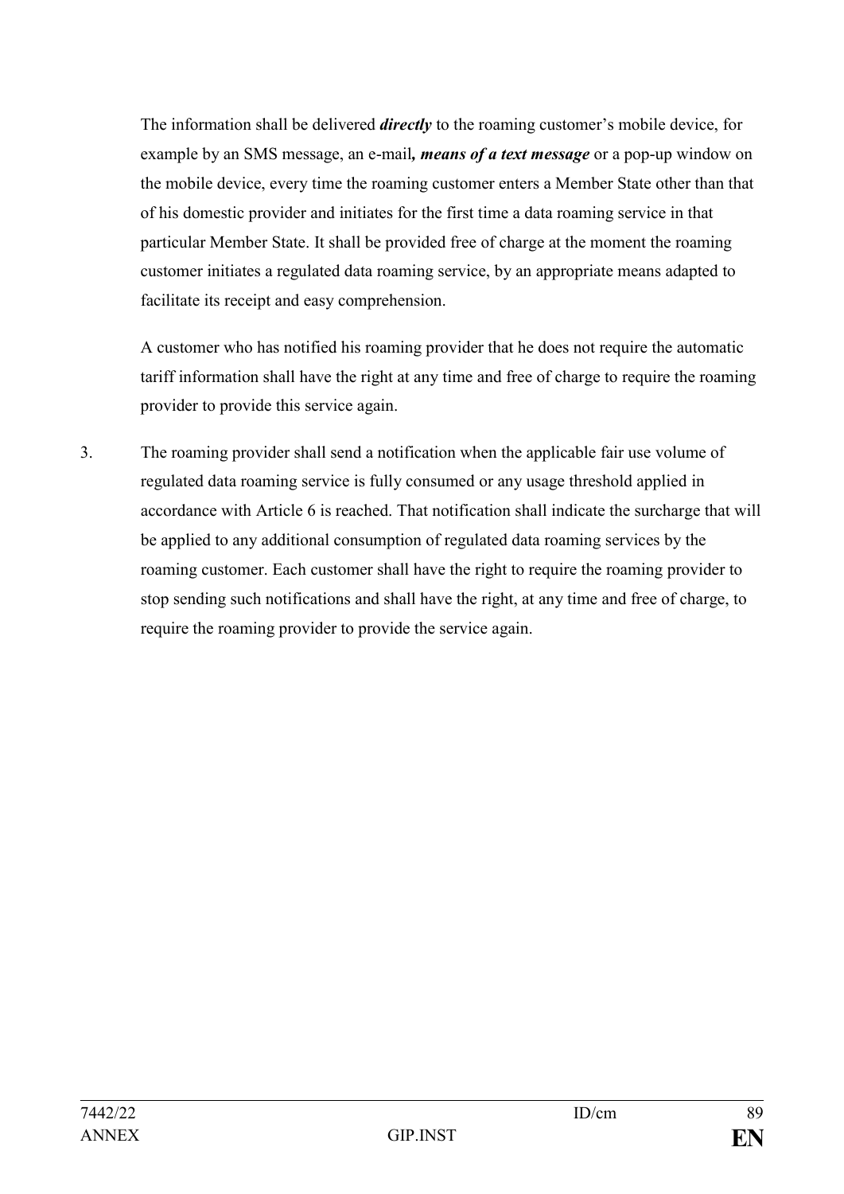The information shall be delivered ***directly*** to the roaming customer's mobile device, for example by an SMS message, an e-mail***, means of a text message*** or a pop-up window on the mobile device, every time the roaming customer enters a Member State other than that of his domestic provider and initiates for the first time a data roaming service in that particular Member State. It shall be provided free of charge at the moment the roaming customer initiates a regulated data roaming service, by an appropriate means adapted to facilitate its receipt and easy comprehension.

A customer who has notified his roaming provider that he does not require the automatic tariff information shall have the right at any time and free of charge to require the roaming provider to provide this service again.

3. The roaming provider shall send a notification when the applicable fair use volume of regulated data roaming service is fully consumed or any usage threshold applied in accordance with Article 6 is reached. That notification shall indicate the surcharge that will be applied to any additional consumption of regulated data roaming services by the roaming customer. Each customer shall have the right to require the roaming provider to stop sending such notifications and shall have the right, at any time and free of charge, to require the roaming provider to provide the service again.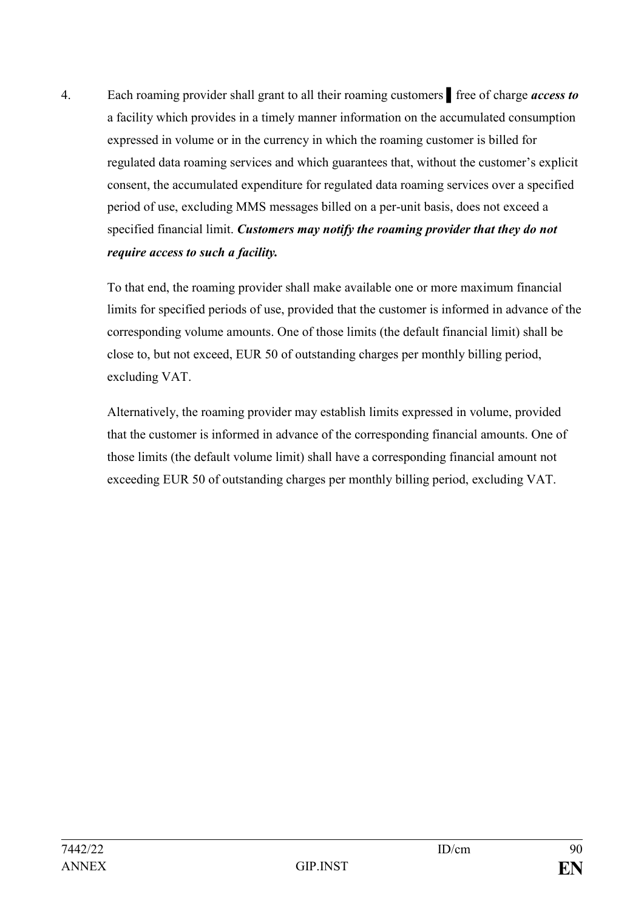4. Each roaming provider shall grant to all their roaming customers ▌ free of charge ***access to*** a facility which provides in a timely manner information on the accumulated consumption expressed in volume or in the currency in which the roaming customer is billed for regulated data roaming services and which guarantees that, without the customer's explicit consent, the accumulated expenditure for regulated data roaming services over a specified period of use, excluding MMS messages billed on a per-unit basis, does not exceed a specified financial limit. ***Customers may notify the roaming provider that they do not require access to such a facility.***

   To that end, the roaming provider shall make available one or more maximum financial limits for specified periods of use, provided that the customer is informed in advance of the corresponding volume amounts. One of those limits (the default financial limit) shall be close to, but not exceed, EUR 50 of outstanding charges per monthly billing period, excluding VAT.

   Alternatively, the roaming provider may establish limits expressed in volume, provided that the customer is informed in advance of the corresponding financial amounts. One of those limits (the default volume limit) shall have a corresponding financial amount not exceeding EUR 50 of outstanding charges per monthly billing period, excluding VAT.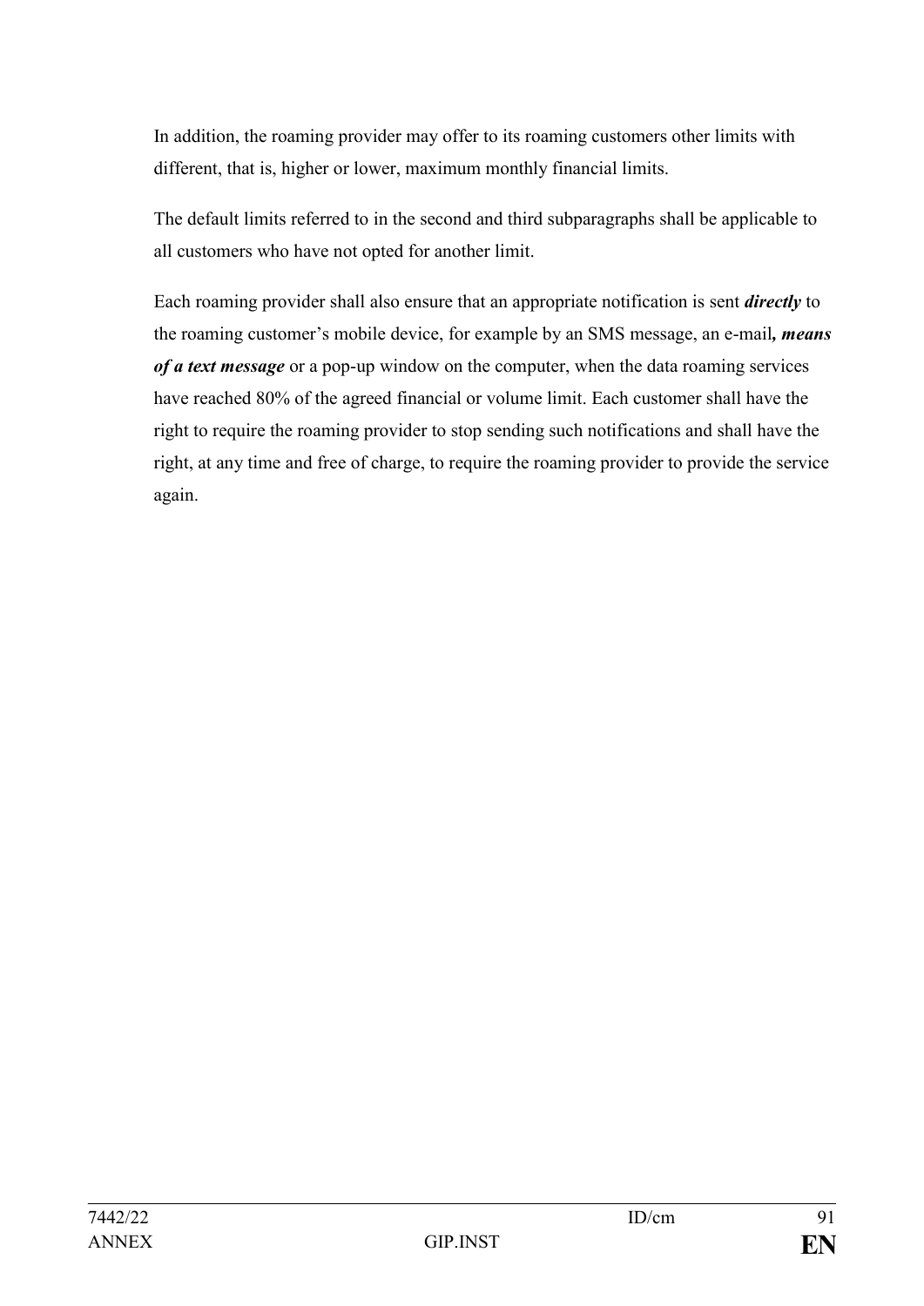In addition, the roaming provider may offer to its roaming customers other limits with different, that is, higher or lower, maximum monthly financial limits.

The default limits referred to in the second and third subparagraphs shall be applicable to all customers who have not opted for another limit.

Each roaming provider shall also ensure that an appropriate notification is sent ***directly*** to the roaming customer's mobile device, for example by an SMS message, an e-mail***, means of a text message*** or a pop-up window on the computer, when the data roaming services have reached 80% of the agreed financial or volume limit. Each customer shall have the right to require the roaming provider to stop sending such notifications and shall have the right, at any time and free of charge, to require the roaming provider to provide the service again.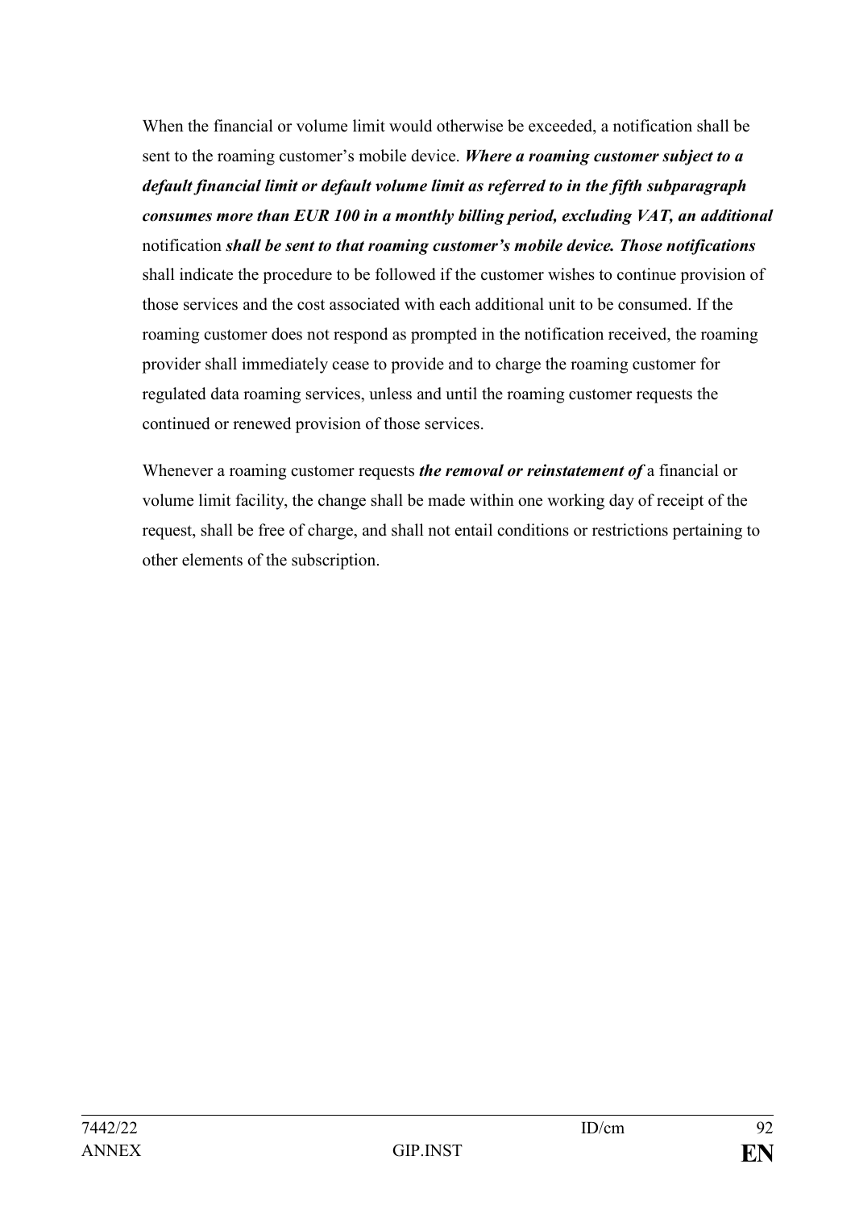When the financial or volume limit would otherwise be exceeded, a notification shall be sent to the roaming customer's mobile device. ***Where a roaming customer subject to a default financial limit or default volume limit as referred to in the fifth subparagraph consumes more than EUR 100 in a monthly billing period, excluding VAT, an additional*** notification ***shall be sent to that roaming customer's mobile device. Those notifications*** shall indicate the procedure to be followed if the customer wishes to continue provision of those services and the cost associated with each additional unit to be consumed. If the roaming customer does not respond as prompted in the notification received, the roaming provider shall immediately cease to provide and to charge the roaming customer for regulated data roaming services, unless and until the roaming customer requests the continued or renewed provision of those services.

Whenever a roaming customer requests ***the removal or reinstatement of*** a financial or volume limit facility, the change shall be made within one working day of receipt of the request, shall be free of charge, and shall not entail conditions or restrictions pertaining to other elements of the subscription.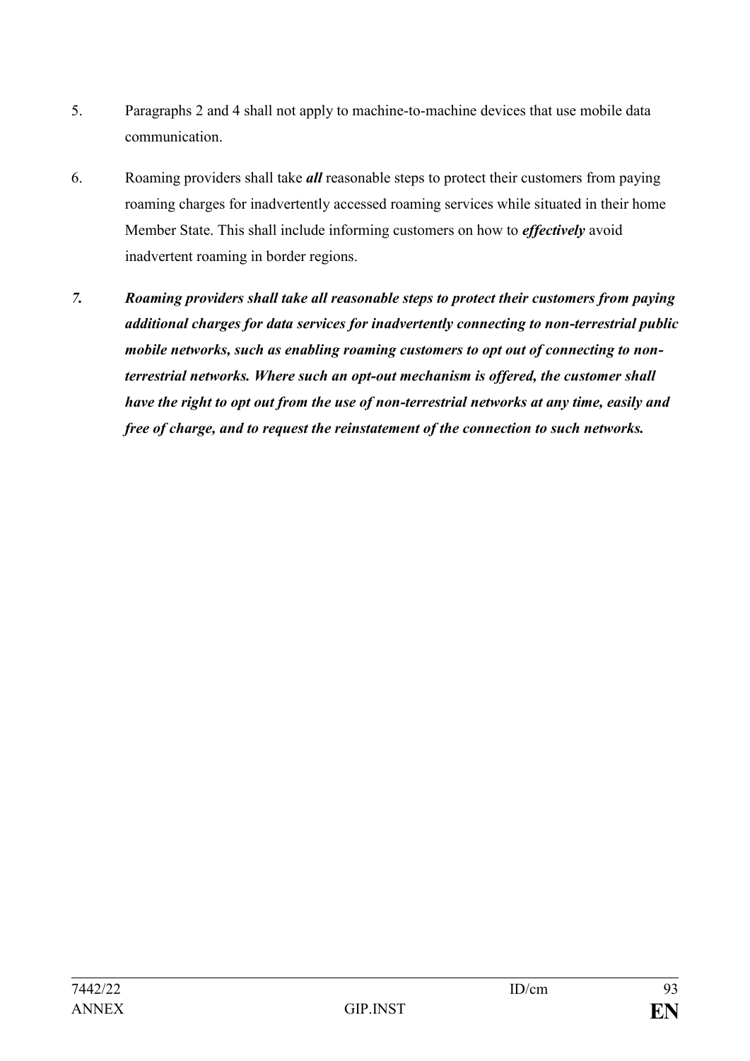5. Paragraphs 2 and 4 shall not apply to machine-to-machine devices that use mobile data communication.

6. Roaming providers shall take ***all*** reasonable steps to protect their customers from paying roaming charges for inadvertently accessed roaming services while situated in their home Member State. This shall include informing customers on how to ***effectively*** avoid inadvertent roaming in border regions.

***7. Roaming providers shall take all reasonable steps to protect their customers from paying additional charges for data services for inadvertently connecting to non-terrestrial public mobile networks, such as enabling roaming customers to opt out of connecting to non-terrestrial networks. Where such an opt-out mechanism is offered, the customer shall have the right to opt out from the use of non-terrestrial networks at any time, easily and free of charge, and to request the reinstatement of the connection to such networks.***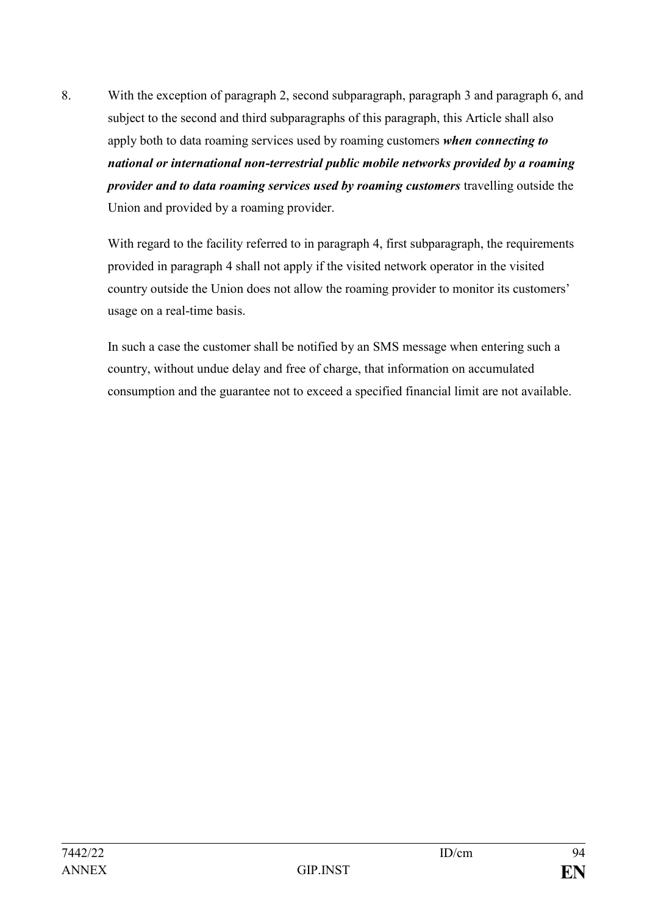8. With the exception of paragraph 2, second subparagraph, paragraph 3 and paragraph 6, and subject to the second and third subparagraphs of this paragraph, this Article shall also apply both to data roaming services used by roaming customers ***when connecting to national or international non-terrestrial public mobile networks provided by a roaming provider and to data roaming services used by roaming customers*** travelling outside the Union and provided by a roaming provider.

   With regard to the facility referred to in paragraph 4, first subparagraph, the requirements provided in paragraph 4 shall not apply if the visited network operator in the visited country outside the Union does not allow the roaming provider to monitor its customers' usage on a real-time basis.

   In such a case the customer shall be notified by an SMS message when entering such a country, without undue delay and free of charge, that information on accumulated consumption and the guarantee not to exceed a specified financial limit are not available.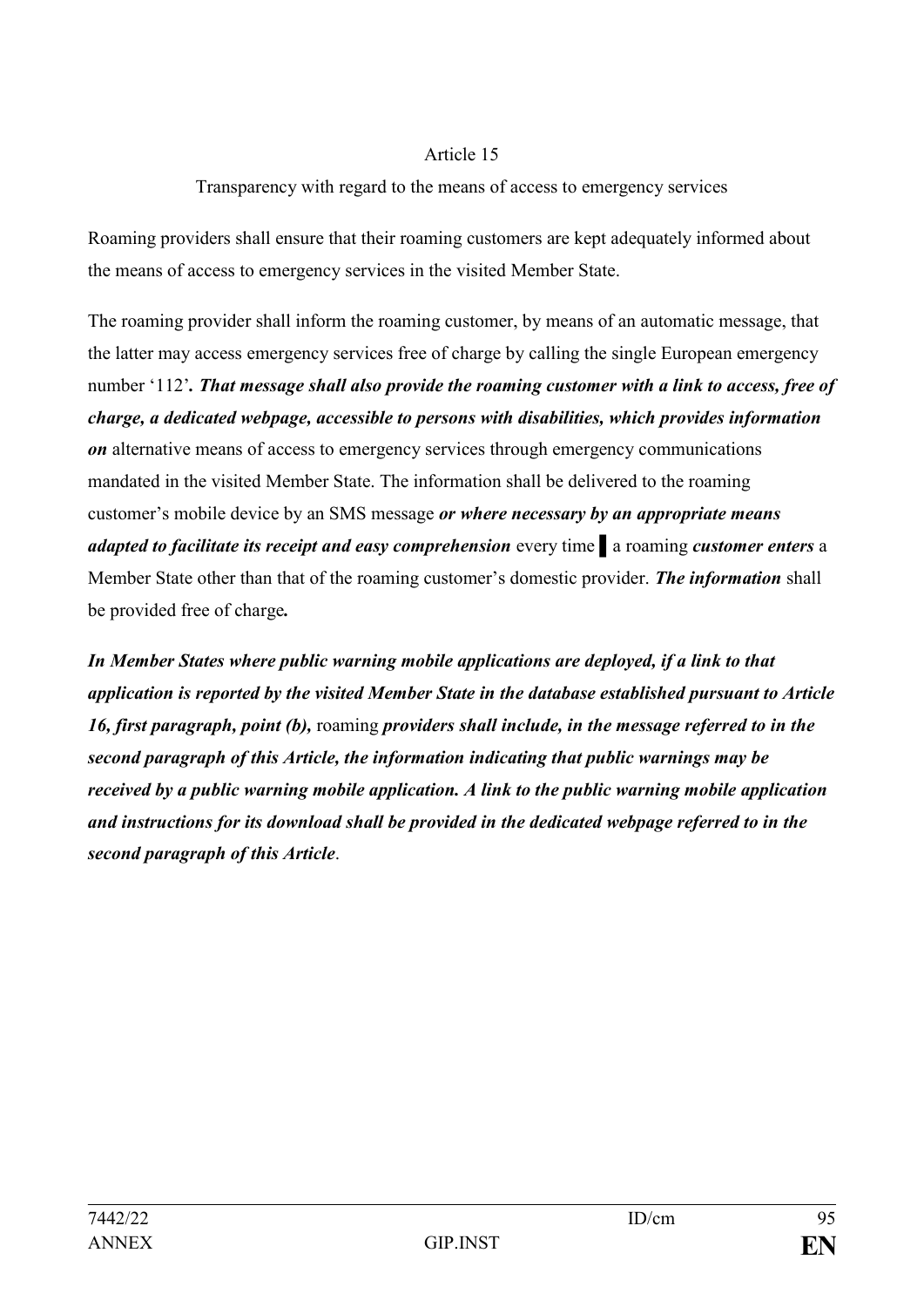Article 15

Transparency with regard to the means of access to emergency services

Roaming providers shall ensure that their roaming customers are kept adequately informed about the means of access to emergency services in the visited Member State.

The roaming provider shall inform the roaming customer, by means of an automatic message, that the latter may access emergency services free of charge by calling the single European emergency number '112'***. That message shall also provide the roaming customer with a link to access, free of charge, a dedicated webpage, accessible to persons with disabilities, which provides information on*** alternative means of access to emergency services through emergency communications mandated in the visited Member State. The information shall be delivered to the roaming customer's mobile device by an SMS message ***or where necessary by an appropriate means adapted to facilitate its receipt and easy comprehension*** every time ▌ a roaming ***customer enters*** a Member State other than that of the roaming customer's domestic provider. ***The information*** shall be provided free of charge***.***

***In Member States where public warning mobile applications are deployed, if a link to that application is reported by the visited Member State in the database established pursuant to Article 16, first paragraph, point (b),*** roaming ***providers shall include, in the message referred to in the second paragraph of this Article, the information indicating that public warnings may be received by a public warning mobile application. A link to the public warning mobile application and instructions for its download shall be provided in the dedicated webpage referred to in the second paragraph of this Article***.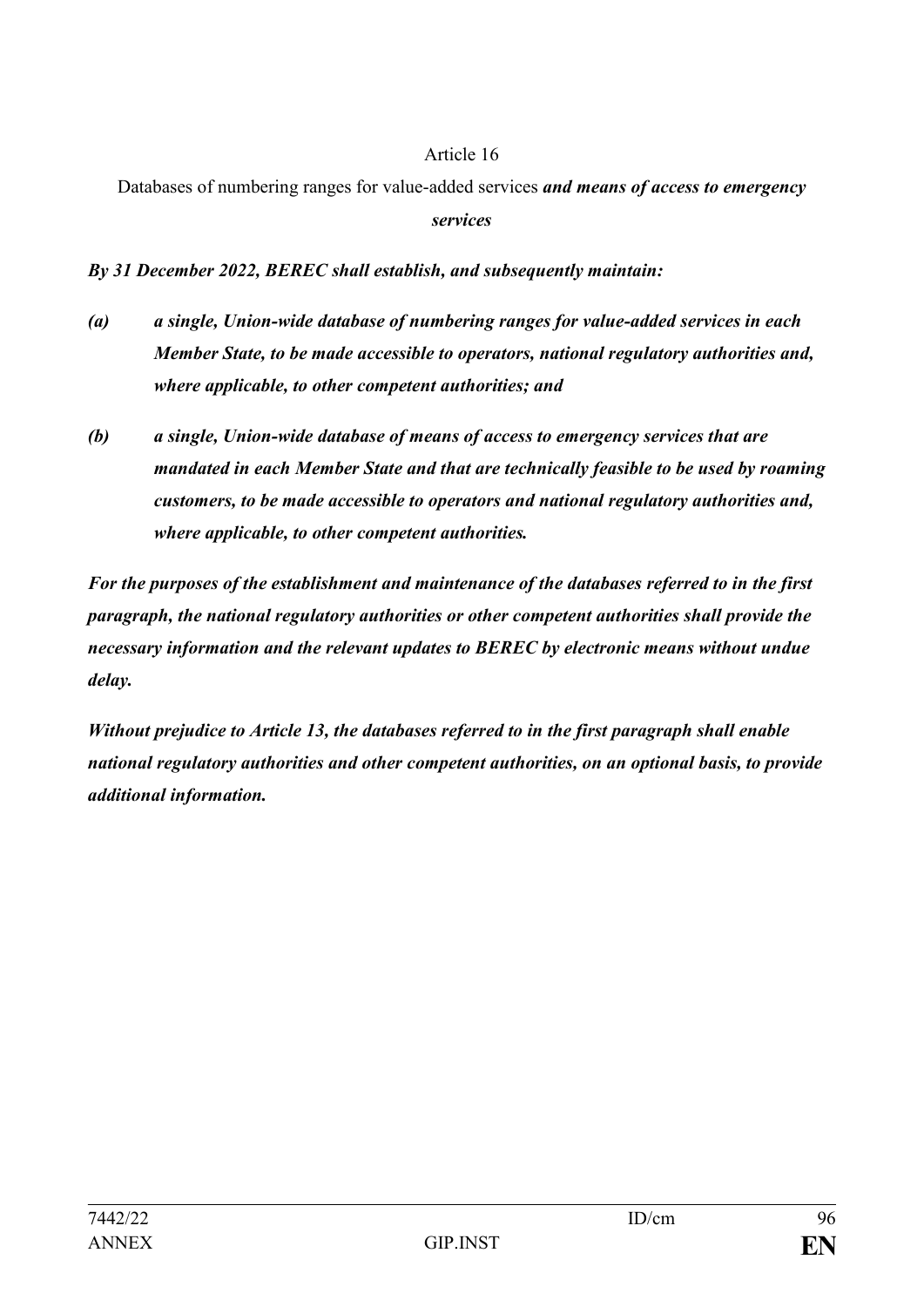Article 16

Databases of numbering ranges for value-added services ***and means of access to emergency services***

***By 31 December 2022, BEREC shall establish, and subsequently maintain:***

***(a) a single, Union-wide database of numbering ranges for value-added services in each Member State, to be made accessible to operators, national regulatory authorities and, where applicable, to other competent authorities; and***

***(b) a single, Union-wide database of means of access to emergency services that are mandated in each Member State and that are technically feasible to be used by roaming customers, to be made accessible to operators and national regulatory authorities and, where applicable, to other competent authorities.***

***For the purposes of the establishment and maintenance of the databases referred to in the first paragraph, the national regulatory authorities or other competent authorities shall provide the necessary information and the relevant updates to BEREC by electronic means without undue delay.***

***Without prejudice to Article 13, the databases referred to in the first paragraph shall enable national regulatory authorities and other competent authorities, on an optional basis, to provide additional information.***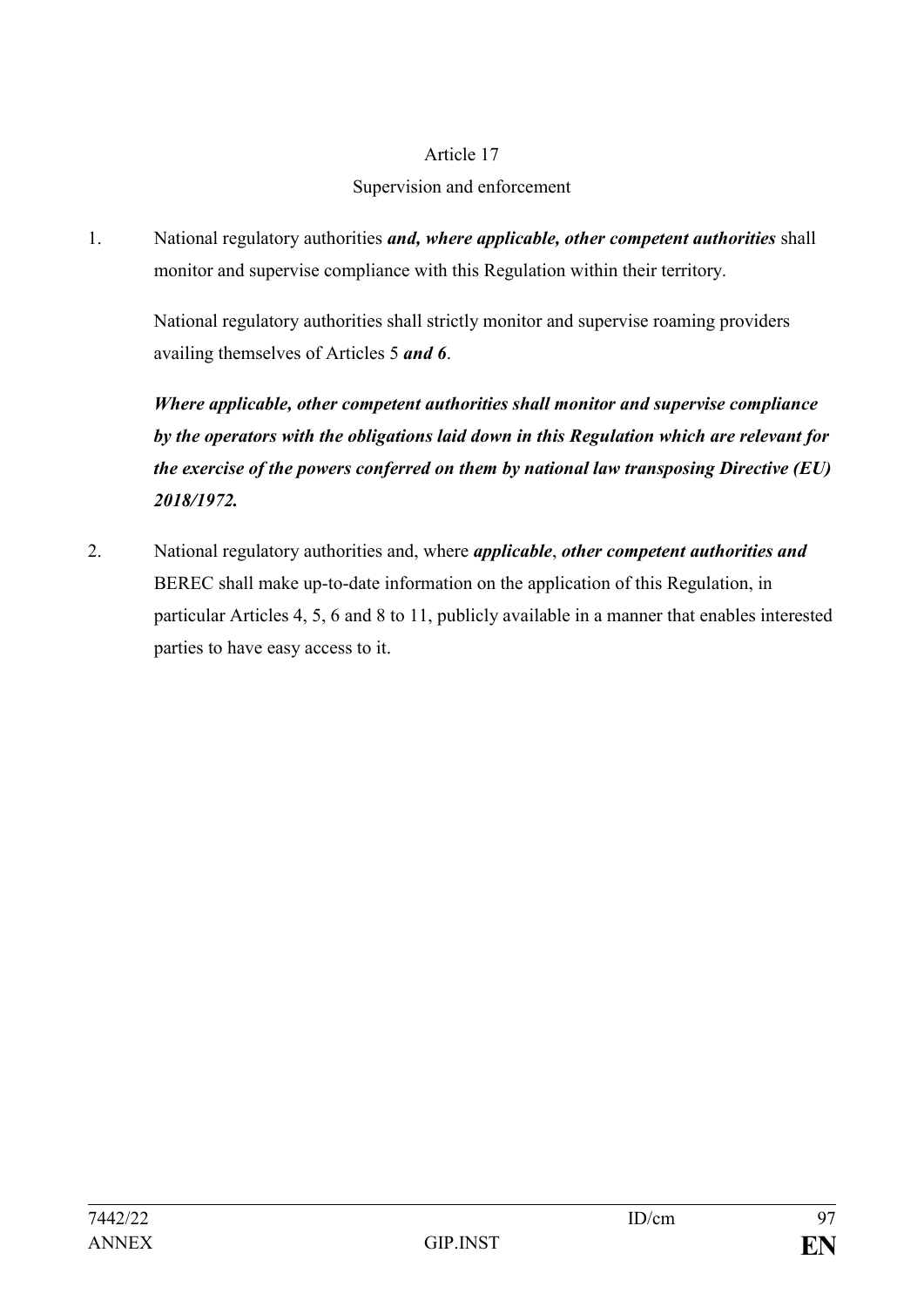Article 17

Supervision and enforcement

1. National regulatory authorities ***and, where applicable, other competent authorities*** shall monitor and supervise compliance with this Regulation within their territory.

   National regulatory authorities shall strictly monitor and supervise roaming providers availing themselves of Articles 5 ***and 6***.

   ***Where applicable, other competent authorities shall monitor and supervise compliance by the operators with the obligations laid down in this Regulation which are relevant for the exercise of the powers conferred on them by national law transposing Directive (EU) 2018/1972.***

2. National regulatory authorities and, where ***applicable***, ***other competent authorities and*** BEREC shall make up-to-date information on the application of this Regulation, in particular Articles 4, 5, 6 and 8 to 11, publicly available in a manner that enables interested parties to have easy access to it.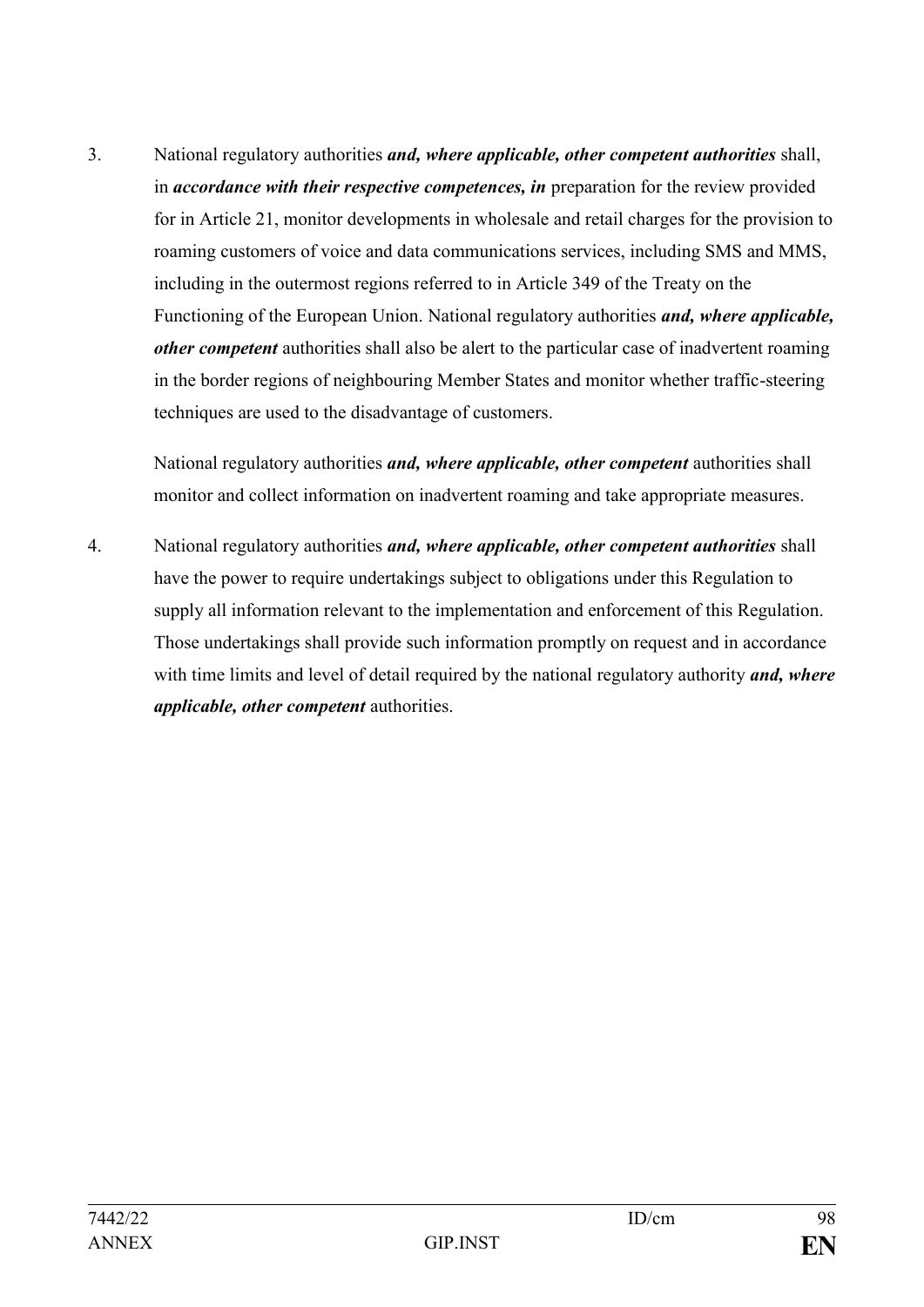3. National regulatory authorities ***and, where applicable, other competent authorities*** shall, in ***accordance with their respective competences, in*** preparation for the review provided for in Article 21, monitor developments in wholesale and retail charges for the provision to roaming customers of voice and data communications services, including SMS and MMS, including in the outermost regions referred to in Article 349 of the Treaty on the Functioning of the European Union. National regulatory authorities ***and, where applicable, other competent*** authorities shall also be alert to the particular case of inadvertent roaming in the border regions of neighbouring Member States and monitor whether traffic-steering techniques are used to the disadvantage of customers.

   National regulatory authorities ***and, where applicable, other competent*** authorities shall monitor and collect information on inadvertent roaming and take appropriate measures.

4. National regulatory authorities ***and, where applicable, other competent authorities*** shall have the power to require undertakings subject to obligations under this Regulation to supply all information relevant to the implementation and enforcement of this Regulation. Those undertakings shall provide such information promptly on request and in accordance with time limits and level of detail required by the national regulatory authority ***and, where applicable, other competent*** authorities.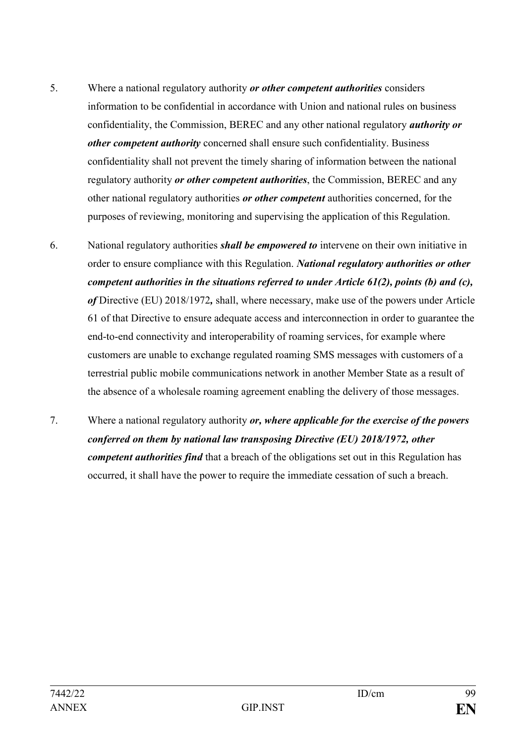5. Where a national regulatory authority ***or other competent authorities*** considers information to be confidential in accordance with Union and national rules on business confidentiality, the Commission, BEREC and any other national regulatory ***authority or other competent authority*** concerned shall ensure such confidentiality. Business confidentiality shall not prevent the timely sharing of information between the national regulatory authority ***or other competent authorities***, the Commission, BEREC and any other national regulatory authorities ***or other competent*** authorities concerned, for the purposes of reviewing, monitoring and supervising the application of this Regulation.

6. National regulatory authorities ***shall be empowered to*** intervene on their own initiative in order to ensure compliance with this Regulation. ***National regulatory authorities or other competent authorities in the situations referred to under Article 61(2), points (b) and (c), of*** Directive (EU) 2018/1972***,*** shall, where necessary, make use of the powers under Article 61 of that Directive to ensure adequate access and interconnection in order to guarantee the end-to-end connectivity and interoperability of roaming services, for example where customers are unable to exchange regulated roaming SMS messages with customers of a terrestrial public mobile communications network in another Member State as a result of the absence of a wholesale roaming agreement enabling the delivery of those messages.

7. Where a national regulatory authority ***or, where applicable for the exercise of the powers conferred on them by national law transposing Directive (EU) 2018/1972, other competent authorities find*** that a breach of the obligations set out in this Regulation has occurred, it shall have the power to require the immediate cessation of such a breach.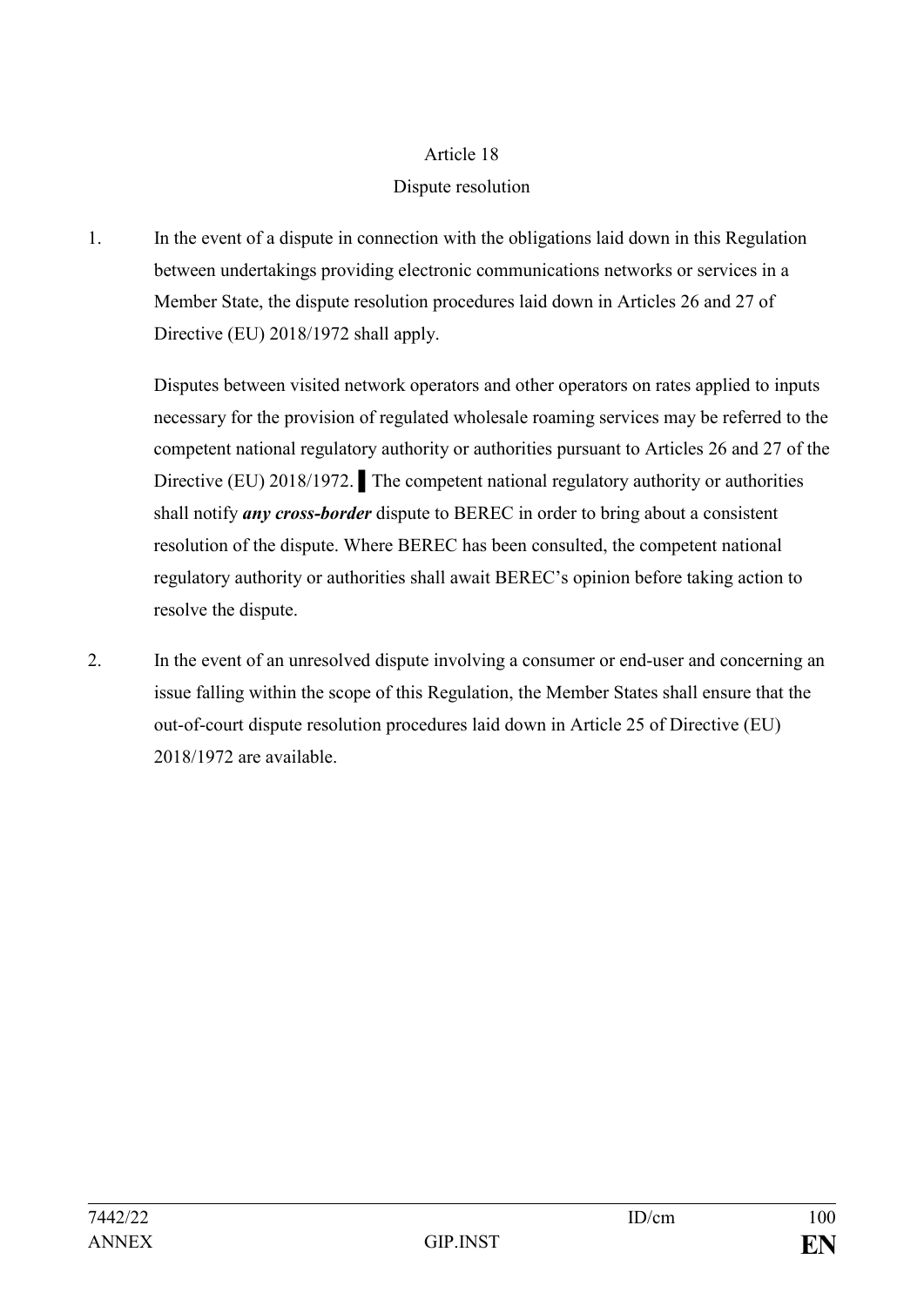Article 18

Dispute resolution

1. In the event of a dispute in connection with the obligations laid down in this Regulation between undertakings providing electronic communications networks or services in a Member State, the dispute resolution procedures laid down in Articles 26 and 27 of Directive (EU) 2018/1972 shall apply.

   Disputes between visited network operators and other operators on rates applied to inputs necessary for the provision of regulated wholesale roaming services may be referred to the competent national regulatory authority or authorities pursuant to Articles 26 and 27 of the Directive (EU) 2018/1972. ▌The competent national regulatory authority or authorities shall notify ***any cross-border*** dispute to BEREC in order to bring about a consistent resolution of the dispute. Where BEREC has been consulted, the competent national regulatory authority or authorities shall await BEREC's opinion before taking action to resolve the dispute.

2. In the event of an unresolved dispute involving a consumer or end-user and concerning an issue falling within the scope of this Regulation, the Member States shall ensure that the out-of-court dispute resolution procedures laid down in Article 25 of Directive (EU) 2018/1972 are available.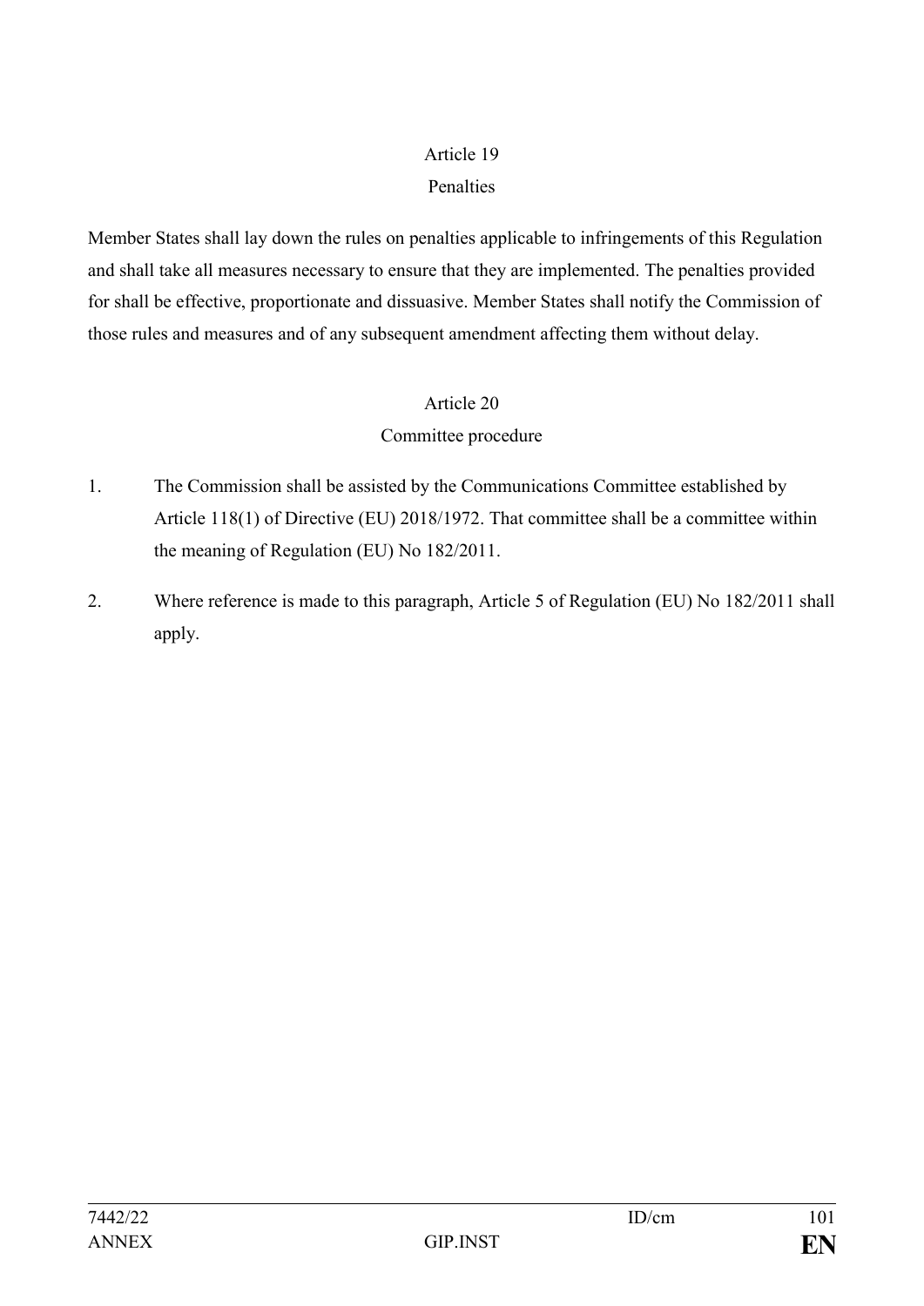## Article 19

## Penalties

Member States shall lay down the rules on penalties applicable to infringements of this Regulation and shall take all measures necessary to ensure that they are implemented. The penalties provided for shall be effective, proportionate and dissuasive. Member States shall notify the Commission of those rules and measures and of any subsequent amendment affecting them without delay.

## Article 20

## Committee procedure

1. The Commission shall be assisted by the Communications Committee established by Article 118(1) of Directive (EU) 2018/1972. That committee shall be a committee within the meaning of Regulation (EU) No 182/2011.

2. Where reference is made to this paragraph, Article 5 of Regulation (EU) No 182/2011 shall apply.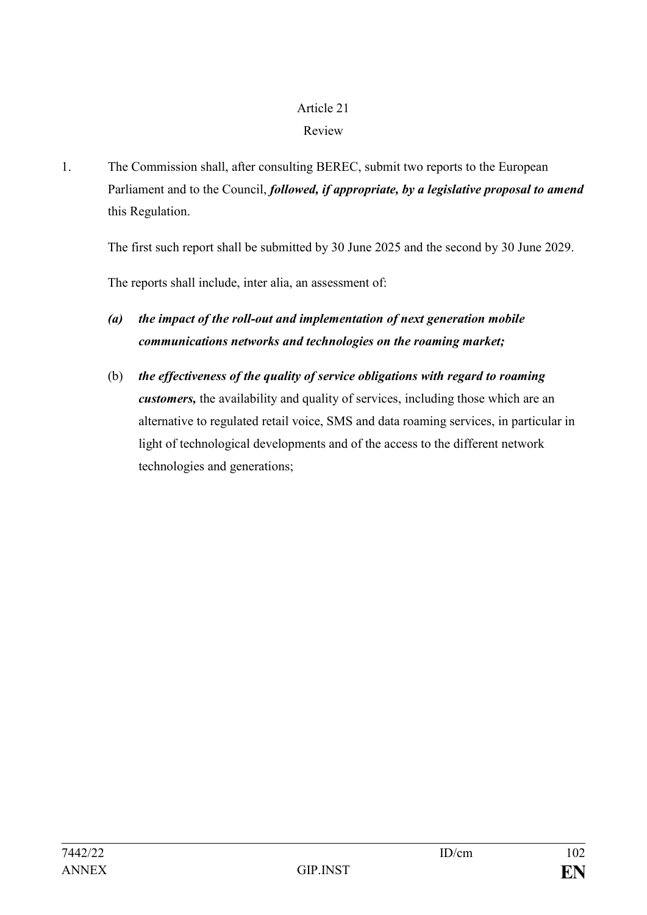Article 21

Review

1. The Commission shall, after consulting BEREC, submit two reports to the European Parliament and to the Council, ***followed, if appropriate, by a legislative proposal to amend*** this Regulation.

   The first such report shall be submitted by 30 June 2025 and the second by 30 June 2029.

   The reports shall include, inter alia, an assessment of:

   ***(a) the impact of the roll-out and implementation of next generation mobile communications networks and technologies on the roaming market;***

   (b) ***the effectiveness of the quality of service obligations with regard to roaming customers,*** the availability and quality of services, including those which are an alternative to regulated retail voice, SMS and data roaming services, in particular in light of technological developments and of the access to the different network technologies and generations;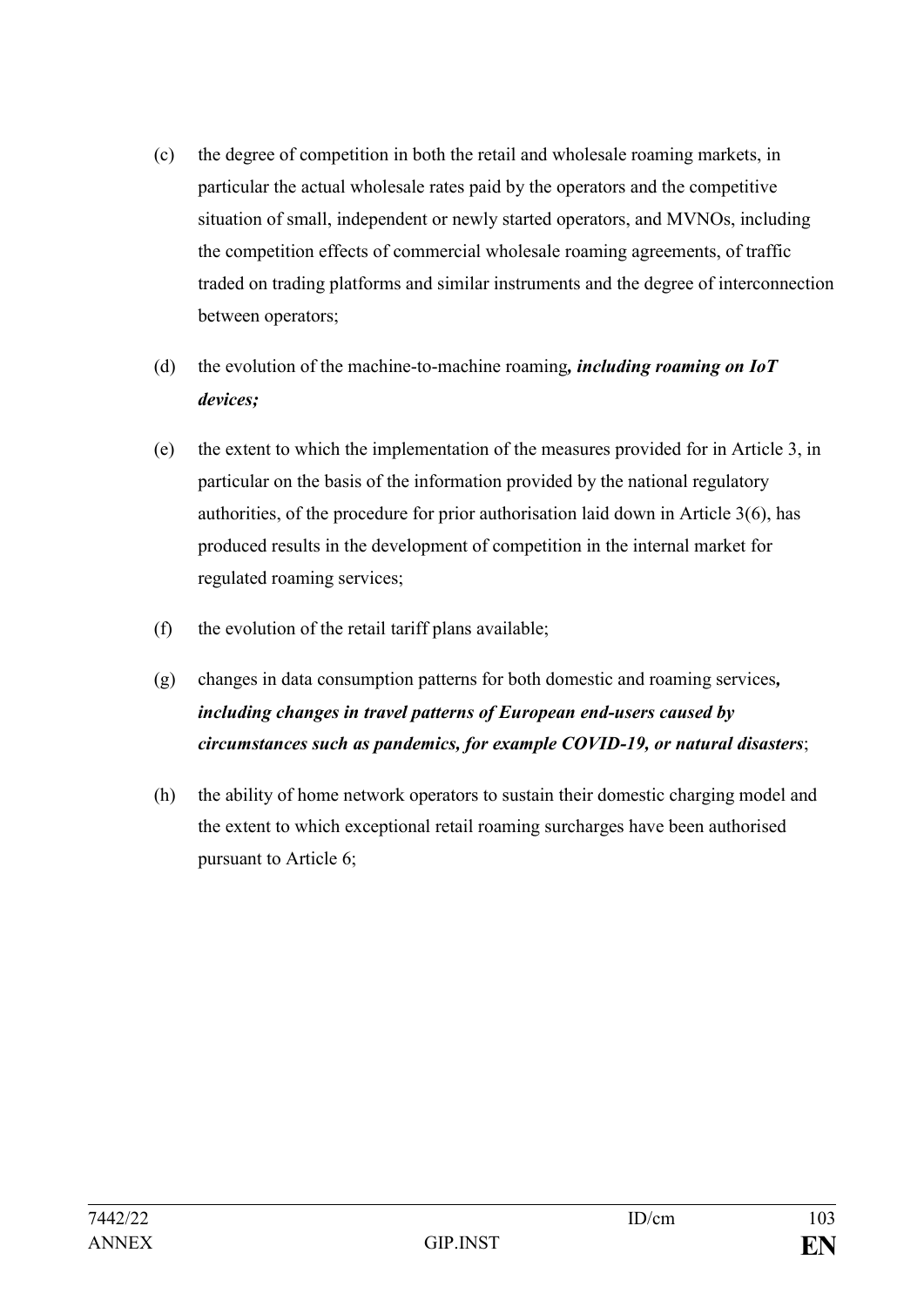(c) the degree of competition in both the retail and wholesale roaming markets, in particular the actual wholesale rates paid by the operators and the competitive situation of small, independent or newly started operators, and MVNOs, including the competition effects of commercial wholesale roaming agreements, of traffic traded on trading platforms and similar instruments and the degree of interconnection between operators;

(d) the evolution of the machine-to-machine roaming***, including roaming on IoT devices;***

(e) the extent to which the implementation of the measures provided for in Article 3, in particular on the basis of the information provided by the national regulatory authorities, of the procedure for prior authorisation laid down in Article 3(6), has produced results in the development of competition in the internal market for regulated roaming services;

(f) the evolution of the retail tariff plans available;

(g) changes in data consumption patterns for both domestic and roaming services***, including changes in travel patterns of European end-users caused by circumstances such as pandemics, for example COVID-19, or natural disasters***;

(h) the ability of home network operators to sustain their domestic charging model and the extent to which exceptional retail roaming surcharges have been authorised pursuant to Article 6;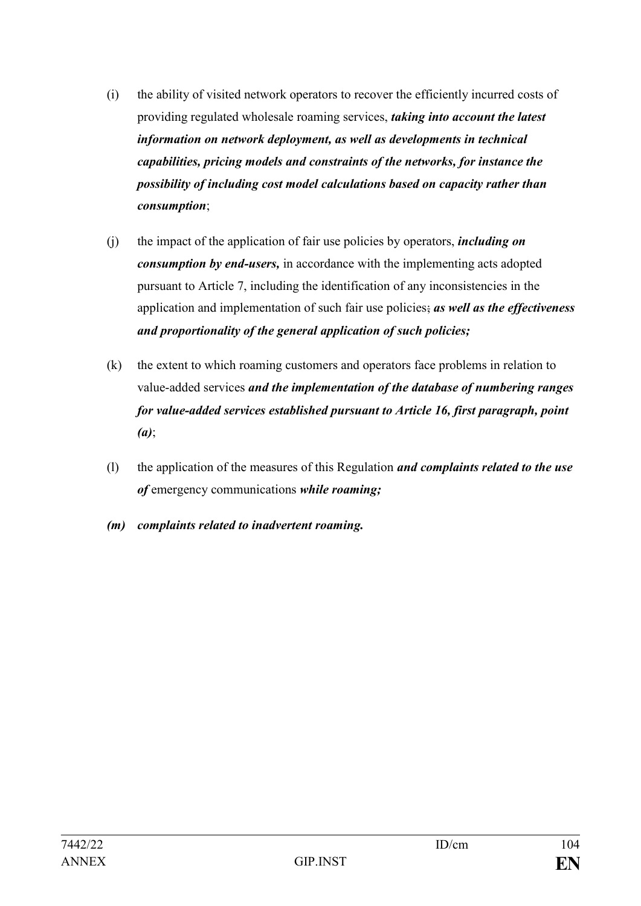(i) the ability of visited network operators to recover the efficiently incurred costs of providing regulated wholesale roaming services, ***taking into account the latest information on network deployment, as well as developments in technical capabilities, pricing models and constraints of the networks, for instance the possibility of including cost model calculations based on capacity rather than consumption***;

(j) the impact of the application of fair use policies by operators, ***including on consumption by end-users,*** in accordance with the implementing acts adopted pursuant to Article 7, including the identification of any inconsistencies in the application and implementation of such fair use policies; ***as well as the effectiveness and proportionality of the general application of such policies;***

(k) the extent to which roaming customers and operators face problems in relation to value-added services ***and the implementation of the database of numbering ranges for value-added services established pursuant to Article 16, first paragraph, point (a)***;

(l) the application of the measures of this Regulation ***and complaints related to the use of*** emergency communications ***while roaming;***

***(m) complaints related to inadvertent roaming.***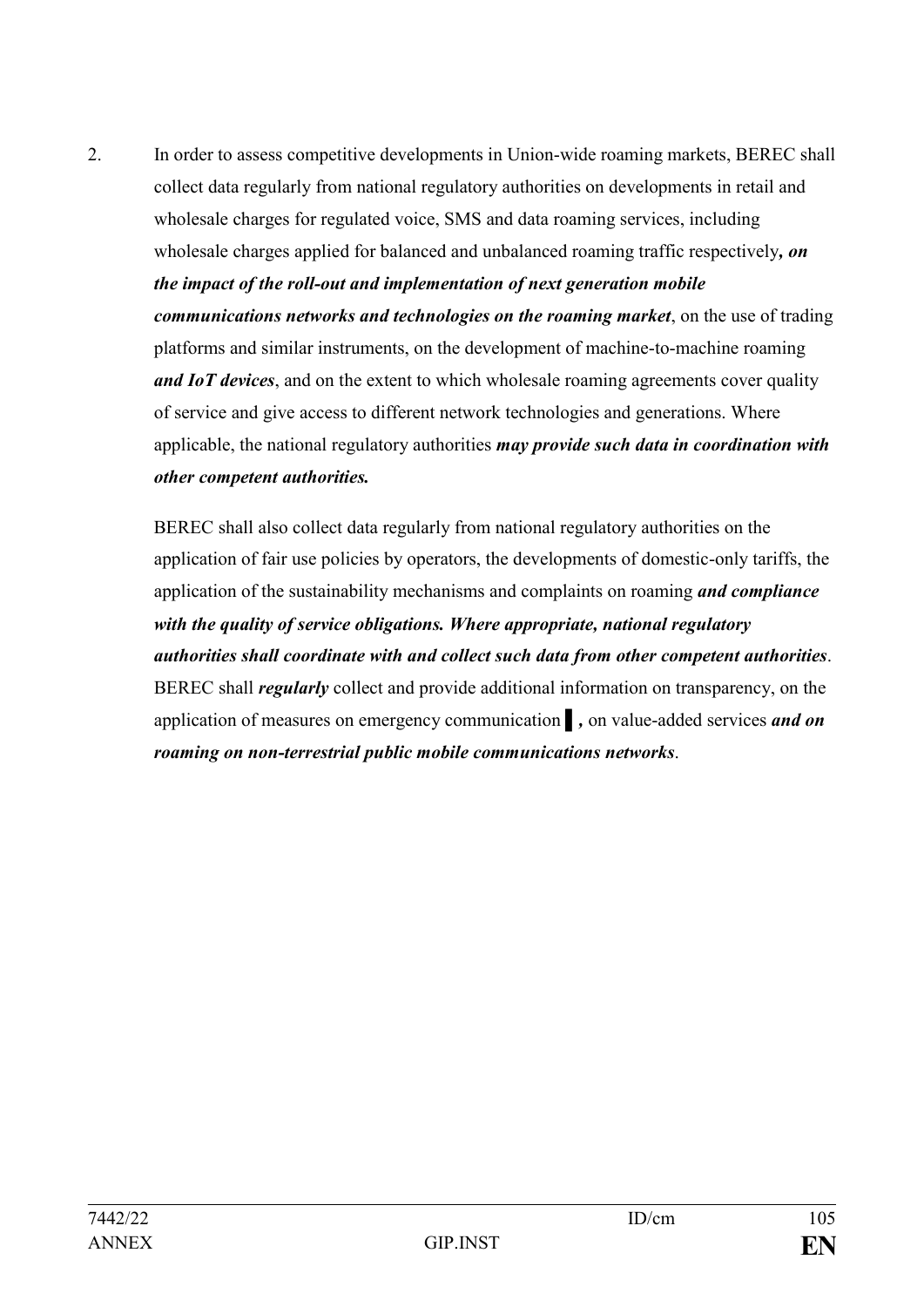2. In order to assess competitive developments in Union-wide roaming markets, BEREC shall collect data regularly from national regulatory authorities on developments in retail and wholesale charges for regulated voice, SMS and data roaming services, including wholesale charges applied for balanced and unbalanced roaming traffic respectively***, on the impact of the roll-out and implementation of next generation mobile communications networks and technologies on the roaming market***, on the use of trading platforms and similar instruments, on the development of machine-to-machine roaming ***and IoT devices***, and on the extent to which wholesale roaming agreements cover quality of service and give access to different network technologies and generations. Where applicable, the national regulatory authorities ***may provide such data in coordination with other competent authorities.***

   BEREC shall also collect data regularly from national regulatory authorities on the application of fair use policies by operators, the developments of domestic-only tariffs, the application of the sustainability mechanisms and complaints on roaming ***and compliance with the quality of service obligations. Where appropriate, national regulatory authorities shall coordinate with and collect such data from other competent authorities***. BEREC shall ***regularly*** collect and provide additional information on transparency, on the application of measures on emergency communication ▌***,*** on value-added services ***and on roaming on non-terrestrial public mobile communications networks***.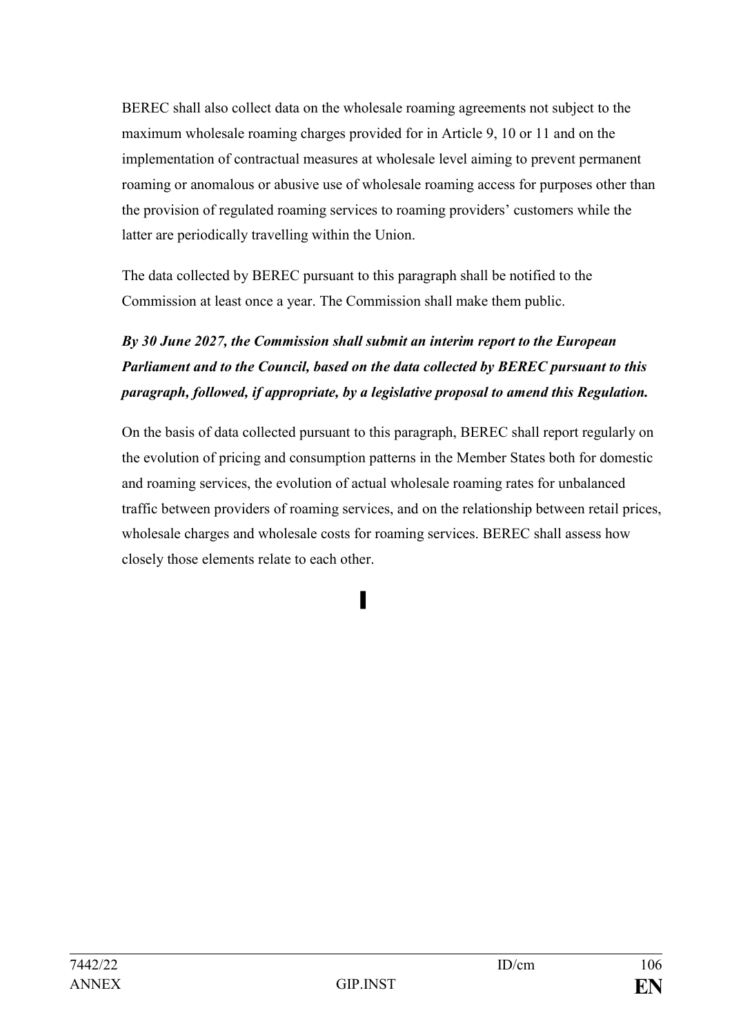BEREC shall also collect data on the wholesale roaming agreements not subject to the maximum wholesale roaming charges provided for in Article 9, 10 or 11 and on the implementation of contractual measures at wholesale level aiming to prevent permanent roaming or anomalous or abusive use of wholesale roaming access for purposes other than the provision of regulated roaming services to roaming providers' customers while the latter are periodically travelling within the Union.

The data collected by BEREC pursuant to this paragraph shall be notified to the Commission at least once a year. The Commission shall make them public.

***By 30 June 2027, the Commission shall submit an interim report to the European Parliament and to the Council, based on the data collected by BEREC pursuant to this paragraph, followed, if appropriate, by a legislative proposal to amend this Regulation.***

On the basis of data collected pursuant to this paragraph, BEREC shall report regularly on the evolution of pricing and consumption patterns in the Member States both for domestic and roaming services, the evolution of actual wholesale roaming rates for unbalanced traffic between providers of roaming services, and on the relationship between retail prices, wholesale charges and wholesale costs for roaming services. BEREC shall assess how closely those elements relate to each other.

▌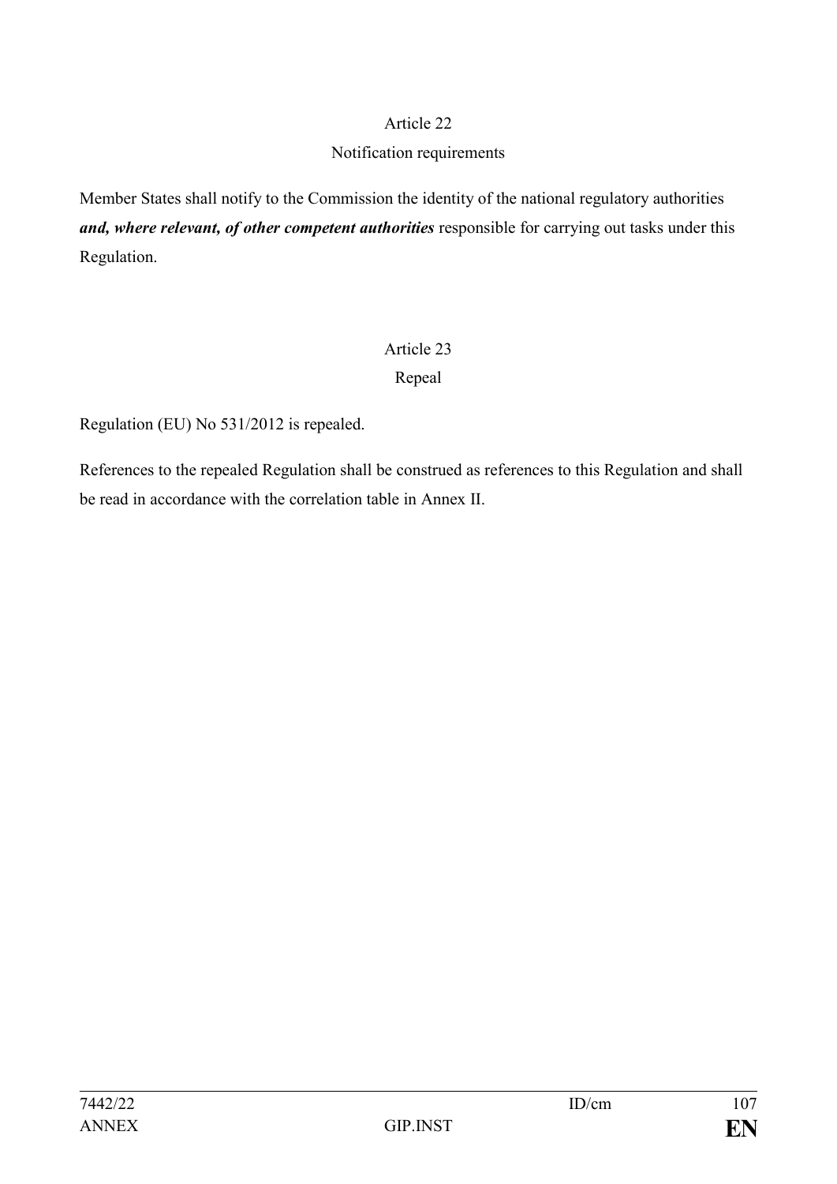## Article 22

### Notification requirements

Member States shall notify to the Commission the identity of the national regulatory authorities ***and, where relevant, of other competent authorities*** responsible for carrying out tasks under this Regulation.

## Article 23

### Repeal

Regulation (EU) No 531/2012 is repealed.

References to the repealed Regulation shall be construed as references to this Regulation and shall be read in accordance with the correlation table in Annex II.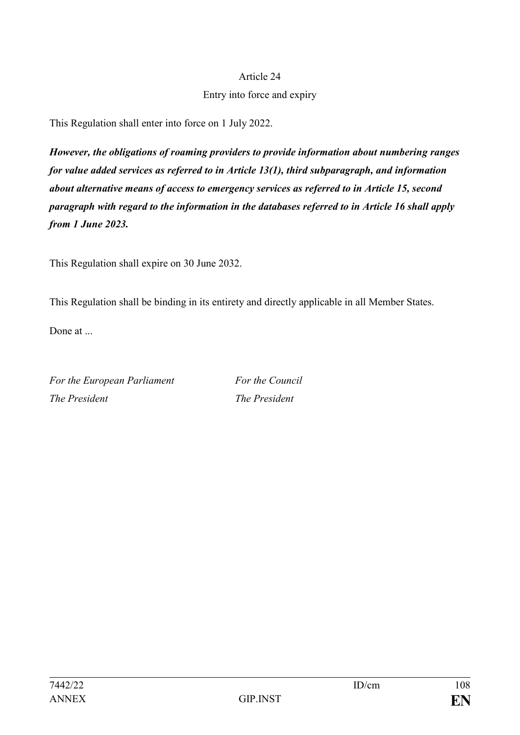## Article 24

### Entry into force and expiry

This Regulation shall enter into force on 1 July 2022.

***However, the obligations of roaming providers to provide information about numbering ranges for value added services as referred to in Article 13(1), third subparagraph, and information about alternative means of access to emergency services as referred to in Article 15, second paragraph with regard to the information in the databases referred to in Article 16 shall apply from 1 June 2023.***

This Regulation shall expire on 30 June 2032.

This Regulation shall be binding in its entirety and directly applicable in all Member States.

Done at ...

| *For the European Parliament* | *For the Council* |
|---|---|
| *The President* | *The President* |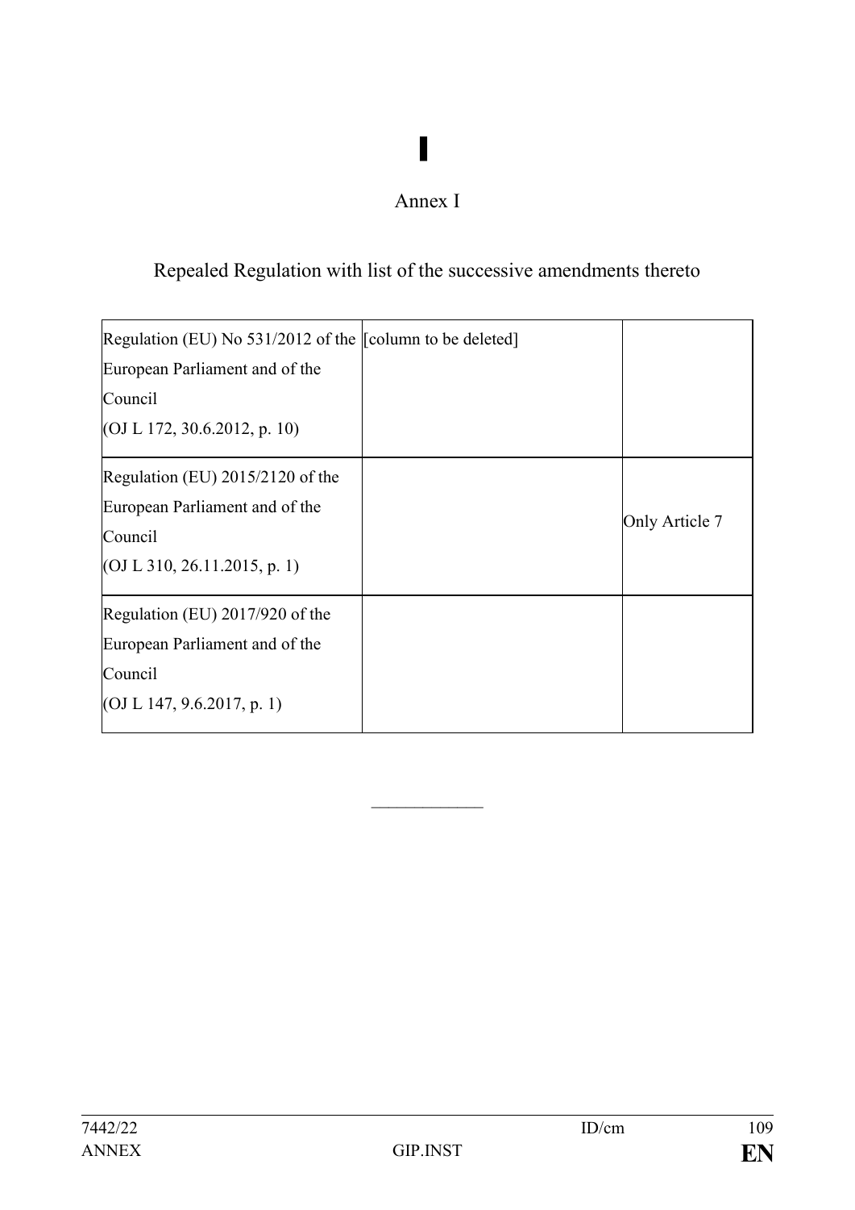▌

Annex I

Repealed Regulation with list of the successive amendments thereto

| Regulation (EU) No 531/2012 of the European Parliament and of the Council (OJ L 172, 30.6.2012, p. 10) | [column to be deleted] | |
| --- | --- | --- |
| Regulation (EU) 2015/2120 of the European Parliament and of the Council (OJ L 310, 26.11.2015, p. 1) | | Only Article 7 |
| Regulation (EU) 2017/920 of the European Parliament and of the Council (OJ L 147, 9.6.2017, p. 1) | | |

_____________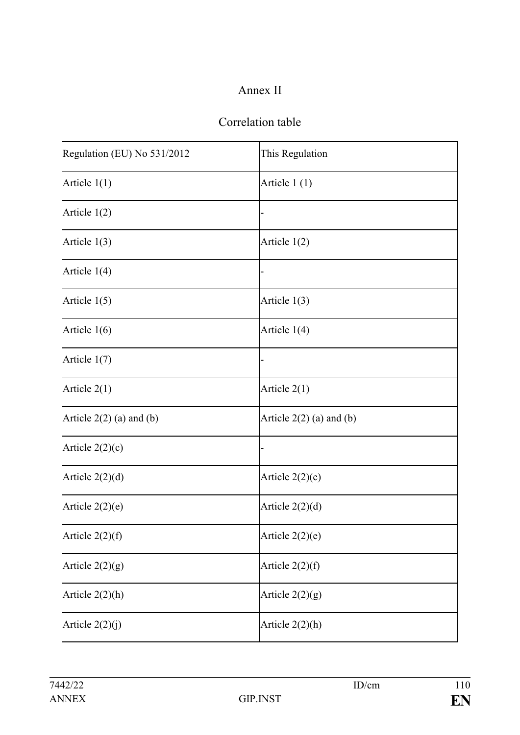## Annex II

## Correlation table

| Regulation (EU) No 531/2012 | This Regulation |
|---|---|
| Article 1(1) | Article 1 (1) |
| Article 1(2) | - |
| Article 1(3) | Article 1(2) |
| Article 1(4) | - |
| Article 1(5) | Article 1(3) |
| Article 1(6) | Article 1(4) |
| Article 1(7) | - |
| Article 2(1) | Article 2(1) |
| Article 2(2) (a) and (b) | Article 2(2) (a) and (b) |
| Article 2(2)(c) | - |
| Article 2(2)(d) | Article 2(2)(c) |
| Article 2(2)(e) | Article 2(2)(d) |
| Article 2(2)(f) | Article 2(2)(e) |
| Article 2(2)(g) | Article 2(2)(f) |
| Article 2(2)(h) | Article 2(2)(g) |
| Article 2(2)(j) | Article 2(2)(h) |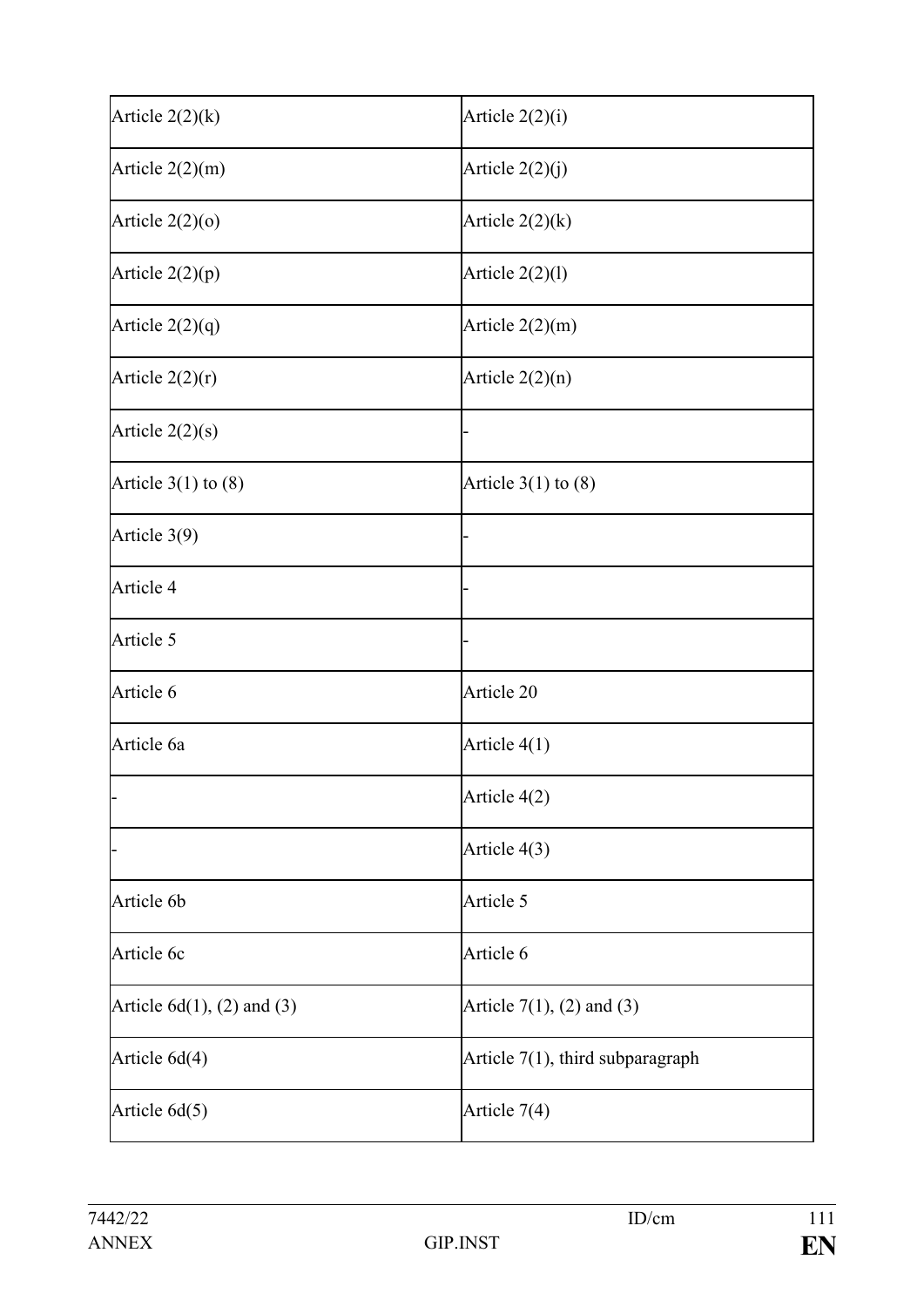| | |
|---|---|
| Article 2(2)(k) | Article 2(2)(i) |
| Article 2(2)(m) | Article 2(2)(j) |
| Article 2(2)(o) | Article 2(2)(k) |
| Article 2(2)(p) | Article 2(2)(l) |
| Article 2(2)(q) | Article 2(2)(m) |
| Article 2(2)(r) | Article 2(2)(n) |
| Article 2(2)(s) | - |
| Article 3(1) to (8) | Article 3(1) to (8) |
| Article 3(9) | - |
| Article 4 | - |
| Article 5 | - |
| Article 6 | Article 20 |
| Article 6a | Article 4(1) |
| - | Article 4(2) |
| - | Article 4(3) |
| Article 6b | Article 5 |
| Article 6c | Article 6 |
| Article 6d(1), (2) and (3) | Article 7(1), (2) and (3) |
| Article 6d(4) | Article 7(1), third subparagraph |
| Article 6d(5) | Article 7(4) |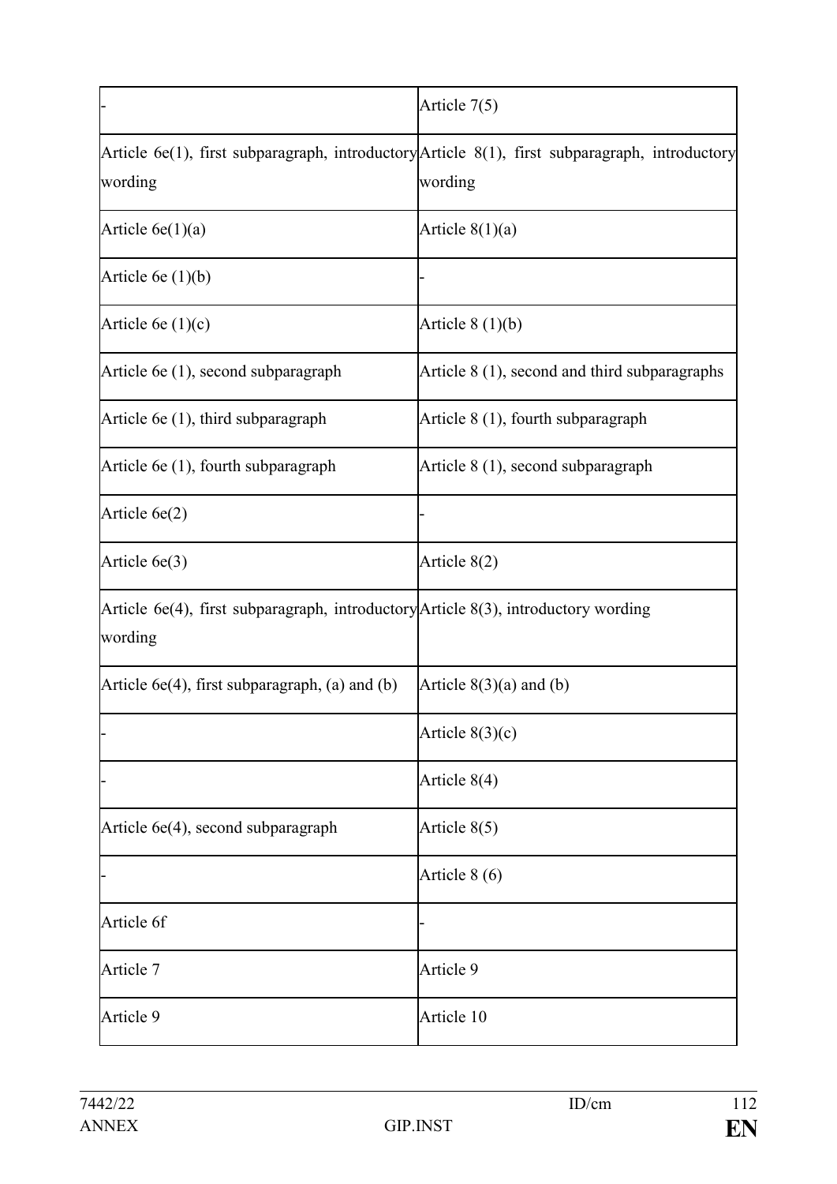| - | Article 7(5) |
|---|---|
| Article 6e(1), first subparagraph, introductory wording | Article 8(1), first subparagraph, introductory wording |
| Article 6e(1)(a) | Article 8(1)(a) |
| Article 6e (1)(b) | - |
| Article 6e (1)(c) | Article 8 (1)(b) |
| Article 6e (1), second subparagraph | Article 8 (1), second and third subparagraphs |
| Article 6e (1), third subparagraph | Article 8 (1), fourth subparagraph |
| Article 6e (1), fourth subparagraph | Article 8 (1), second subparagraph |
| Article 6e(2) | - |
| Article 6e(3) | Article 8(2) |
| Article 6e(4), first subparagraph, introductory wording | Article 8(3), introductory wording |
| Article 6e(4), first subparagraph, (a) and (b) | Article 8(3)(a) and (b) |
| - | Article 8(3)(c) |
| - | Article 8(4) |
| Article 6e(4), second subparagraph | Article 8(5) |
| - | Article 8 (6) |
| Article 6f | - |
| Article 7 | Article 9 |
| Article 9 | Article 10 |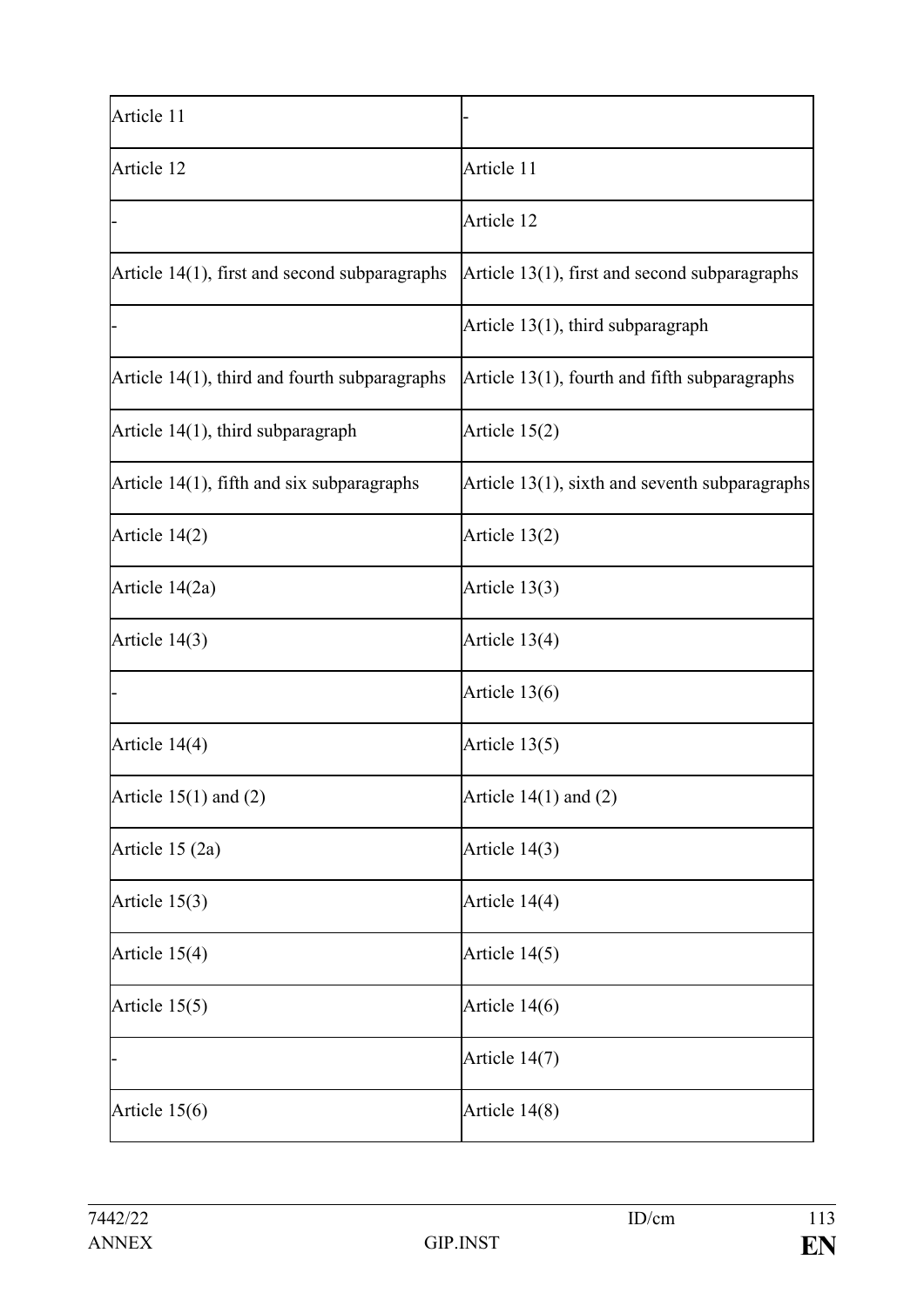| | |
|---|---|
| Article 11 | - |
| Article 12 | Article 11 |
| - | Article 12 |
| Article 14(1), first and second subparagraphs | Article 13(1), first and second subparagraphs |
| - | Article 13(1), third subparagraph |
| Article 14(1), third and fourth subparagraphs | Article 13(1), fourth and fifth subparagraphs |
| Article 14(1), third subparagraph | Article 15(2) |
| Article 14(1), fifth and six subparagraphs | Article 13(1), sixth and seventh subparagraphs |
| Article 14(2) | Article 13(2) |
| Article 14(2a) | Article 13(3) |
| Article 14(3) | Article 13(4) |
| - | Article 13(6) |
| Article 14(4) | Article 13(5) |
| Article 15(1) and (2) | Article 14(1) and (2) |
| Article 15 (2a) | Article 14(3) |
| Article 15(3) | Article 14(4) |
| Article 15(4) | Article 14(5) |
| Article 15(5) | Article 14(6) |
| - | Article 14(7) |
| Article 15(6) | Article 14(8) |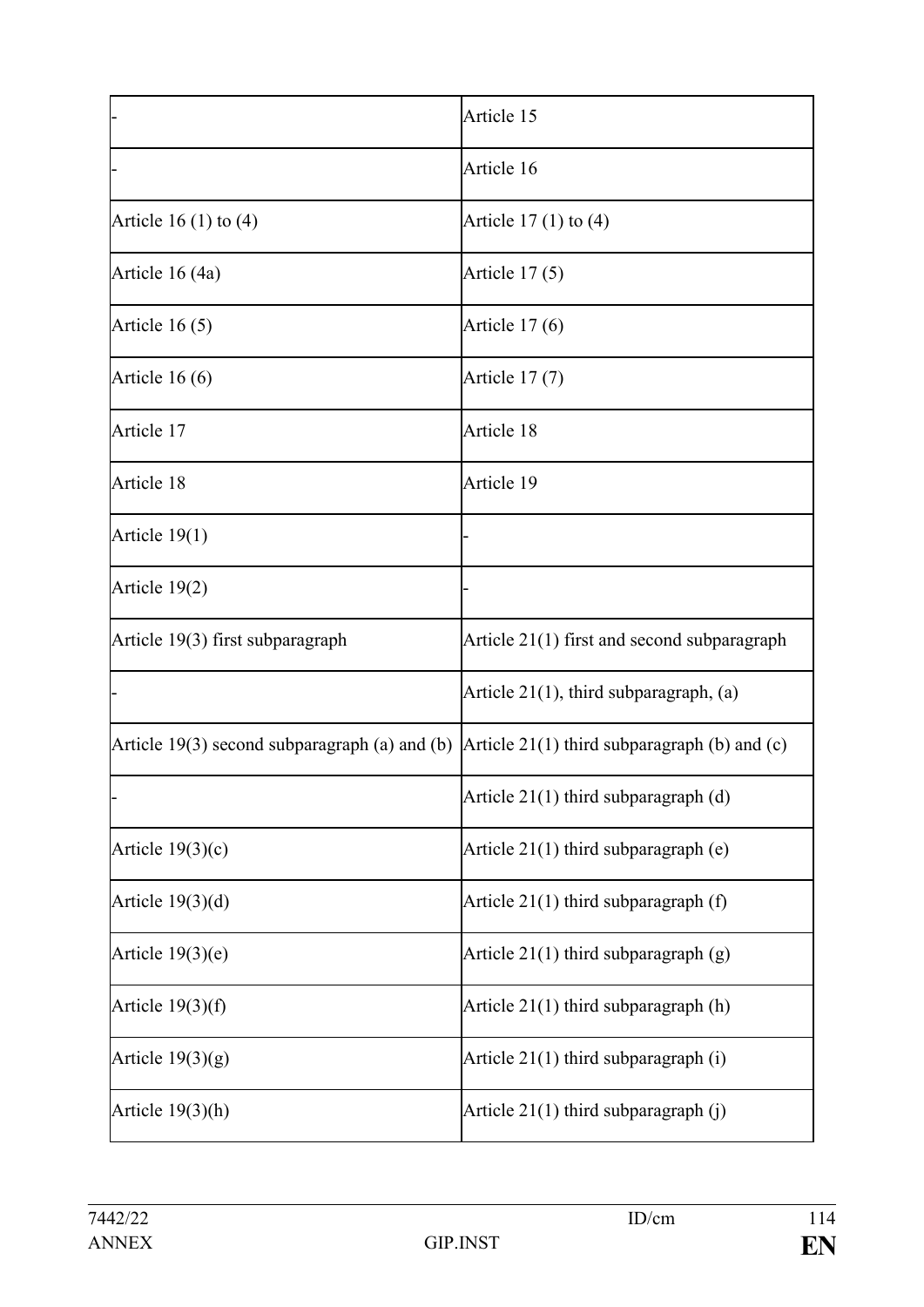| | |
|---|---|
| - | Article 15 |
| - | Article 16 |
| Article 16 (1) to (4) | Article 17 (1) to (4) |
| Article 16 (4a) | Article 17 (5) |
| Article 16 (5) | Article 17 (6) |
| Article 16 (6) | Article 17 (7) |
| Article 17 | Article 18 |
| Article 18 | Article 19 |
| Article 19(1) | - |
| Article 19(2) | - |
| Article 19(3) first subparagraph | Article 21(1) first and second subparagraph |
| - | Article 21(1), third subparagraph, (a) |
| Article 19(3) second subparagraph (a) and (b) | Article 21(1) third subparagraph (b) and (c) |
| - | Article 21(1) third subparagraph (d) |
| Article 19(3)(c) | Article 21(1) third subparagraph (e) |
| Article 19(3)(d) | Article 21(1) third subparagraph (f) |
| Article 19(3)(e) | Article 21(1) third subparagraph (g) |
| Article 19(3)(f) | Article 21(1) third subparagraph (h) |
| Article 19(3)(g) | Article 21(1) third subparagraph (i) |
| Article 19(3)(h) | Article 21(1) third subparagraph (j) |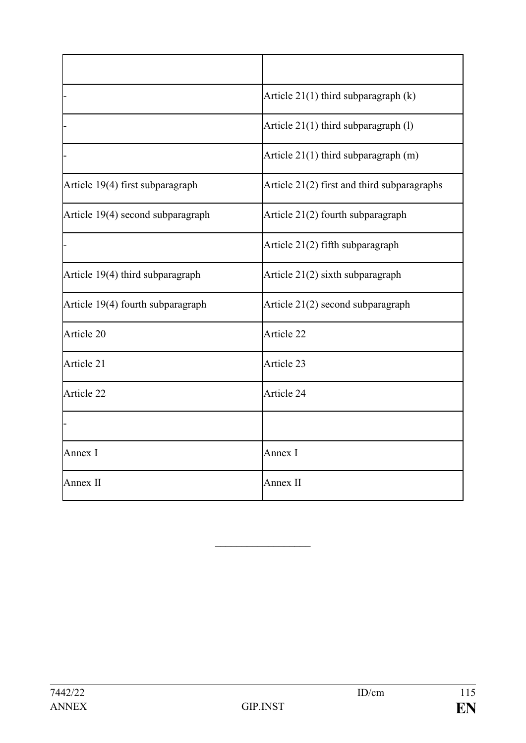| | |
|---|---|
| - | Article 21(1) third subparagraph (k) |
| - | Article 21(1) third subparagraph (l) |
| - | Article 21(1) third subparagraph (m) |
| Article 19(4) first subparagraph | Article 21(2) first and third subparagraphs |
| Article 19(4) second subparagraph | Article 21(2) fourth subparagraph |
| - | Article 21(2) fifth subparagraph |
| Article 19(4) third subparagraph | Article 21(2) sixth subparagraph |
| Article 19(4) fourth subparagraph | Article 21(2) second subparagraph |
| Article 20 | Article 22 |
| Article 21 | Article 23 |
| Article 22 | Article 24 |
| - | |
| Annex I | Annex I |
| Annex II | Annex II |

_________________